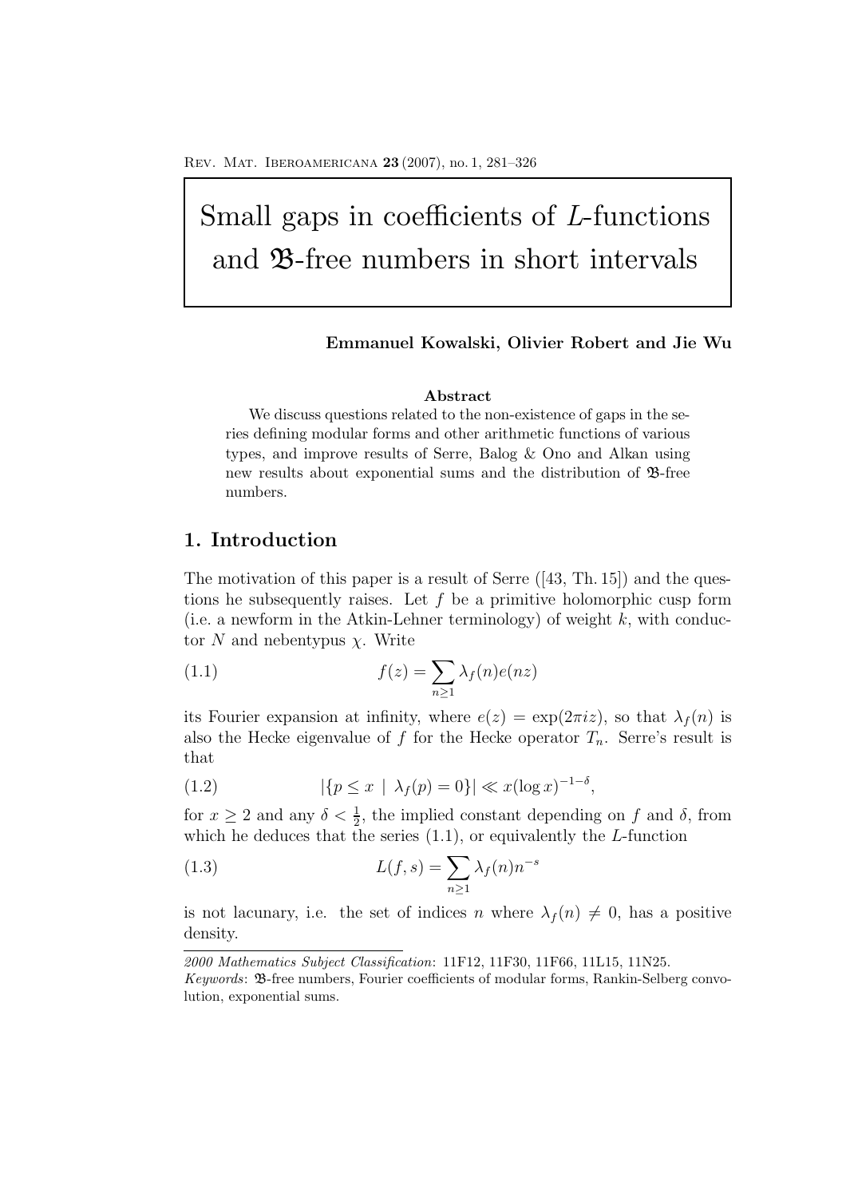# Small gaps in coefficients of $L$-functions and $\mathfrak{B}$-free numbers in short intervals

**Emmanuel Kowalski, Olivier Robert and Jie Wu**

**Abstract**

We discuss questions related to the non-existence of gaps in the series defining modular forms and other arithmetic functions of various types, and improve results of Serre, Balog & Ono and Alkan using new results about exponential sums and the distribution of $\mathfrak{B}$-free numbers.

## 1. Introduction

The motivation of this paper is a result of Serre ([43, Th. 15]) and the questions he subsequently raises. Let $f$ be a primitive holomorphic cusp form (i.e. a newform in the Atkin-Lehner terminology) of weight $k$, with conductor $N$ and nebentypus $\chi$. Write

$$f(z) = \sum_{n \geq 1} \lambda_f(n) e(nz) \tag{1.1}$$

its Fourier expansion at infinity, where $e(z) = \exp(2\pi i z)$, so that $\lambda_f(n)$ is also the Hecke eigenvalue of $f$ for the Hecke operator $T_n$. Serre's result is that

$$|\{p \leq x \mid \lambda_f(p) = 0\}| \ll x(\log x)^{-1-\delta}, \tag{1.2}$$

for $x \geq 2$ and any $\delta < \frac{1}{2}$, the implied constant depending on $f$ and $\delta$, from which he deduces that the series (1.1), or equivalently the $L$-function

$$L(f, s) = \sum_{n \geq 1} \lambda_f(n) n^{-s} \tag{1.3}$$

is not lacunary, i.e. the set of indices $n$ where $\lambda_f(n) \neq 0$, has a positive density.

*2000 Mathematics Subject Classification*: 11F12, 11F30, 11F66, 11L15, 11N25.
*Keywords*: $\mathfrak{B}$-free numbers, Fourier coefficients of modular forms, Rankin-Selberg convolution, exponential sums.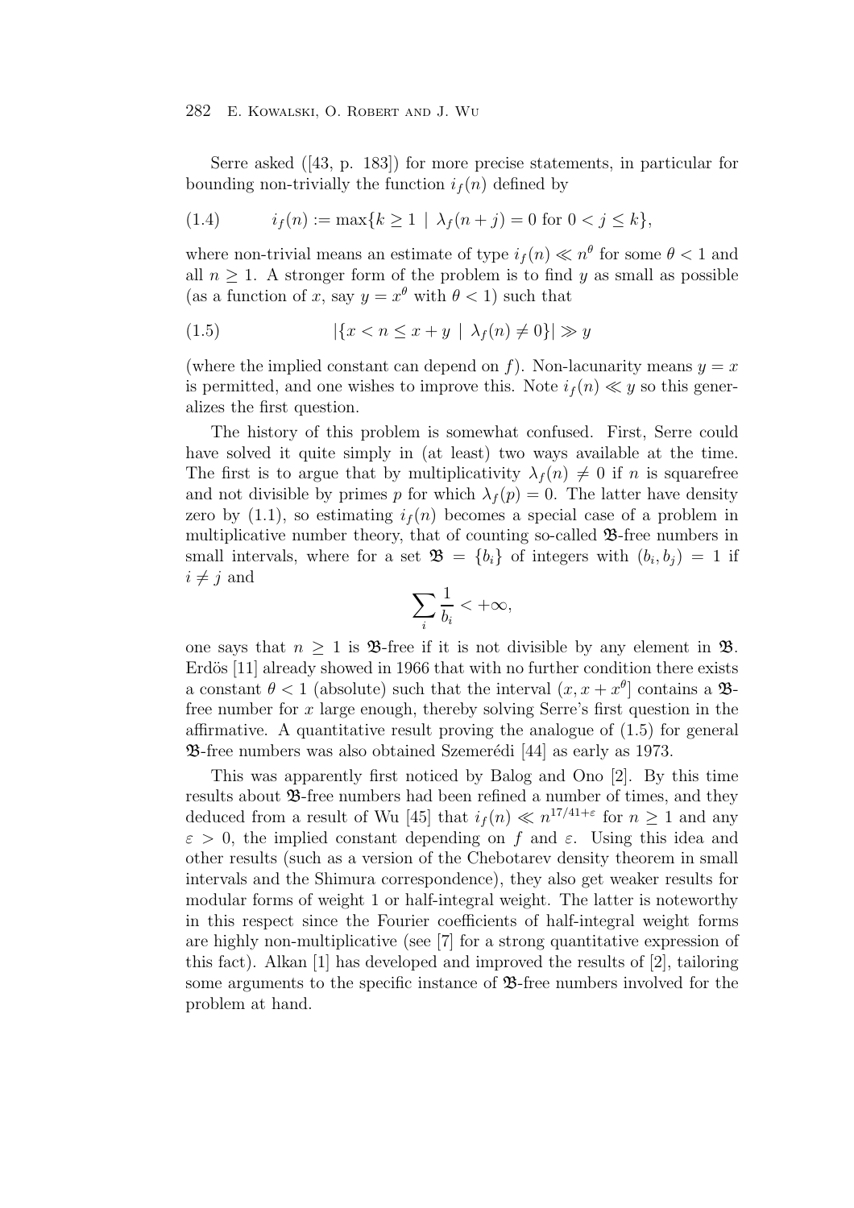Serre asked ([43, p. 183]) for more precise statements, in particular for bounding non-trivially the function $i_f(n)$ defined by

$$i_f(n) := \max\{k \geq 1 \mid \lambda_f(n+j) = 0 \text{ for } 0 < j \leq k\}, \tag{1.4}$$

where non-trivial means an estimate of type $i_f(n) \ll n^\theta$ for some $\theta < 1$ and all $n \geq 1$. A stronger form of the problem is to find $y$ as small as possible (as a function of $x$, say $y = x^\theta$ with $\theta < 1$) such that

$$|\{x < n \leq x + y \mid \lambda_f(n) \neq 0\}| \gg y \tag{1.5}$$

(where the implied constant can depend on $f$). Non-lacunarity means $y = x$ is permitted, and one wishes to improve this. Note $i_f(n) \ll y$ so this generalizes the first question.

The history of this problem is somewhat confused. First, Serre could have solved it quite simply in (at least) two ways available at the time. The first is to argue that by multiplicativity $\lambda_f(n) \neq 0$ if $n$ is squarefree and not divisible by primes $p$ for which $\lambda_f(p) = 0$. The latter have density zero by (1.1), so estimating $i_f(n)$ becomes a special case of a problem in multiplicative number theory, that of counting so-called $\mathfrak{B}$-free numbers in small intervals, where for a set $\mathfrak{B} = \{b_i\}$ of integers with $(b_i, b_j) = 1$ if $i \neq j$ and

$$\sum_i \frac{1}{b_i} < +\infty,$$

one says that $n \geq 1$ is $\mathfrak{B}$-free if it is not divisible by any element in $\mathfrak{B}$. Erdös [11] already showed in 1966 that with no further condition there exists a constant $\theta < 1$ (absolute) such that the interval $(x, x + x^\theta]$ contains a $\mathfrak{B}$-free number for $x$ large enough, thereby solving Serre's first question in the affirmative. A quantitative result proving the analogue of (1.5) for general $\mathfrak{B}$-free numbers was also obtained Szemerédi [44] as early as 1973.

This was apparently first noticed by Balog and Ono [2]. By this time results about $\mathfrak{B}$-free numbers had been refined a number of times, and they deduced from a result of Wu [45] that $i_f(n) \ll n^{17/41+\varepsilon}$ for $n \geq 1$ and any $\varepsilon > 0$, the implied constant depending on $f$ and $\varepsilon$. Using this idea and other results (such as a version of the Chebotarev density theorem in small intervals and the Shimura correspondence), they also get weaker results for modular forms of weight 1 or half-integral weight. The latter is noteworthy in this respect since the Fourier coefficients of half-integral weight forms are highly non-multiplicative (see [7] for a strong quantitative expression of this fact). Alkan [1] has developed and improved the results of [2], tailoring some arguments to the specific instance of $\mathfrak{B}$-free numbers involved for the problem at hand.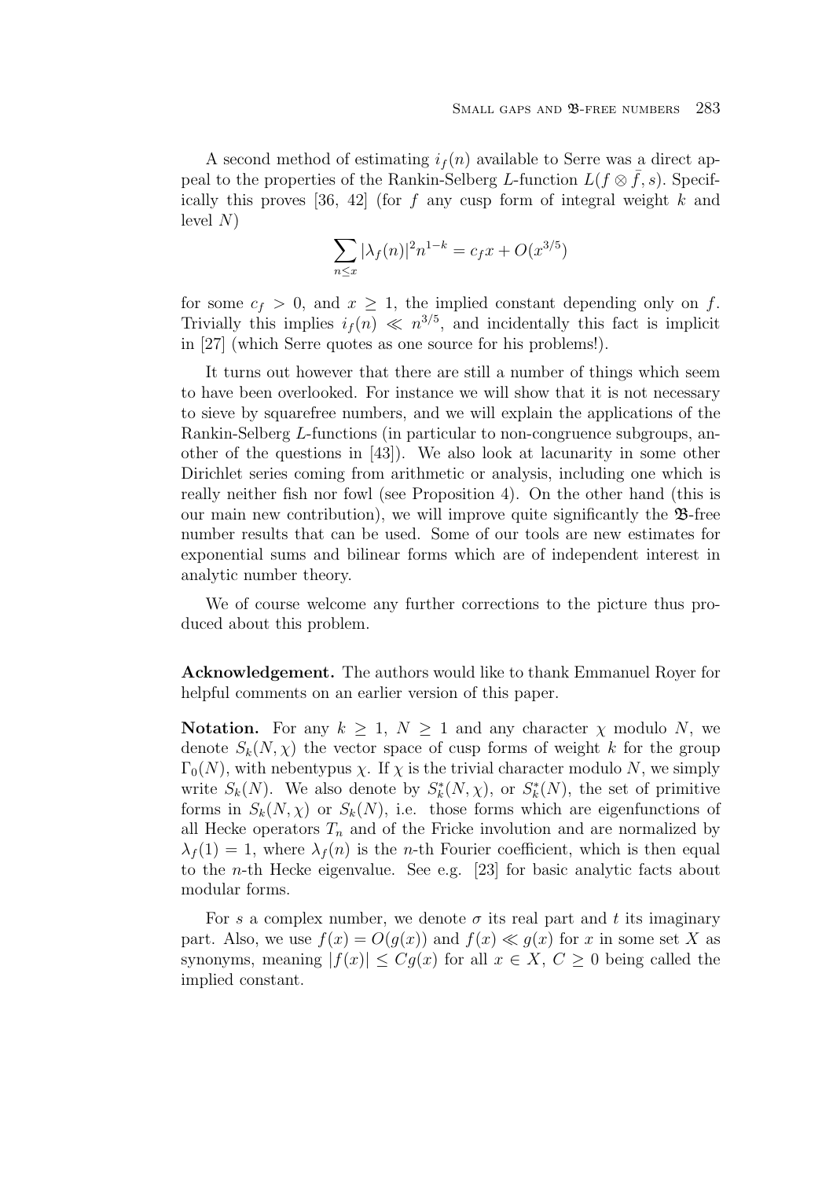A second method of estimating $i_f(n)$ available to Serre was a direct appeal to the properties of the Rankin-Selberg $L$-function $L(f \otimes \bar{f}, s)$. Specifically this proves [36, 42] (for $f$ any cusp form of integral weight $k$ and level $N$)

$$\sum_{n \leq x} |\lambda_f(n)|^2 n^{1-k} = c_f x + O(x^{3/5})$$

for some $c_f > 0$, and $x \geq 1$, the implied constant depending only on $f$. Trivially this implies $i_f(n) \ll n^{3/5}$, and incidentally this fact is implicit in [27] (which Serre quotes as one source for his problems!).

It turns out however that there are still a number of things which seem to have been overlooked. For instance we will show that it is not necessary to sieve by squarefree numbers, and we will explain the applications of the Rankin-Selberg $L$-functions (in particular to non-congruence subgroups, another of the questions in [43]). We also look at lacunarity in some other Dirichlet series coming from arithmetic or analysis, including one which is really neither fish nor fowl (see Proposition 4). On the other hand (this is our main new contribution), we will improve quite significantly the $\mathfrak{B}$-free number results that can be used. Some of our tools are new estimates for exponential sums and bilinear forms which are of independent interest in analytic number theory.

We of course welcome any further corrections to the picture thus produced about this problem.

**Acknowledgement.** The authors would like to thank Emmanuel Royer for helpful comments on an earlier version of this paper.

**Notation.** For any $k \geq 1$, $N \geq 1$ and any character $\chi$ modulo $N$, we denote $S_k(N, \chi)$ the vector space of cusp forms of weight $k$ for the group $\Gamma_0(N)$, with nebentypus $\chi$. If $\chi$ is the trivial character modulo $N$, we simply write $S_k(N)$. We also denote by $S_k^*(N, \chi)$, or $S_k^*(N)$, the set of primitive forms in $S_k(N, \chi)$ or $S_k(N)$, i.e. those forms which are eigenfunctions of all Hecke operators $T_n$ and of the Fricke involution and are normalized by $\lambda_f(1) = 1$, where $\lambda_f(n)$ is the $n$-th Fourier coefficient, which is then equal to the $n$-th Hecke eigenvalue. See e.g. [23] for basic analytic facts about modular forms.

For $s$ a complex number, we denote $\sigma$ its real part and $t$ its imaginary part. Also, we use $f(x) = O(g(x))$ and $f(x) \ll g(x)$ for $x$ in some set $X$ as synonyms, meaning $|f(x)| \leq Cg(x)$ for all $x \in X$, $C \geq 0$ being called the implied constant.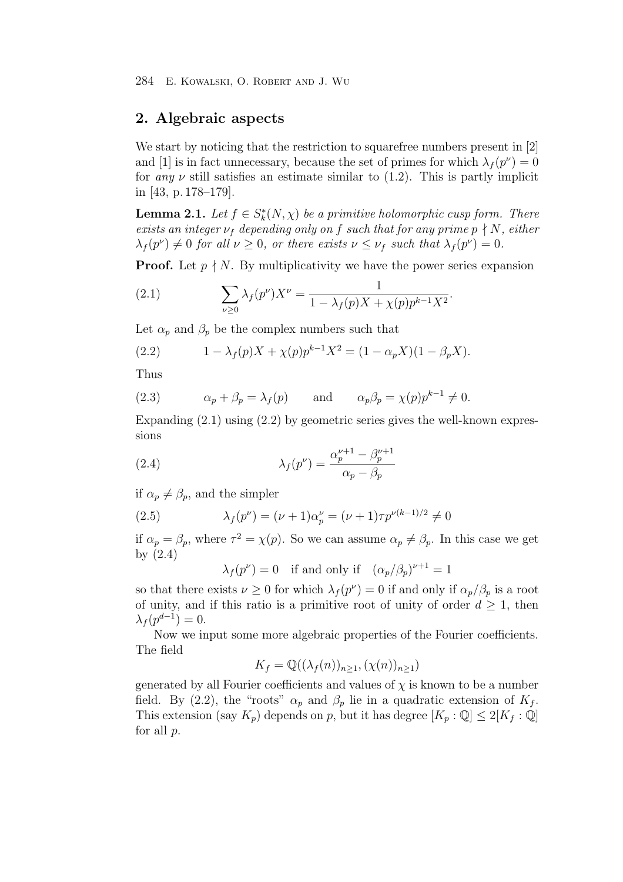## 2. Algebraic aspects

We start by noticing that the restriction to squarefree numbers present in [2] and [1] is in fact unnecessary, because the set of primes for which $\lambda_f(p^\nu) = 0$ for *any* $\nu$ still satisfies an estimate similar to (1.2). This is partly implicit in [43, p. 178–179].

**Lemma 2.1.** *Let $f \in S_k^*(N, \chi)$ be a primitive holomorphic cusp form. There exists an integer $\nu_f$ depending only on $f$ such that for any prime $p \nmid N$, either $\lambda_f(p^\nu) \neq 0$ for all $\nu \geq 0$, or there exists $\nu \leq \nu_f$ such that $\lambda_f(p^\nu) = 0$.*

**Proof.** Let $p \nmid N$. By multiplicativity we have the power series expansion

$$\sum_{\nu \geq 0} \lambda_f(p^\nu) X^\nu = \frac{1}{1 - \lambda_f(p)X + \chi(p)p^{k-1}X^2}. \tag{2.1}$$

Let $\alpha_p$ and $\beta_p$ be the complex numbers such that

$$1 - \lambda_f(p)X + \chi(p)p^{k-1}X^2 = (1 - \alpha_p X)(1 - \beta_p X). \tag{2.2}$$

Thus

$$\alpha_p + \beta_p = \lambda_f(p) \qquad \text{and} \qquad \alpha_p \beta_p = \chi(p)p^{k-1} \neq 0. \tag{2.3}$$

Expanding (2.1) using (2.2) by geometric series gives the well-known expressions

$$\lambda_f(p^\nu) = \frac{\alpha_p^{\nu+1} - \beta_p^{\nu+1}}{\alpha_p - \beta_p} \tag{2.4}$$

if $\alpha_p \neq \beta_p$, and the simpler

$$\lambda_f(p^\nu) = (\nu + 1)\alpha_p^\nu = (\nu + 1)\tau p^{\nu(k-1)/2} \neq 0 \tag{2.5}$$

if $\alpha_p = \beta_p$, where $\tau^2 = \chi(p)$. So we can assume $\alpha_p \neq \beta_p$. In this case we get by (2.4)

$$\lambda_f(p^\nu) = 0 \quad \text{if and only if} \quad (\alpha_p/\beta_p)^{\nu+1} = 1$$

so that there exists $\nu \geq 0$ for which $\lambda_f(p^\nu) = 0$ if and only if $\alpha_p/\beta_p$ is a root of unity, and if this ratio is a primitive root of unity of order $d \geq 1$, then $\lambda_f(p^{d-1}) = 0$.

Now we input some more algebraic properties of the Fourier coefficients. The field

$$K_f = \mathbb{Q}((\lambda_f(n))_{n \geq 1}, (\chi(n))_{n \geq 1})$$

generated by all Fourier coefficients and values of $\chi$ is known to be a number field. By (2.2), the "roots" $\alpha_p$ and $\beta_p$ lie in a quadratic extension of $K_f$. This extension (say $K_p$) depends on $p$, but it has degree $[K_p : \mathbb{Q}] \leq 2[K_f : \mathbb{Q}]$ for all $p$.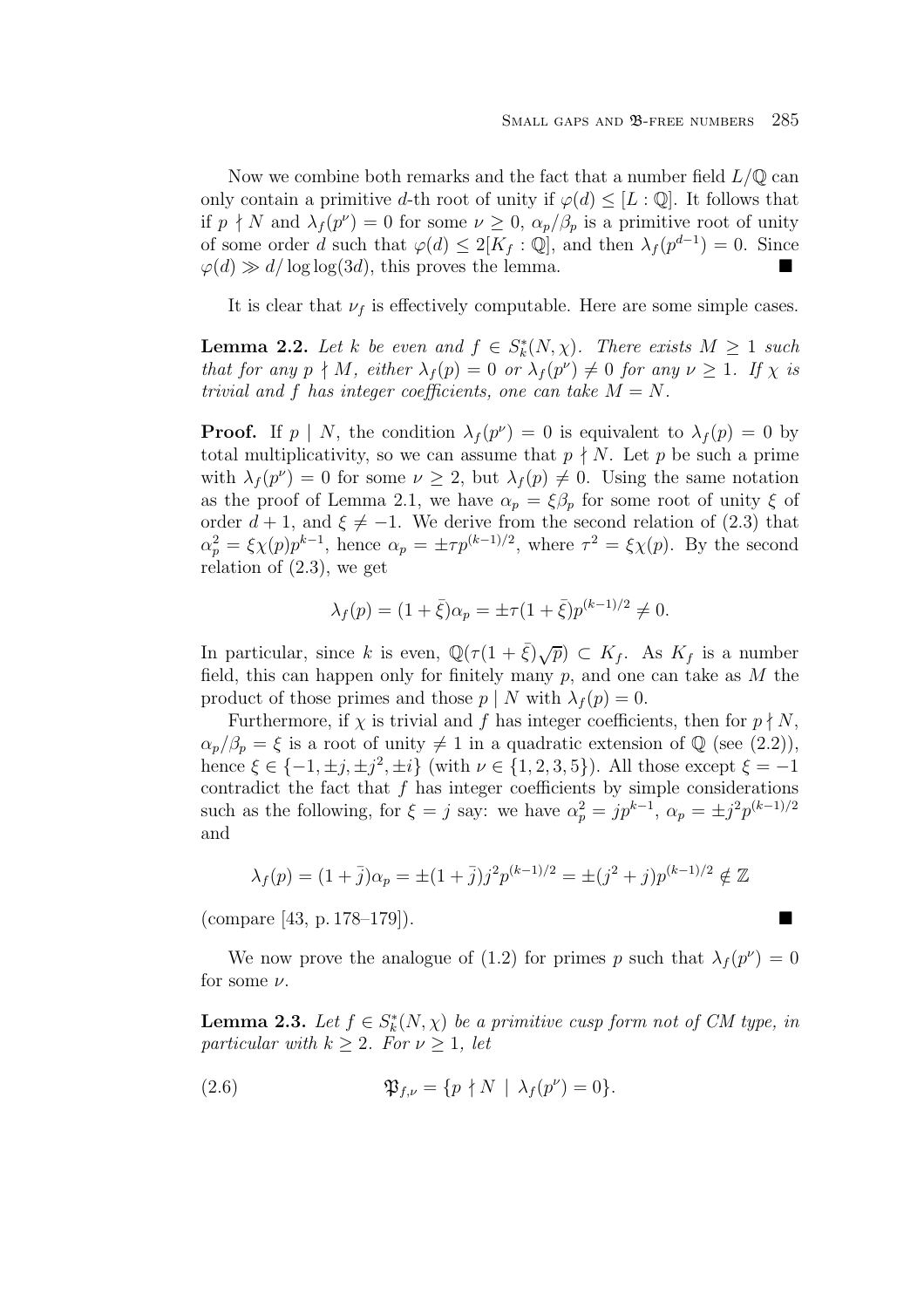Now we combine both remarks and the fact that a number field $L/\mathbb{Q}$ can only contain a primitive $d$-th root of unity if $\varphi(d) \leq [L : \mathbb{Q}]$. It follows that if $p \nmid N$ and $\lambda_f(p^\nu) = 0$ for some $\nu \geq 0$, $\alpha_p/\beta_p$ is a primitive root of unity of some order $d$ such that $\varphi(d) \leq 2[K_f : \mathbb{Q}]$, and then $\lambda_f(p^{d-1}) = 0$. Since $\varphi(d) \gg d/\log\log(3d)$, this proves the lemma. ■

It is clear that $\nu_f$ is effectively computable. Here are some simple cases.

**Lemma 2.2.** *Let $k$ be even and $f \in S_k^*(N,\chi)$. There exists $M \geq 1$ such that for any $p \nmid M$, either $\lambda_f(p) = 0$ or $\lambda_f(p^\nu) \neq 0$ for any $\nu \geq 1$. If $\chi$ is trivial and $f$ has integer coefficients, one can take $M = N$.*

**Proof.** If $p \mid N$, the condition $\lambda_f(p^\nu) = 0$ is equivalent to $\lambda_f(p) = 0$ by total multiplicativity, so we can assume that $p \nmid N$. Let $p$ be such a prime with $\lambda_f(p^\nu) = 0$ for some $\nu \geq 2$, but $\lambda_f(p) \neq 0$. Using the same notation as the proof of Lemma 2.1, we have $\alpha_p = \xi\beta_p$ for some root of unity $\xi$ of order $d+1$, and $\xi \neq -1$. We derive from the second relation of (2.3) that $\alpha_p^2 = \xi\chi(p)p^{k-1}$, hence $\alpha_p = \pm\tau p^{(k-1)/2}$, where $\tau^2 = \xi\chi(p)$. By the second relation of (2.3), we get

$$\lambda_f(p) = (1+\bar{\xi})\alpha_p = \pm\tau(1+\bar{\xi})p^{(k-1)/2} \neq 0.$$

In particular, since $k$ is even, $\mathbb{Q}(\tau(1+\bar{\xi})\sqrt{p}) \subset K_f$. As $K_f$ is a number field, this can happen only for finitely many $p$, and one can take as $M$ the product of those primes and those $p \mid N$ with $\lambda_f(p) = 0$.

Furthermore, if $\chi$ is trivial and $f$ has integer coefficients, then for $p \nmid N$, $\alpha_p/\beta_p = \xi$ is a root of unity $\neq 1$ in a quadratic extension of $\mathbb{Q}$ (see (2.2)), hence $\xi \in \{-1, \pm j, \pm j^2, \pm i\}$ (with $\nu \in \{1,2,3,5\}$). All those except $\xi = -1$ contradict the fact that $f$ has integer coefficients by simple considerations such as the following, for $\xi = j$ say: we have $\alpha_p^2 = jp^{k-1}$, $\alpha_p = \pm j^2 p^{(k-1)/2}$ and

$$\lambda_f(p) = (1+\bar{j})\alpha_p = \pm(1+\bar{j})j^2 p^{(k-1)/2} = \pm(j^2+j)p^{(k-1)/2} \notin \mathbb{Z}$$

(compare [43, p. 178–179]). ■

We now prove the analogue of (1.2) for primes $p$ such that $\lambda_f(p^\nu) = 0$ for some $\nu$.

**Lemma 2.3.** *Let $f \in S_k^*(N,\chi)$ be a primitive cusp form not of CM type, in particular with $k \geq 2$. For $\nu \geq 1$, let*

$$\mathfrak{P}_{f,\nu} = \{p \nmid N \mid \lambda_f(p^\nu) = 0\}. \tag{2.6}$$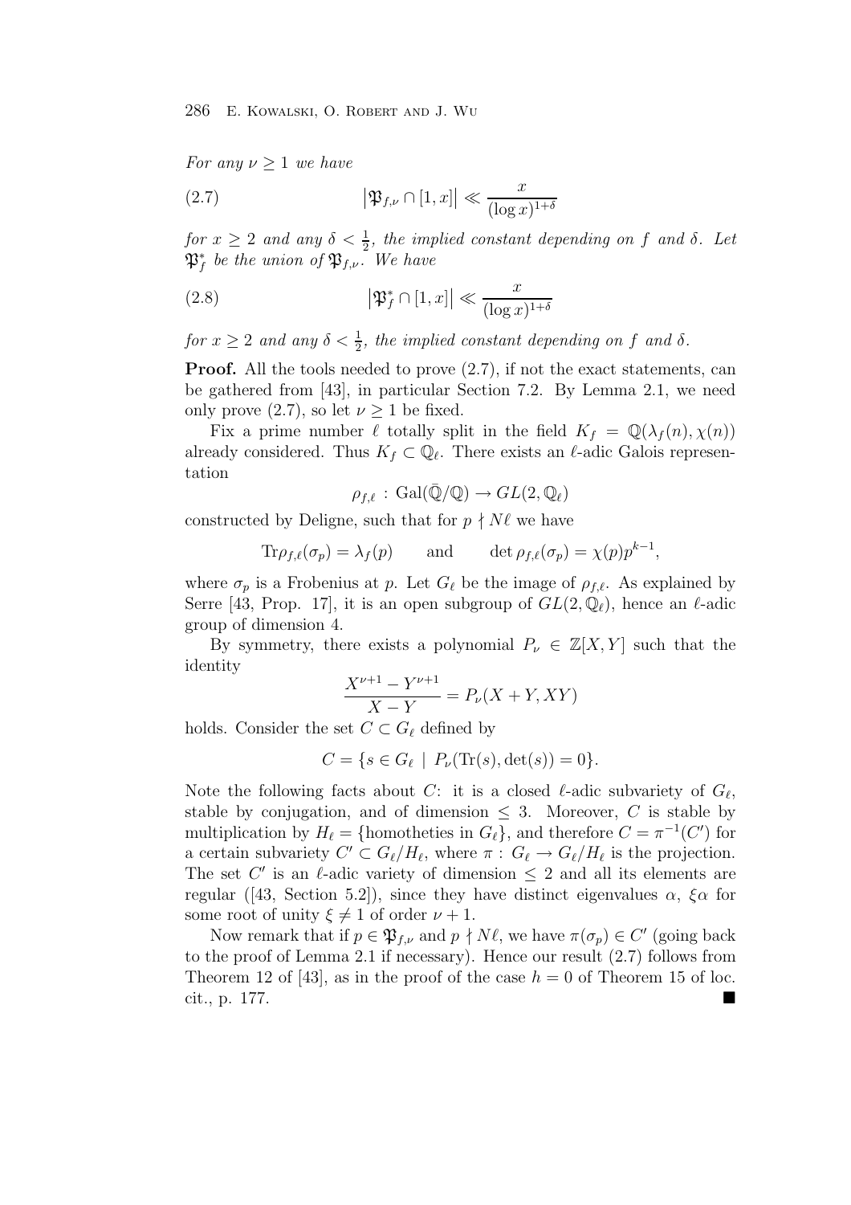*For any $\nu \geq 1$ we have*

$$\left|\mathfrak{P}_{f,\nu} \cap [1, x]\right| \ll \frac{x}{(\log x)^{1+\delta}} \tag{2.7}$$

*for $x \geq 2$ and any $\delta < \frac{1}{2}$, the implied constant depending on $f$ and $\delta$. Let $\mathfrak{P}_f^*$ be the union of $\mathfrak{P}_{f,\nu}$. We have*

$$\left|\mathfrak{P}_f^* \cap [1, x]\right| \ll \frac{x}{(\log x)^{1+\delta}} \tag{2.8}$$

*for $x \geq 2$ and any $\delta < \frac{1}{2}$, the implied constant depending on $f$ and $\delta$.*

**Proof.** All the tools needed to prove (2.7), if not the exact statements, can be gathered from [43], in particular Section 7.2. By Lemma 2.1, we need only prove (2.7), so let $\nu \geq 1$ be fixed.

Fix a prime number $\ell$ totally split in the field $K_f = \mathbb{Q}(\lambda_f(n), \chi(n))$ already considered. Thus $K_f \subset \mathbb{Q}_\ell$. There exists an $\ell$-adic Galois representation

$$\rho_{f,\ell} : \mathrm{Gal}(\bar{\mathbb{Q}}/\mathbb{Q}) \to GL(2, \mathbb{Q}_\ell)$$

constructed by Deligne, such that for $p \nmid N\ell$ we have

$$\mathrm{Tr}\rho_{f,\ell}(\sigma_p) = \lambda_f(p) \qquad \text{and} \qquad \det \rho_{f,\ell}(\sigma_p) = \chi(p)p^{k-1},$$

where $\sigma_p$ is a Frobenius at $p$. Let $G_\ell$ be the image of $\rho_{f,\ell}$. As explained by Serre [43, Prop. 17], it is an open subgroup of $GL(2, \mathbb{Q}_\ell)$, hence an $\ell$-adic group of dimension 4.

By symmetry, there exists a polynomial $P_\nu \in \mathbb{Z}[X, Y]$ such that the identity

$$\frac{X^{\nu+1} - Y^{\nu+1}}{X - Y} = P_\nu(X + Y, XY)$$

holds. Consider the set $C \subset G_\ell$ defined by

$$C = \{s \in G_\ell \mid P_\nu(\mathrm{Tr}(s), \det(s)) = 0\}.$$

Note the following facts about $C$: it is a closed $\ell$-adic subvariety of $G_\ell$, stable by conjugation, and of dimension $\leq 3$. Moreover, $C$ is stable by multiplication by $H_\ell = \{\text{homotheties in } G_\ell\}$, and therefore $C = \pi^{-1}(C')$ for a certain subvariety $C' \subset G_\ell/H_\ell$, where $\pi : G_\ell \to G_\ell/H_\ell$ is the projection. The set $C'$ is an $\ell$-adic variety of dimension $\leq 2$ and all its elements are regular ([43, Section 5.2]), since they have distinct eigenvalues $\alpha$, $\xi\alpha$ for some root of unity $\xi \neq 1$ of order $\nu + 1$.

Now remark that if $p \in \mathfrak{P}_{f,\nu}$ and $p \nmid N\ell$, we have $\pi(\sigma_p) \in C'$ (going back to the proof of Lemma 2.1 if necessary). Hence our result (2.7) follows from Theorem 12 of [43], as in the proof of the case $h = 0$ of Theorem 15 of loc. cit., p. 177. ■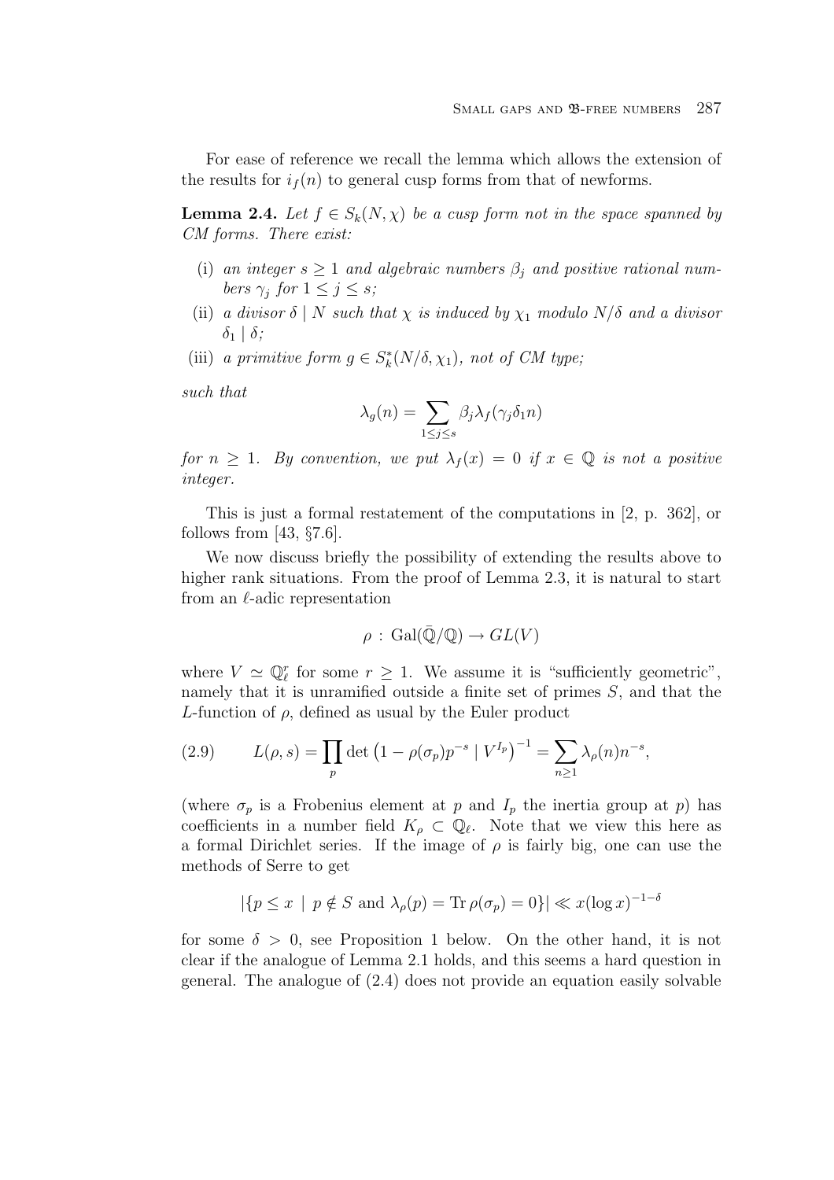For ease of reference we recall the lemma which allows the extension of the results for $i_f(n)$ to general cusp forms from that of newforms.

**Lemma 2.4.** *Let $f \in S_k(N, \chi)$ be a cusp form not in the space spanned by CM forms. There exist:*

- (i) *an integer $s \geq 1$ and algebraic numbers $\beta_j$ and positive rational numbers $\gamma_j$ for $1 \leq j \leq s$;*
- (ii) *a divisor $\delta \mid N$ such that $\chi$ is induced by $\chi_1$ modulo $N/\delta$ and a divisor $\delta_1 \mid \delta$;*
- (iii) *a primitive form $g \in S_k^*(N/\delta, \chi_1)$, not of CM type;*

*such that*

$$\lambda_g(n) = \sum_{1 \leq j \leq s} \beta_j \lambda_f(\gamma_j \delta_1 n)$$

*for $n \geq 1$. By convention, we put $\lambda_f(x) = 0$ if $x \in \mathbb{Q}$ is not a positive integer.*

This is just a formal restatement of the computations in [2, p. 362], or follows from [43, §7.6].

We now discuss briefly the possibility of extending the results above to higher rank situations. From the proof of Lemma 2.3, it is natural to start from an $\ell$-adic representation

$$\rho : \mathrm{Gal}(\bar{\mathbb{Q}}/\mathbb{Q}) \to GL(V)$$

where $V \simeq \mathbb{Q}_\ell^r$ for some $r \geq 1$. We assume it is "sufficiently geometric", namely that it is unramified outside a finite set of primes $S$, and that the $L$-function of $\rho$, defined as usual by the Euler product

$$L(\rho, s) = \prod_p \det\left(1 - \rho(\sigma_p)p^{-s} \mid V^{I_p}\right)^{-1} = \sum_{n \geq 1} \lambda_\rho(n) n^{-s}, \tag{2.9}$$

(where $\sigma_p$ is a Frobenius element at $p$ and $I_p$ the inertia group at $p$) has coefficients in a number field $K_\rho \subset \mathbb{Q}_\ell$. Note that we view this here as a formal Dirichlet series. If the image of $\rho$ is fairly big, one can use the methods of Serre to get

$$|\{p \leq x \mid p \notin S \text{ and } \lambda_\rho(p) = \mathrm{Tr}\,\rho(\sigma_p) = 0\}| \ll x(\log x)^{-1-\delta}$$

for some $\delta > 0$, see Proposition 1 below. On the other hand, it is not clear if the analogue of Lemma 2.1 holds, and this seems a hard question in general. The analogue of (2.4) does not provide an equation easily solvable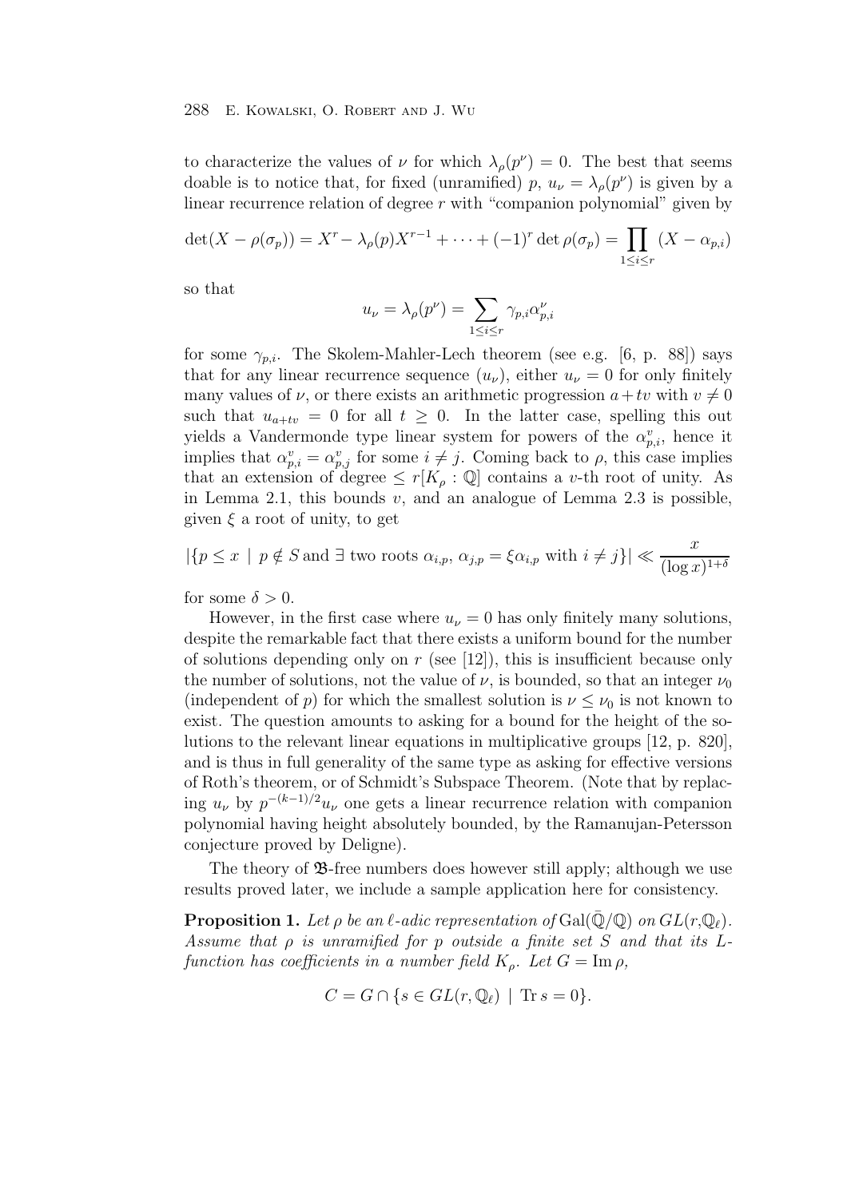to characterize the values of $\nu$ for which $\lambda_\rho(p^\nu) = 0$. The best that seems doable is to notice that, for fixed (unramified) $p$, $u_\nu = \lambda_\rho(p^\nu)$ is given by a linear recurrence relation of degree $r$ with "companion polynomial" given by

$$\det(X - \rho(\sigma_p)) = X^r - \lambda_\rho(p)X^{r-1} + \cdots + (-1)^r \det \rho(\sigma_p) = \prod_{1 \leq i \leq r} (X - \alpha_{p,i})$$

so that

$$u_\nu = \lambda_\rho(p^\nu) = \sum_{1 \leq i \leq r} \gamma_{p,i} \alpha_{p,i}^\nu$$

for some $\gamma_{p,i}$. The Skolem-Mahler-Lech theorem (see e.g. [6, p. 88]) says that for any linear recurrence sequence $(u_\nu)$, either $u_\nu = 0$ for only finitely many values of $\nu$, or there exists an arithmetic progression $a + tv$ with $v \neq 0$ such that $u_{a+tv} = 0$ for all $t \geq 0$. In the latter case, spelling this out yields a Vandermonde type linear system for powers of the $\alpha_{p,i}^v$, hence it implies that $\alpha_{p,i}^v = \alpha_{p,j}^v$ for some $i \neq j$. Coming back to $\rho$, this case implies that an extension of degree $\leq r[K_\rho : \mathbb{Q}]$ contains a $v$-th root of unity. As in Lemma 2.1, this bounds $v$, and an analogue of Lemma 2.3 is possible, given $\xi$ a root of unity, to get

$$|\{p \leq x \mid p \notin S \text{ and } \exists \text{ two roots } \alpha_{i,p},\, \alpha_{j,p} = \xi \alpha_{i,p} \text{ with } i \neq j\}| \ll \frac{x}{(\log x)^{1+\delta}}$$

for some $\delta > 0$.

However, in the first case where $u_\nu = 0$ has only finitely many solutions, despite the remarkable fact that there exists a uniform bound for the number of solutions depending only on $r$ (see [12]), this is insufficient because only the number of solutions, not the value of $\nu$, is bounded, so that an integer $\nu_0$ (independent of $p$) for which the smallest solution is $\nu \leq \nu_0$ is not known to exist. The question amounts to asking for a bound for the height of the solutions to the relevant linear equations in multiplicative groups [12, p. 820], and is thus in full generality of the same type as asking for effective versions of Roth's theorem, or of Schmidt's Subspace Theorem. (Note that by replacing $u_\nu$ by $p^{-(k-1)/2} u_\nu$ one gets a linear recurrence relation with companion polynomial having height absolutely bounded, by the Ramanujan-Petersson conjecture proved by Deligne).

The theory of $\mathfrak{B}$-free numbers does however still apply; although we use results proved later, we include a sample application here for consistency.

**Proposition 1.** *Let $\rho$ be an $\ell$-adic representation of $\mathrm{Gal}(\bar{\mathbb{Q}}/\mathbb{Q})$ on $GL(r, \mathbb{Q}_\ell)$. Assume that $\rho$ is unramified for $p$ outside a finite set $S$ and that its $L$-function has coefficients in a number field $K_\rho$. Let $G = \mathrm{Im}\, \rho$,*

$$C = G \cap \{s \in GL(r, \mathbb{Q}_\ell) \mid \mathrm{Tr}\, s = 0\}.$$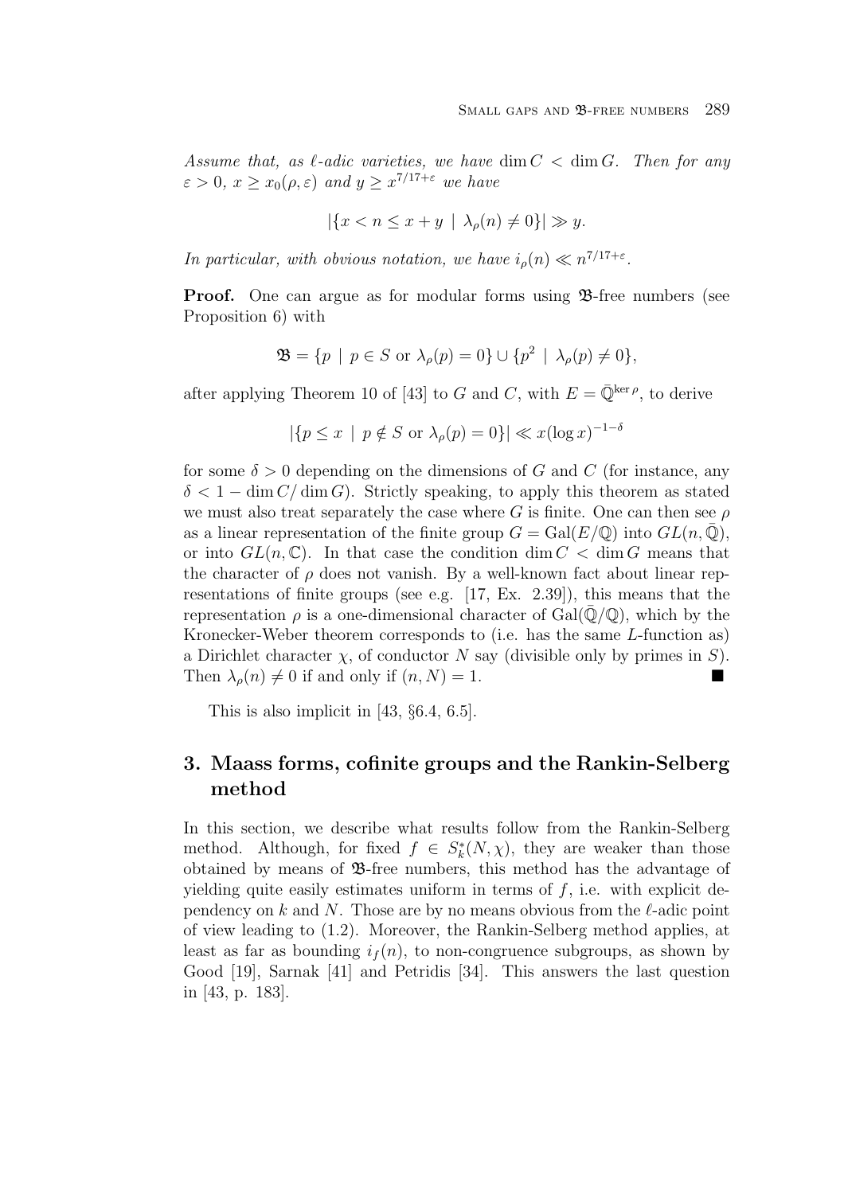*Assume that, as $\ell$-adic varieties, we have $\dim C < \dim G$. Then for any $\varepsilon > 0$, $x \geq x_0(\rho, \varepsilon)$ and $y \geq x^{7/17+\varepsilon}$ we have*

$$|\{x < n \leq x + y \mid \lambda_\rho(n) \neq 0\}| \gg y.$$

*In particular, with obvious notation, we have $i_\rho(n) \ll n^{7/17+\varepsilon}$.*

**Proof.** One can argue as for modular forms using $\mathfrak{B}$-free numbers (see Proposition 6) with

$$\mathfrak{B} = \{p \mid p \in S \text{ or } \lambda_\rho(p) = 0\} \cup \{p^2 \mid \lambda_\rho(p) \neq 0\},$$

after applying Theorem 10 of [43] to $G$ and $C$, with $E = \bar{\mathbb{Q}}^{\ker \rho}$, to derive

$$|\{p \leq x \mid p \notin S \text{ or } \lambda_\rho(p) = 0\}| \ll x(\log x)^{-1-\delta}$$

for some $\delta > 0$ depending on the dimensions of $G$ and $C$ (for instance, any $\delta < 1 - \dim C/\dim G$). Strictly speaking, to apply this theorem as stated we must also treat separately the case where $G$ is finite. One can then see $\rho$ as a linear representation of the finite group $G = \mathrm{Gal}(E/\mathbb{Q})$ into $GL(n, \bar{\mathbb{Q}})$, or into $GL(n, \mathbb{C})$. In that case the condition $\dim C < \dim G$ means that the character of $\rho$ does not vanish. By a well-known fact about linear representations of finite groups (see e.g. [17, Ex. 2.39]), this means that the representation $\rho$ is a one-dimensional character of $\mathrm{Gal}(\bar{\mathbb{Q}}/\mathbb{Q})$, which by the Kronecker-Weber theorem corresponds to (i.e. has the same $L$-function as) a Dirichlet character $\chi$, of conductor $N$ say (divisible only by primes in $S$). Then $\lambda_\rho(n) \neq 0$ if and only if $(n, N) = 1$. ■

This is also implicit in [43, §6.4, 6.5].

## 3. Maass forms, cofinite groups and the Rankin-Selberg method

In this section, we describe what results follow from the Rankin-Selberg method. Although, for fixed $f \in S_k^*(N, \chi)$, they are weaker than those obtained by means of $\mathfrak{B}$-free numbers, this method has the advantage of yielding quite easily estimates uniform in terms of $f$, i.e. with explicit dependency on $k$ and $N$. Those are by no means obvious from the $\ell$-adic point of view leading to (1.2). Moreover, the Rankin-Selberg method applies, at least as far as bounding $i_f(n)$, to non-congruence subgroups, as shown by Good [19], Sarnak [41] and Petridis [34]. This answers the last question in [43, p. 183].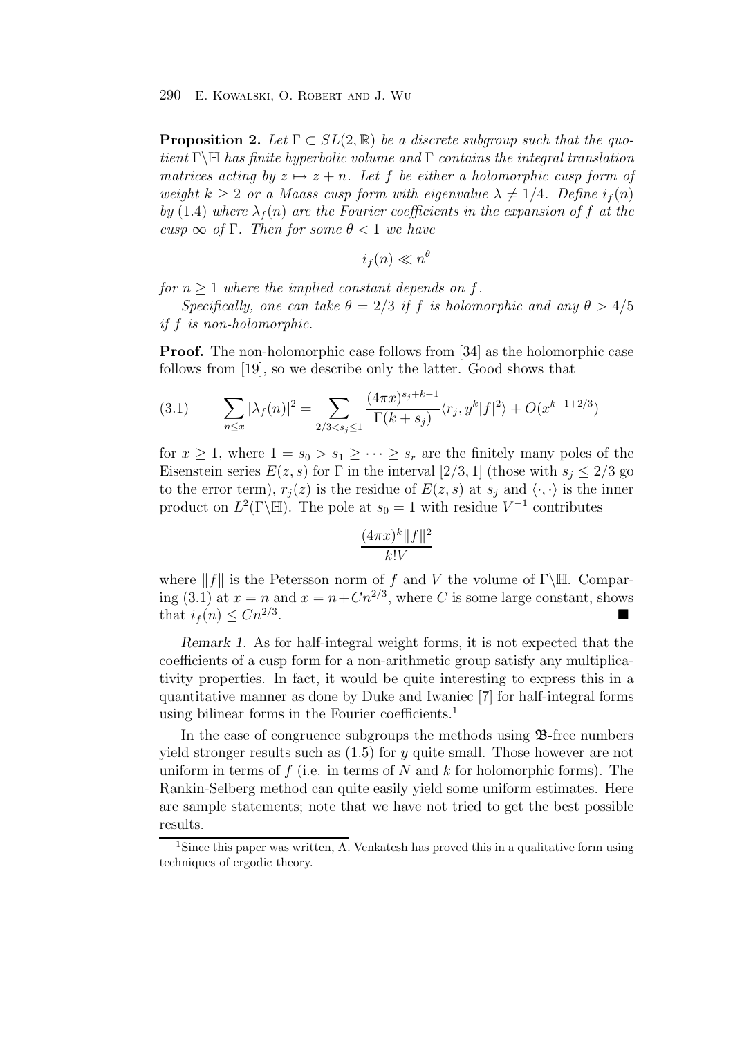**Proposition 2.** *Let $\Gamma \subset SL(2,\mathbb{R})$ be a discrete subgroup such that the quotient $\Gamma\backslash\mathbb{H}$ has finite hyperbolic volume and $\Gamma$ contains the integral translation matrices acting by $z \mapsto z+n$. Let $f$ be either a holomorphic cusp form of weight $k \geq 2$ or a Maass cusp form with eigenvalue $\lambda \neq 1/4$. Define $i_f(n)$ by (1.4) where $\lambda_f(n)$ are the Fourier coefficients in the expansion of $f$ at the cusp $\infty$ of $\Gamma$. Then for some $\theta < 1$ we have*

$$i_f(n) \ll n^\theta$$

*for $n \geq 1$ where the implied constant depends on $f$.*

*Specifically, one can take $\theta = 2/3$ if $f$ is holomorphic and any $\theta > 4/5$ if $f$ is non-holomorphic.*

**Proof.** The non-holomorphic case follows from [34] as the holomorphic case follows from [19], so we describe only the latter. Good shows that

$$\sum_{n \leq x} |\lambda_f(n)|^2 = \sum_{2/3 < s_j \leq 1} \frac{(4\pi x)^{s_j+k-1}}{\Gamma(k+s_j)} \langle r_j, y^k |f|^2 \rangle + O(x^{k-1+2/3}) \tag{3.1}$$

for $x \geq 1$, where $1 = s_0 > s_1 \geq \cdots \geq s_r$ are the finitely many poles of the Eisenstein series $E(z,s)$ for $\Gamma$ in the interval $[2/3, 1]$ (those with $s_j \leq 2/3$ go to the error term), $r_j(z)$ is the residue of $E(z,s)$ at $s_j$ and $\langle \cdot, \cdot \rangle$ is the inner product on $L^2(\Gamma\backslash\mathbb{H})$. The pole at $s_0 = 1$ with residue $V^{-1}$ contributes

$$\frac{(4\pi x)^k \|f\|^2}{k! V}$$

where $\|f\|$ is the Petersson norm of $f$ and $V$ the volume of $\Gamma\backslash\mathbb{H}$. Comparing (3.1) at $x = n$ and $x = n + Cn^{2/3}$, where $C$ is some large constant, shows that $i_f(n) \leq Cn^{2/3}$. ∎

*Remark 1.* As for half-integral weight forms, it is not expected that the coefficients of a cusp form for a non-arithmetic group satisfy any multiplicativity properties. In fact, it would be quite interesting to express this in a quantitative manner as done by Duke and Iwaniec [7] for half-integral forms using bilinear forms in the Fourier coefficients.[1]

In the case of congruence subgroups the methods using $\mathfrak{B}$-free numbers yield stronger results such as (1.5) for $y$ quite small. Those however are not uniform in terms of $f$ (i.e. in terms of $N$ and $k$ for holomorphic forms). The Rankin-Selberg method can quite easily yield some uniform estimates. Here are sample statements; note that we have not tried to get the best possible results.

[1] Since this paper was written, A. Venkatesh has proved this in a qualitative form using techniques of ergodic theory.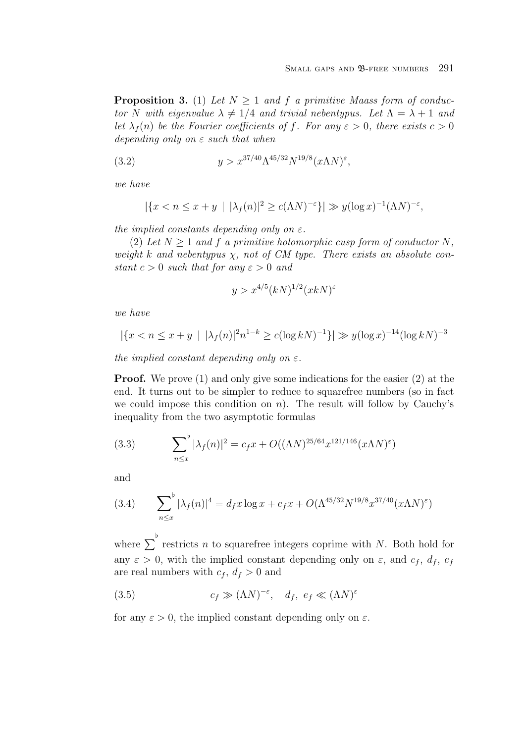**Proposition 3.** (1) *Let $N \geq 1$ and $f$ a primitive Maass form of conductor $N$ with eigenvalue $\lambda \neq 1/4$ and trivial nebentypus. Let $\Lambda = \lambda + 1$ and let $\lambda_f(n)$ be the Fourier coefficients of $f$. For any $\varepsilon > 0$, there exists $c > 0$ depending only on $\varepsilon$ such that when*

$$y > x^{37/40} \Lambda^{45/32} N^{19/8} (x\Lambda N)^{\varepsilon}, \tag{3.2}$$

*we have*

$$|\{x < n \leq x + y \mid |\lambda_f(n)|^2 \geq c(\Lambda N)^{-\varepsilon}\}| \gg y(\log x)^{-1}(\Lambda N)^{-\varepsilon},$$

*the implied constants depending only on $\varepsilon$.*

(2) *Let $N \geq 1$ and $f$ a primitive holomorphic cusp form of conductor $N$, weight $k$ and nebentypus $\chi$, not of CM type. There exists an absolute constant $c > 0$ such that for any $\varepsilon > 0$ and*

$$y > x^{4/5}(kN)^{1/2}(xkN)^{\varepsilon}$$

*we have*

$$|\{x < n \leq x + y \mid |\lambda_f(n)|^2 n^{1-k} \geq c(\log kN)^{-1}\}| \gg y(\log x)^{-14}(\log kN)^{-3}$$

*the implied constant depending only on $\varepsilon$.*

**Proof.** We prove (1) and only give some indications for the easier (2) at the end. It turns out to be simpler to reduce to squarefree numbers (so in fact we could impose this condition on $n$). The result will follow by Cauchy's inequality from the two asymptotic formulas

$$\sum_{n \leq x}^{\flat} |\lambda_f(n)|^2 = c_f x + O((\Lambda N)^{25/64} x^{121/146} (x\Lambda N)^{\varepsilon}) \tag{3.3}$$

and

$$\sum_{n \leq x}^{\flat} |\lambda_f(n)|^4 = d_f x \log x + e_f x + O(\Lambda^{45/32} N^{19/8} x^{37/40} (x\Lambda N)^{\varepsilon}) \tag{3.4}$$

where $\sum^{\flat}$ restricts $n$ to squarefree integers coprime with $N$. Both hold for any $\varepsilon > 0$, with the implied constant depending only on $\varepsilon$, and $c_f$, $d_f$, $e_f$ are real numbers with $c_f$, $d_f > 0$ and

$$c_f \gg (\Lambda N)^{-\varepsilon}, \quad d_f,\ e_f \ll (\Lambda N)^{\varepsilon} \tag{3.5}$$

for any $\varepsilon > 0$, the implied constant depending only on $\varepsilon$.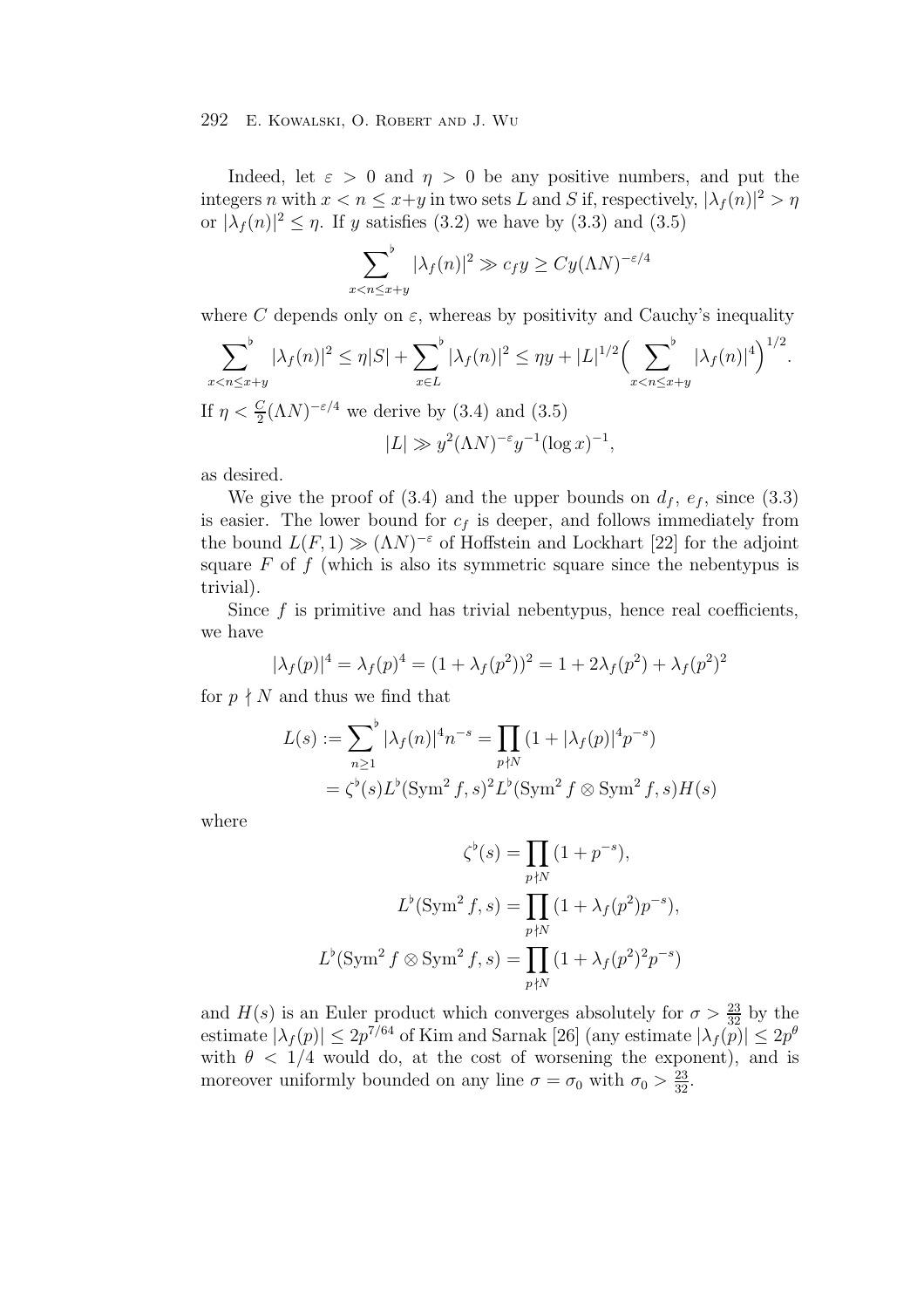Indeed, let $\varepsilon > 0$ and $\eta > 0$ be any positive numbers, and put the integers $n$ with $x < n \le x+y$ in two sets $L$ and $S$ if, respectively, $|\lambda_f(n)|^2 > \eta$ or $|\lambda_f(n)|^2 \le \eta$. If $y$ satisfies (3.2) we have by (3.3) and (3.5)

$$\sum_{x<n\le x+y}^{\flat} |\lambda_f(n)|^2 \gg c_f y \ge C y (\Lambda N)^{-\varepsilon/4}$$

where $C$ depends only on $\varepsilon$, whereas by positivity and Cauchy's inequality

$$\sum_{x<n\le x+y}^{\flat} |\lambda_f(n)|^2 \le \eta |S| + \sum_{x\in L}^{\flat} |\lambda_f(n)|^2 \le \eta y + |L|^{1/2} \Big( \sum_{x<n\le x+y}^{\flat} |\lambda_f(n)|^4 \Big)^{1/2}.$$

If $\eta < \frac{C}{2}(\Lambda N)^{-\varepsilon/4}$ we derive by (3.4) and (3.5)

$$|L| \gg y^2 (\Lambda N)^{-\varepsilon} y^{-1} (\log x)^{-1},$$

as desired.

We give the proof of (3.4) and the upper bounds on $d_f$, $e_f$, since (3.3) is easier. The lower bound for $c_f$ is deeper, and follows immediately from the bound $L(F,1) \gg (\Lambda N)^{-\varepsilon}$ of Hoffstein and Lockhart [22] for the adjoint square $F$ of $f$ (which is also its symmetric square since the nebentypus is trivial).

Since $f$ is primitive and has trivial nebentypus, hence real coefficients, we have

$$|\lambda_f(p)|^4 = \lambda_f(p)^4 = (1 + \lambda_f(p^2))^2 = 1 + 2\lambda_f(p^2) + \lambda_f(p^2)^2$$

for $p \nmid N$ and thus we find that

$$\begin{aligned} L(s) := \sum_{n\ge 1}^{\flat} |\lambda_f(n)|^4 n^{-s} &= \prod_{p\nmid N} (1 + |\lambda_f(p)|^4 p^{-s}) \\ &= \zeta^{\flat}(s) L^{\flat}(\mathrm{Sym}^2 f, s)^2 L^{\flat}(\mathrm{Sym}^2 f \otimes \mathrm{Sym}^2 f, s) H(s) \end{aligned}$$

where

$$\begin{aligned} \zeta^{\flat}(s) &= \prod_{p\nmid N} (1 + p^{-s}), \\ L^{\flat}(\mathrm{Sym}^2 f, s) &= \prod_{p\nmid N} (1 + \lambda_f(p^2) p^{-s}), \\ L^{\flat}(\mathrm{Sym}^2 f \otimes \mathrm{Sym}^2 f, s) &= \prod_{p\nmid N} (1 + \lambda_f(p^2)^2 p^{-s}) \end{aligned}$$

and $H(s)$ is an Euler product which converges absolutely for $\sigma > \frac{23}{32}$ by the estimate $|\lambda_f(p)| \le 2p^{7/64}$ of Kim and Sarnak [26] (any estimate $|\lambda_f(p)| \le 2p^{\theta}$ with $\theta < 1/4$ would do, at the cost of worsening the exponent), and is moreover uniformly bounded on any line $\sigma = \sigma_0$ with $\sigma_0 > \frac{23}{32}$.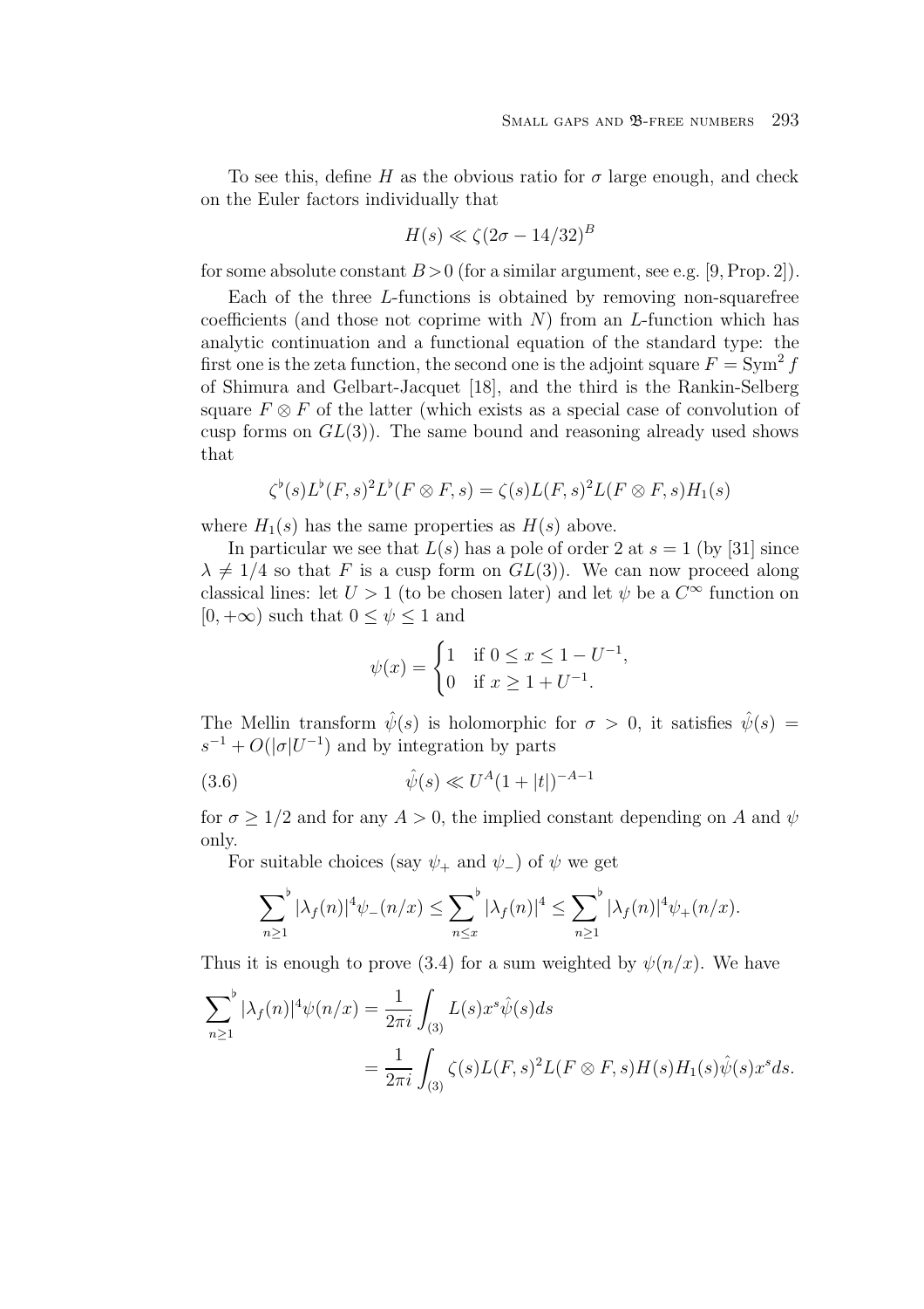To see this, define $H$ as the obvious ratio for $\sigma$ large enough, and check on the Euler factors individually that

$$H(s) \ll \zeta(2\sigma - 14/32)^B$$

for some absolute constant $B > 0$ (for a similar argument, see e.g. [9, Prop. 2]).

Each of the three $L$-functions is obtained by removing non-squarefree coefficients (and those not coprime with $N$) from an $L$-function which has analytic continuation and a functional equation of the standard type: the first one is the zeta function, the second one is the adjoint square $F = \mathrm{Sym}^2 f$ of Shimura and Gelbart-Jacquet [18], and the third is the Rankin-Selberg square $F \otimes F$ of the latter (which exists as a special case of convolution of cusp forms on $GL(3)$). The same bound and reasoning already used shows that

$$\zeta^\flat(s) L^\flat(F, s)^2 L^\flat(F \otimes F, s) = \zeta(s) L(F, s)^2 L(F \otimes F, s) H_1(s)$$

where $H_1(s)$ has the same properties as $H(s)$ above.

In particular we see that $L(s)$ has a pole of order 2 at $s = 1$ (by [31] since $\lambda \neq 1/4$ so that $F$ is a cusp form on $GL(3)$). We can now proceed along classical lines: let $U > 1$ (to be chosen later) and let $\psi$ be a $C^\infty$ function on $[0, +\infty)$ such that $0 \leq \psi \leq 1$ and

$$\psi(x) = \begin{cases} 1 & \text{if } 0 \leq x \leq 1 - U^{-1}, \\ 0 & \text{if } x \geq 1 + U^{-1}. \end{cases}$$

The Mellin transform $\hat{\psi}(s)$ is holomorphic for $\sigma > 0$, it satisfies $\hat{\psi}(s) = s^{-1} + O(|\sigma| U^{-1})$ and by integration by parts

$$\hat{\psi}(s) \ll U^A (1 + |t|)^{-A-1} \tag{3.6}$$

for $\sigma \geq 1/2$ and for any $A > 0$, the implied constant depending on $A$ and $\psi$ only.

For suitable choices (say $\psi_+$ and $\psi_-$) of $\psi$ we get

$$\sideset{}{^\flat}\sum_{n \geq 1} |\lambda_f(n)|^4 \psi_-(n/x) \leq \sideset{}{^\flat}\sum_{n \leq x} |\lambda_f(n)|^4 \leq \sideset{}{^\flat}\sum_{n \geq 1} |\lambda_f(n)|^4 \psi_+(n/x).$$

Thus it is enough to prove (3.4) for a sum weighted by $\psi(n/x)$. We have

$$\begin{aligned} \sideset{}{^\flat}\sum_{n \geq 1} |\lambda_f(n)|^4 \psi(n/x) &= \frac{1}{2\pi i} \int_{(3)} L(s) x^s \hat{\psi}(s) ds \\ &= \frac{1}{2\pi i} \int_{(3)} \zeta(s) L(F, s)^2 L(F \otimes F, s) H(s) H_1(s) \hat{\psi}(s) x^s ds. \end{aligned}$$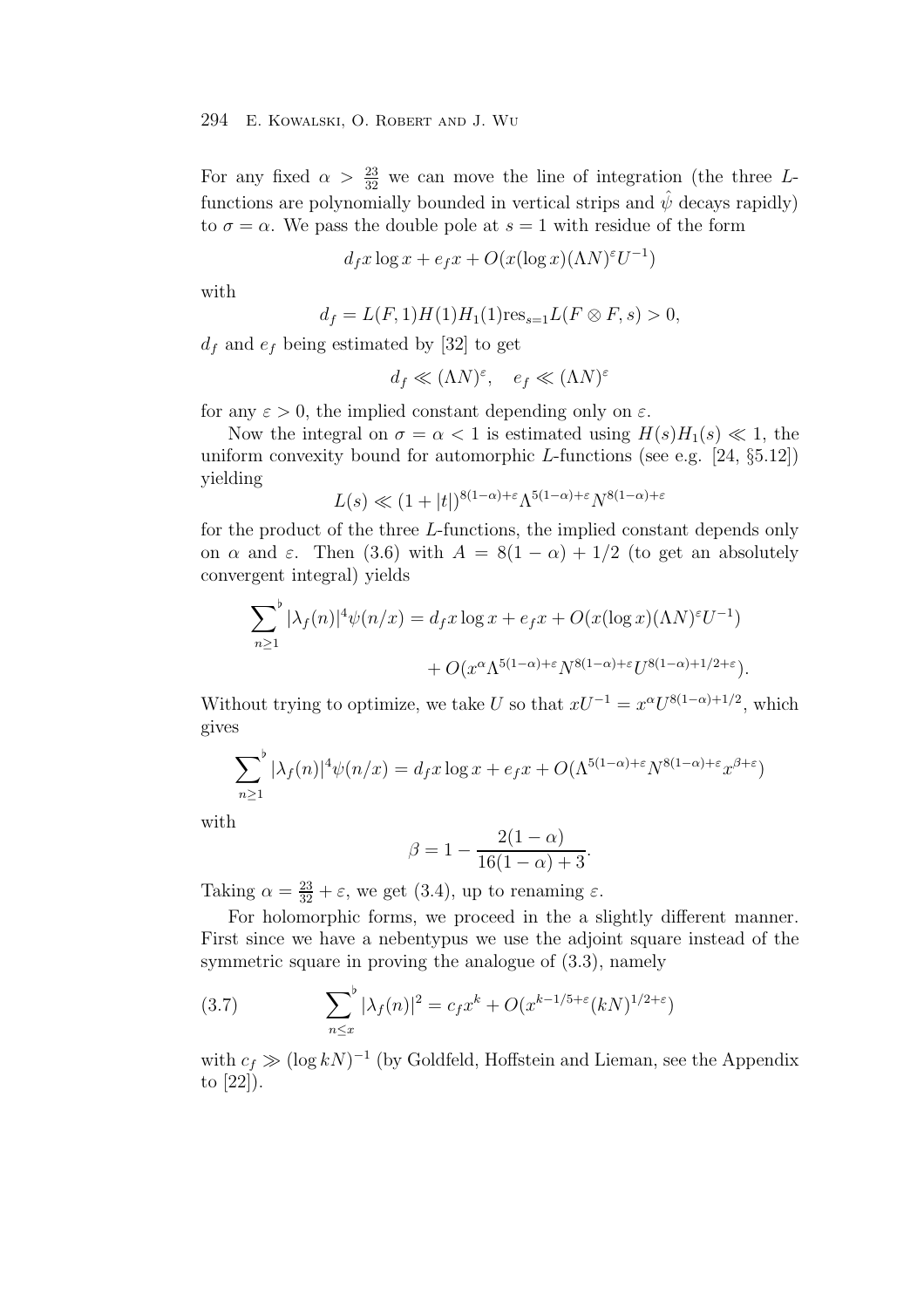For any fixed $\alpha > \frac{23}{32}$ we can move the line of integration (the three $L$-functions are polynomially bounded in vertical strips and $\hat{\psi}$ decays rapidly) to $\sigma = \alpha$. We pass the double pole at $s = 1$ with residue of the form

$$d_f x \log x + e_f x + O(x(\log x)(\Lambda N)^{\varepsilon} U^{-1})$$

with

$$d_f = L(F, 1)H(1)H_1(1)\mathrm{res}_{s=1}L(F \otimes F, s) > 0,$$

$d_f$ and $e_f$ being estimated by [32] to get

$$d_f \ll (\Lambda N)^{\varepsilon}, \quad e_f \ll (\Lambda N)^{\varepsilon}$$

for any $\varepsilon > 0$, the implied constant depending only on $\varepsilon$.

Now the integral on $\sigma = \alpha < 1$ is estimated using $H(s)H_1(s) \ll 1$, the uniform convexity bound for automorphic $L$-functions (see e.g. [24, §5.12]) yielding

$$L(s) \ll (1 + |t|)^{8(1-\alpha)+\varepsilon} \Lambda^{5(1-\alpha)+\varepsilon} N^{8(1-\alpha)+\varepsilon}$$

for the product of the three $L$-functions, the implied constant depends only on $\alpha$ and $\varepsilon$. Then (3.6) with $A = 8(1-\alpha) + 1/2$ (to get an absolutely convergent integral) yields

$$\sum_{n \geq 1}^{\flat} |\lambda_f(n)|^4 \psi(n/x) = d_f x \log x + e_f x + O(x(\log x)(\Lambda N)^{\varepsilon} U^{-1}) + O(x^{\alpha} \Lambda^{5(1-\alpha)+\varepsilon} N^{8(1-\alpha)+\varepsilon} U^{8(1-\alpha)+1/2+\varepsilon}).$$

Without trying to optimize, we take $U$ so that $xU^{-1} = x^{\alpha} U^{8(1-\alpha)+1/2}$, which gives

$$\sum_{n \geq 1}^{\flat} |\lambda_f(n)|^4 \psi(n/x) = d_f x \log x + e_f x + O(\Lambda^{5(1-\alpha)+\varepsilon} N^{8(1-\alpha)+\varepsilon} x^{\beta+\varepsilon})$$

with

$$\beta = 1 - \frac{2(1-\alpha)}{16(1-\alpha)+3}.$$

Taking $\alpha = \frac{23}{32} + \varepsilon$, we get (3.4), up to renaming $\varepsilon$.

For holomorphic forms, we proceed in the a slightly different manner. First since we have a nebentypus we use the adjoint square instead of the symmetric square in proving the analogue of (3.3), namely

$$\sum_{n \leq x}^{\flat} |\lambda_f(n)|^2 = c_f x^k + O(x^{k-1/5+\varepsilon} (kN)^{1/2+\varepsilon}) \tag{3.7}$$

with $c_f \gg (\log kN)^{-1}$ (by Goldfeld, Hoffstein and Lieman, see the Appendix to [22]).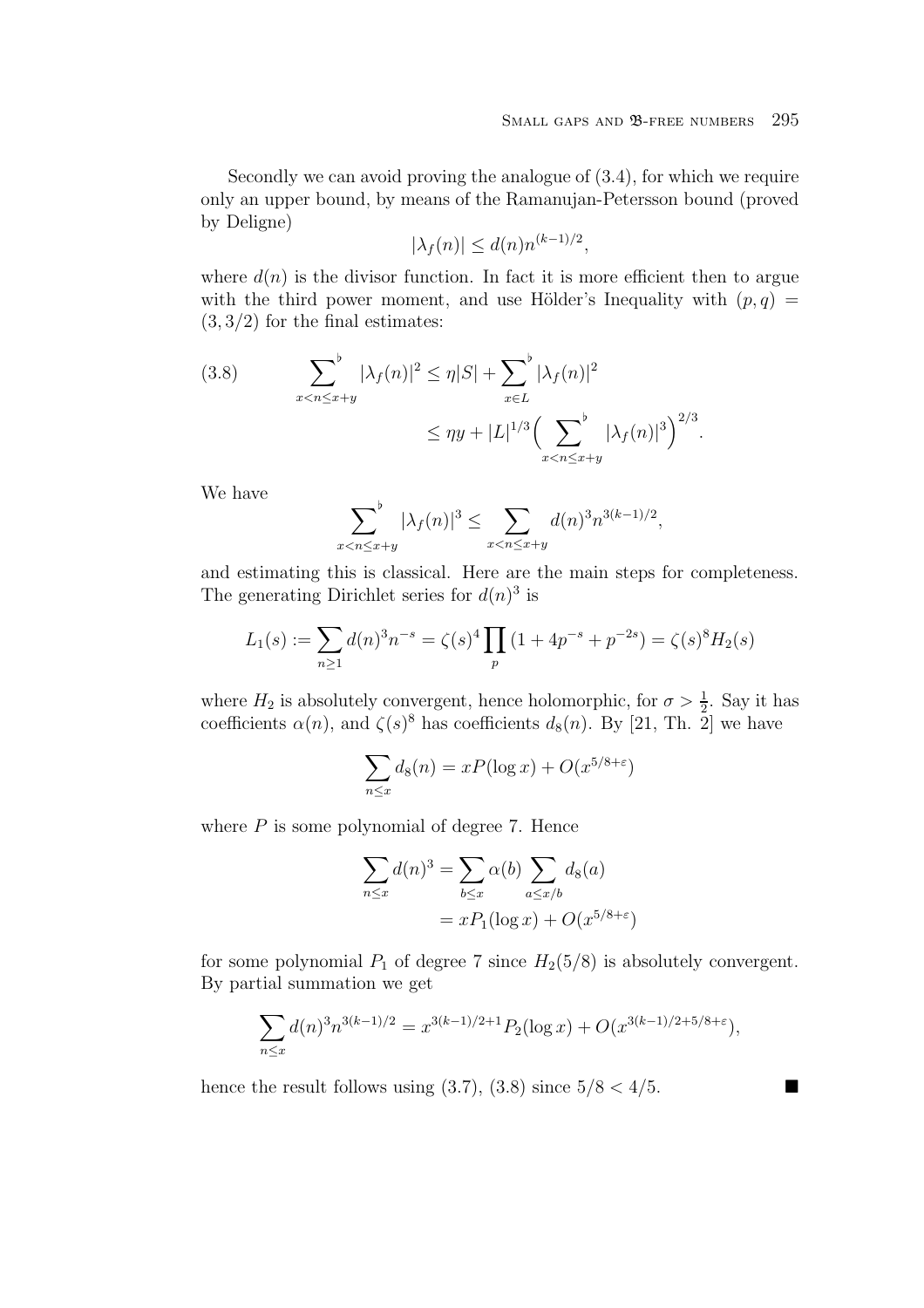Secondly we can avoid proving the analogue of (3.4), for which we require only an upper bound, by means of the Ramanujan-Petersson bound (proved by Deligne)

$$|\lambda_f(n)| \leq d(n) n^{(k-1)/2},$$

where $d(n)$ is the divisor function. In fact it is more efficient then to argue with the third power moment, and use Hölder's Inequality with $(p,q) = (3, 3/2)$ for the final estimates:

$$\begin{aligned} \sideset{}{^\flat}\sum_{x<n\leq x+y} |\lambda_f(n)|^2 &\leq \eta |S| + \sideset{}{^\flat}\sum_{x\in L} |\lambda_f(n)|^2 \\ &\leq \eta y + |L|^{1/3} \Big( \sideset{}{^\flat}\sum_{x<n\leq x+y} |\lambda_f(n)|^3 \Big)^{2/3}. \end{aligned} \tag{3.8}$$

We have

$$\sideset{}{^\flat}\sum_{x<n\leq x+y} |\lambda_f(n)|^3 \leq \sum_{x<n\leq x+y} d(n)^3 n^{3(k-1)/2},$$

and estimating this is classical. Here are the main steps for completeness. The generating Dirichlet series for $d(n)^3$ is

$$L_1(s) := \sum_{n\geq 1} d(n)^3 n^{-s} = \zeta(s)^4 \prod_p (1 + 4p^{-s} + p^{-2s}) = \zeta(s)^8 H_2(s)$$

where $H_2$ is absolutely convergent, hence holomorphic, for $\sigma > \frac{1}{2}$. Say it has coefficients $\alpha(n)$, and $\zeta(s)^8$ has coefficients $d_8(n)$. By [21, Th. 2] we have

$$\sum_{n\leq x} d_8(n) = x P(\log x) + O(x^{5/8+\varepsilon})$$

where $P$ is some polynomial of degree 7. Hence

$$\begin{aligned} \sum_{n\leq x} d(n)^3 &= \sum_{b\leq x} \alpha(b) \sum_{a\leq x/b} d_8(a) \\ &= x P_1(\log x) + O(x^{5/8+\varepsilon}) \end{aligned}$$

for some polynomial $P_1$ of degree 7 since $H_2(5/8)$ is absolutely convergent. By partial summation we get

$$\sum_{n\leq x} d(n)^3 n^{3(k-1)/2} = x^{3(k-1)/2+1} P_2(\log x) + O(x^{3(k-1)/2+5/8+\varepsilon}),$$

hence the result follows using (3.7), (3.8) since $5/8 < 4/5$. ∎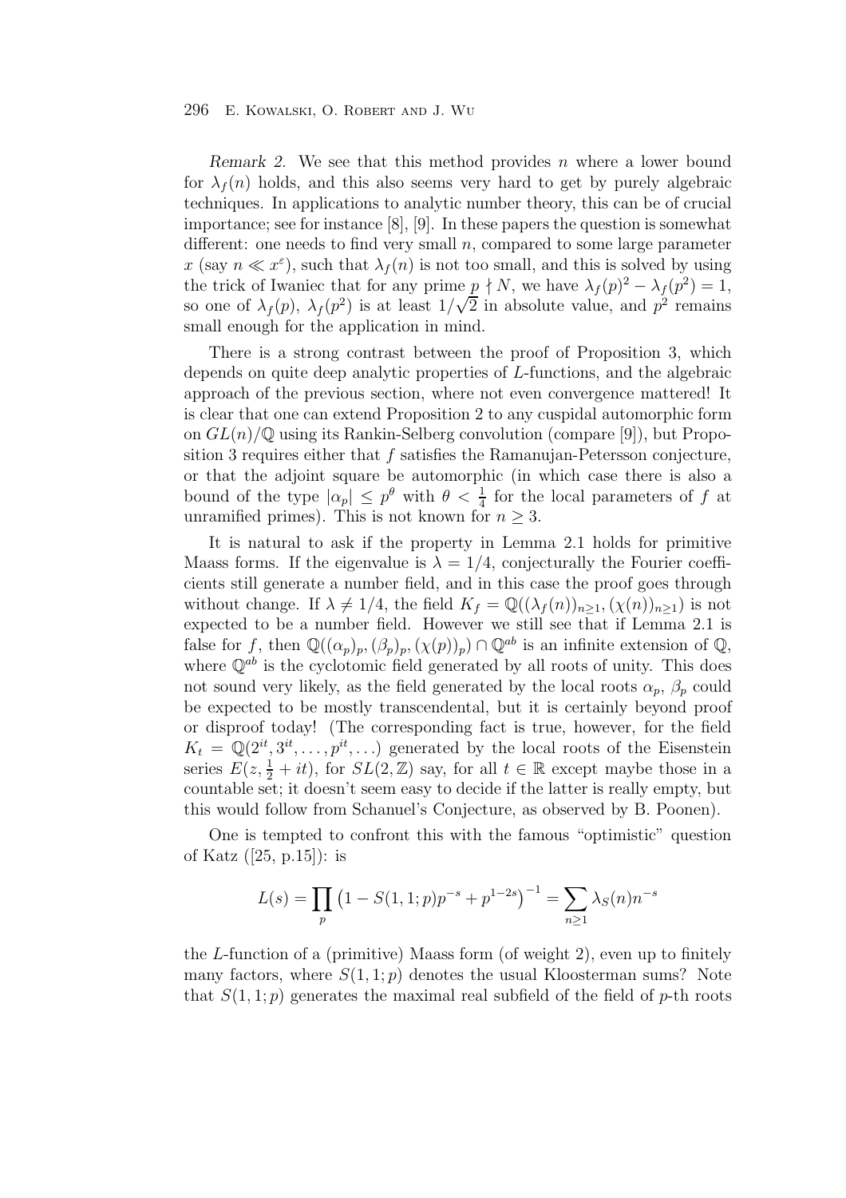*Remark 2.* We see that this method provides $n$ where a lower bound for $\lambda_f(n)$ holds, and this also seems very hard to get by purely algebraic techniques. In applications to analytic number theory, this can be of crucial importance; see for instance [8], [9]. In these papers the question is somewhat different: one needs to find very small $n$, compared to some large parameter $x$ (say $n \ll x^{\varepsilon}$), such that $\lambda_f(n)$ is not too small, and this is solved by using the trick of Iwaniec that for any prime $p \nmid N$, we have $\lambda_f(p)^2 - \lambda_f(p^2) = 1$, so one of $\lambda_f(p)$, $\lambda_f(p^2)$ is at least $1/\sqrt{2}$ in absolute value, and $p^2$ remains small enough for the application in mind.

There is a strong contrast between the proof of Proposition 3, which depends on quite deep analytic properties of $L$-functions, and the algebraic approach of the previous section, where not even convergence mattered! It is clear that one can extend Proposition 2 to any cuspidal automorphic form on $GL(n)/\mathbb{Q}$ using its Rankin-Selberg convolution (compare [9]), but Proposition 3 requires either that $f$ satisfies the Ramanujan-Petersson conjecture, or that the adjoint square be automorphic (in which case there is also a bound of the type $|\alpha_p| \leq p^{\theta}$ with $\theta < \frac{1}{4}$ for the local parameters of $f$ at unramified primes). This is not known for $n \geq 3$.

It is natural to ask if the property in Lemma 2.1 holds for primitive Maass forms. If the eigenvalue is $\lambda = 1/4$, conjecturally the Fourier coefficients still generate a number field, and in this case the proof goes through without change. If $\lambda \neq 1/4$, the field $K_f = \mathbb{Q}((\lambda_f(n))_{n\geq 1}, (\chi(n))_{n\geq 1})$ is not expected to be a number field. However we still see that if Lemma 2.1 is false for $f$, then $\mathbb{Q}((\alpha_p)_p, (\beta_p)_p, (\chi(p))_p) \cap \mathbb{Q}^{ab}$ is an infinite extension of $\mathbb{Q}$, where $\mathbb{Q}^{ab}$ is the cyclotomic field generated by all roots of unity. This does not sound very likely, as the field generated by the local roots $\alpha_p$, $\beta_p$ could be expected to be mostly transcendental, but it is certainly beyond proof or disproof today! (The corresponding fact is true, however, for the field $K_t = \mathbb{Q}(2^{it}, 3^{it}, \ldots, p^{it}, \ldots)$ generated by the local roots of the Eisenstein series $E(z, \frac{1}{2} + it)$, for $SL(2, \mathbb{Z})$ say, for all $t \in \mathbb{R}$ except maybe those in a countable set; it doesn't seem easy to decide if the latter is really empty, but this would follow from Schanuel's Conjecture, as observed by B. Poonen).

One is tempted to confront this with the famous "optimistic" question of Katz ([25, p.15]): is

$$L(s) = \prod_p \left(1 - S(1,1;p)p^{-s} + p^{1-2s}\right)^{-1} = \sum_{n\geq 1} \lambda_S(n) n^{-s}$$

the $L$-function of a (primitive) Maass form (of weight 2), even up to finitely many factors, where $S(1,1;p)$ denotes the usual Kloosterman sums? Note that $S(1,1;p)$ generates the maximal real subfield of the field of $p$-th roots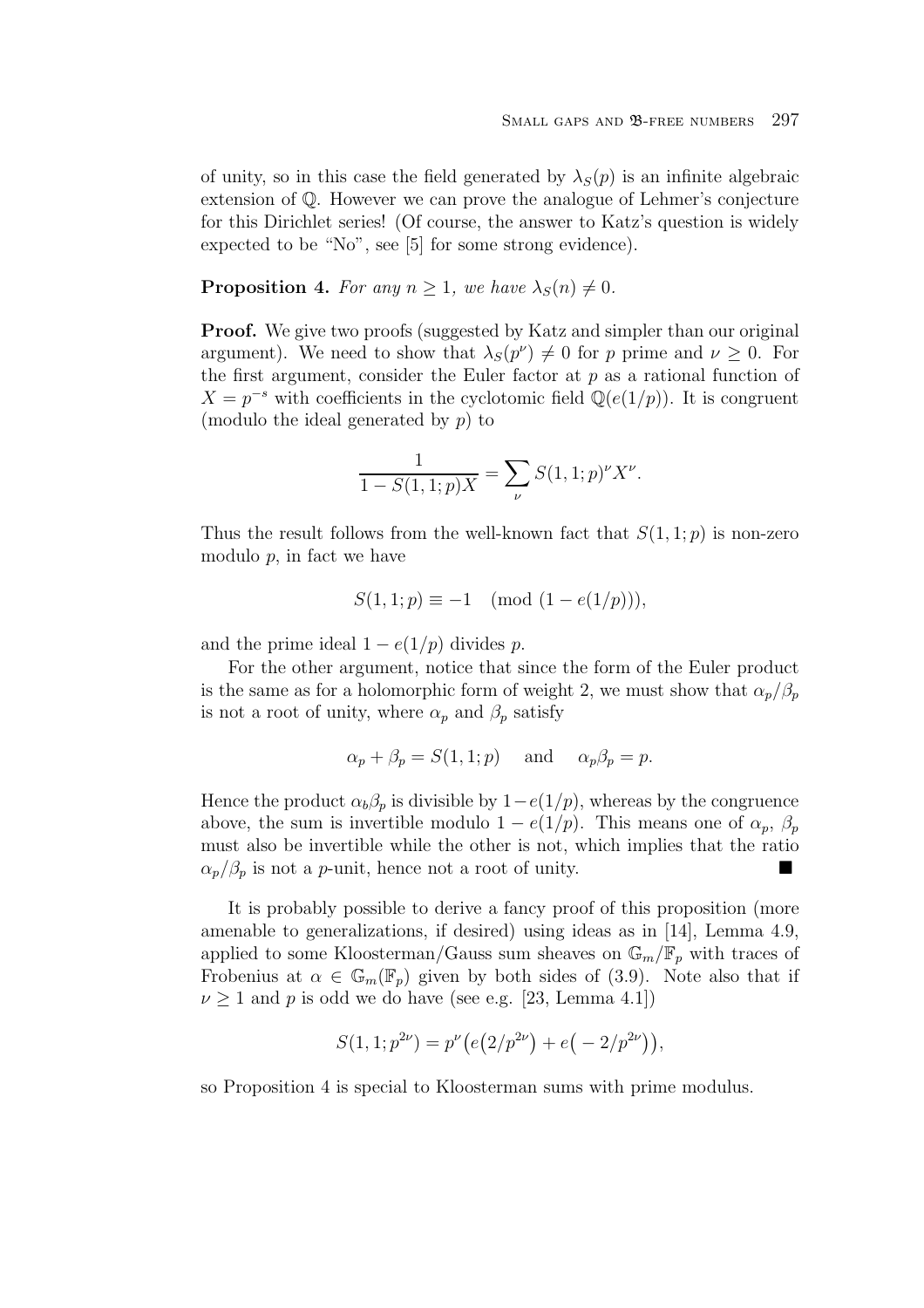of unity, so in this case the field generated by $\lambda_S(p)$ is an infinite algebraic extension of $\mathbb{Q}$. However we can prove the analogue of Lehmer's conjecture for this Dirichlet series! (Of course, the answer to Katz's question is widely expected to be "No", see [5] for some strong evidence).

**Proposition 4.** *For any $n \geq 1$, we have $\lambda_S(n) \neq 0$.*

**Proof.** We give two proofs (suggested by Katz and simpler than our original argument). We need to show that $\lambda_S(p^\nu) \neq 0$ for $p$ prime and $\nu \geq 0$. For the first argument, consider the Euler factor at $p$ as a rational function of $X = p^{-s}$ with coefficients in the cyclotomic field $\mathbb{Q}(e(1/p))$. It is congruent (modulo the ideal generated by $p$) to

$$\frac{1}{1 - S(1,1;p)X} = \sum_\nu S(1,1;p)^\nu X^\nu.$$

Thus the result follows from the well-known fact that $S(1,1;p)$ is non-zero modulo $p$, in fact we have

$$S(1,1;p) \equiv -1 \pmod{(1 - e(1/p))},$$

and the prime ideal $1 - e(1/p)$ divides $p$.

For the other argument, notice that since the form of the Euler product is the same as for a holomorphic form of weight 2, we must show that $\alpha_p/\beta_p$ is not a root of unity, where $\alpha_p$ and $\beta_p$ satisfy

$$\alpha_p + \beta_p = S(1,1;p) \quad \text{and} \quad \alpha_p\beta_p = p.$$

Hence the product $\alpha_b\beta_p$ is divisible by $1-e(1/p)$, whereas by the congruence above, the sum is invertible modulo $1 - e(1/p)$. This means one of $\alpha_p$, $\beta_p$ must also be invertible while the other is not, which implies that the ratio $\alpha_p/\beta_p$ is not a $p$-unit, hence not a root of unity. ∎

It is probably possible to derive a fancy proof of this proposition (more amenable to generalizations, if desired) using ideas as in [14], Lemma 4.9, applied to some Kloosterman/Gauss sum sheaves on $\mathbb{G}_m/\mathbb{F}_p$ with traces of Frobenius at $\alpha \in \mathbb{G}_m(\mathbb{F}_p)$ given by both sides of (3.9). Note also that if $\nu \geq 1$ and $p$ is odd we do have (see e.g. [23, Lemma 4.1])

$$S(1,1;p^{2\nu}) = p^\nu\big(e(2/p^{2\nu}) + e(-2/p^{2\nu})\big),$$

so Proposition 4 is special to Kloosterman sums with prime modulus.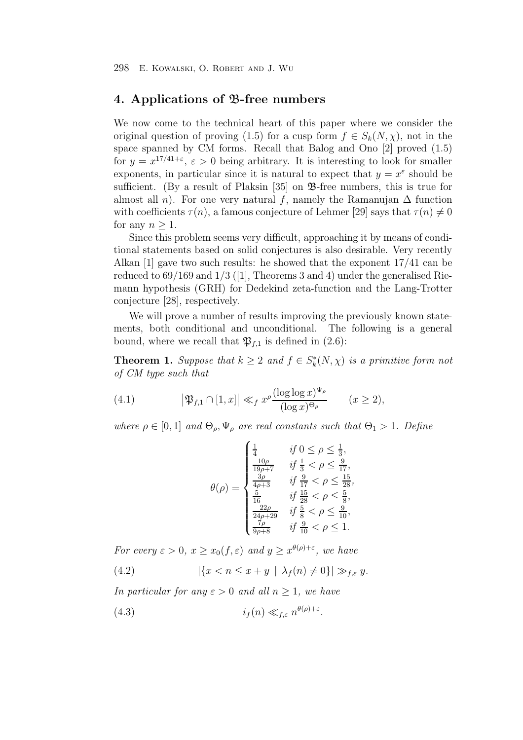## 4. Applications of $\mathfrak{B}$-free numbers

We now come to the technical heart of this paper where we consider the original question of proving (1.5) for a cusp form $f \in S_k(N, \chi)$, not in the space spanned by CM forms. Recall that Balog and Ono [2] proved (1.5) for $y = x^{17/41+\varepsilon}$, $\varepsilon > 0$ being arbitrary. It is interesting to look for smaller exponents, in particular since it is natural to expect that $y = x^{\varepsilon}$ should be sufficient. (By a result of Plaksin [35] on $\mathfrak{B}$-free numbers, this is true for almost all $n$). For one very natural $f$, namely the Ramanujan $\Delta$ function with coefficients $\tau(n)$, a famous conjecture of Lehmer [29] says that $\tau(n) \neq 0$ for any $n \geq 1$.

Since this problem seems very difficult, approaching it by means of conditional statements based on solid conjectures is also desirable. Very recently Alkan [1] gave two such results: he showed that the exponent $17/41$ can be reduced to $69/169$ and $1/3$ ([1], Theorems 3 and 4) under the generalised Riemann hypothesis (GRH) for Dedekind zeta-function and the Lang-Trotter conjecture [28], respectively.

We will prove a number of results improving the previously known statements, both conditional and unconditional. The following is a general bound, where we recall that $\mathfrak{P}_{f,1}$ is defined in (2.6):

**Theorem 1.** *Suppose that $k \geq 2$ and $f \in S_k^*(N, \chi)$ is a primitive form not of CM type such that*

$$\left|\mathfrak{P}_{f,1} \cap [1, x]\right| \ll_f x^{\rho} \frac{(\log\log x)^{\Psi_\rho}}{(\log x)^{\Theta_\rho}} \qquad (x \geq 2), \tag{4.1}$$

*where $\rho \in [0, 1]$ and $\Theta_\rho, \Psi_\rho$ are real constants such that $\Theta_1 > 1$. Define*

$$\theta(\rho) = \begin{cases} \frac{1}{4} & \text{if } 0 \leq \rho \leq \frac{1}{3}, \\ \frac{10\rho}{19\rho+7} & \text{if } \frac{1}{3} < \rho \leq \frac{9}{17}, \\ \frac{3\rho}{4\rho+3} & \text{if } \frac{9}{17} < \rho \leq \frac{15}{28}, \\ \frac{5}{16} & \text{if } \frac{15}{28} < \rho \leq \frac{5}{8}, \\ \frac{22\rho}{24\rho+29} & \text{if } \frac{5}{8} < \rho \leq \frac{9}{10}, \\ \frac{7\rho}{9\rho+8} & \text{if } \frac{9}{10} < \rho \leq 1. \end{cases}$$

*For every $\varepsilon > 0$, $x \geq x_0(f, \varepsilon)$ and $y \geq x^{\theta(\rho)+\varepsilon}$, we have*

$$|\{x < n \leq x + y \mid \lambda_f(n) \neq 0\}| \gg_{f,\varepsilon} y. \tag{4.2}$$

*In particular for any $\varepsilon > 0$ and all $n \geq 1$, we have*

$$i_f(n) \ll_{f,\varepsilon} n^{\theta(\rho)+\varepsilon}. \tag{4.3}$$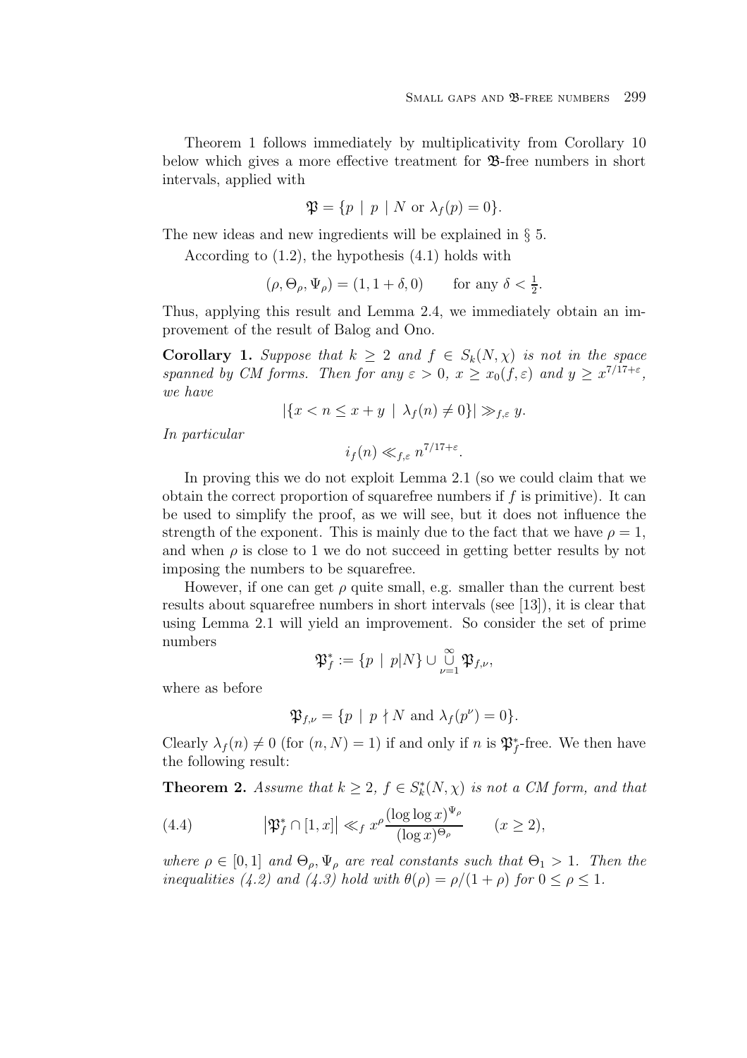Theorem 1 follows immediately by multiplicativity from Corollary 10 below which gives a more effective treatment for $\mathfrak{B}$-free numbers in short intervals, applied with

$$\mathfrak{P} = \{p \mid p \mid N \text{ or } \lambda_f(p) = 0\}.$$

The new ideas and new ingredients will be explained in § 5.

According to (1.2), the hypothesis (4.1) holds with

$$(\rho, \Theta_\rho, \Psi_\rho) = (1, 1+\delta, 0) \qquad \text{for any } \delta < \tfrac{1}{2}.$$

Thus, applying this result and Lemma 2.4, we immediately obtain an improvement of the result of Balog and Ono.

**Corollary 1.** *Suppose that $k \geq 2$ and $f \in S_k(N, \chi)$ is not in the space spanned by CM forms. Then for any $\varepsilon > 0$, $x \geq x_0(f, \varepsilon)$ and $y \geq x^{7/17+\varepsilon}$, we have*

$$|\{x < n \leq x + y \mid \lambda_f(n) \neq 0\}| \gg_{f,\varepsilon} y.$$

*In particular*

$$i_f(n) \ll_{f,\varepsilon} n^{7/17+\varepsilon}.$$

In proving this we do not exploit Lemma 2.1 (so we could claim that we obtain the correct proportion of squarefree numbers if $f$ is primitive). It can be used to simplify the proof, as we will see, but it does not influence the strength of the exponent. This is mainly due to the fact that we have $\rho = 1$, and when $\rho$ is close to 1 we do not succeed in getting better results by not imposing the numbers to be squarefree.

However, if one can get $\rho$ quite small, e.g. smaller than the current best results about squarefree numbers in short intervals (see [13]), it is clear that using Lemma 2.1 will yield an improvement. So consider the set of prime numbers

$$\mathfrak{P}_f^* := \{p \mid p|N\} \cup \bigcup_{\nu=1}^{\infty} \mathfrak{P}_{f,\nu},$$

where as before

$$\mathfrak{P}_{f,\nu} = \{p \mid p \nmid N \text{ and } \lambda_f(p^\nu) = 0\}.$$

Clearly $\lambda_f(n) \neq 0$ (for $(n, N) = 1$) if and only if $n$ is $\mathfrak{P}_f^*$-free. We then have the following result:

**Theorem 2.** *Assume that $k \geq 2$, $f \in S_k^*(N, \chi)$ is not a CM form, and that*

$$\left|\mathfrak{P}_f^* \cap [1, x]\right| \ll_f x^\rho \frac{(\log\log x)^{\Psi_\rho}}{(\log x)^{\Theta_\rho}} \qquad (x \geq 2), \tag{4.4}$$

*where $\rho \in [0, 1]$ and $\Theta_\rho, \Psi_\rho$ are real constants such that $\Theta_1 > 1$. Then the inequalities (4.2) and (4.3) hold with $\theta(\rho) = \rho/(1 + \rho)$ for $0 \leq \rho \leq 1$.*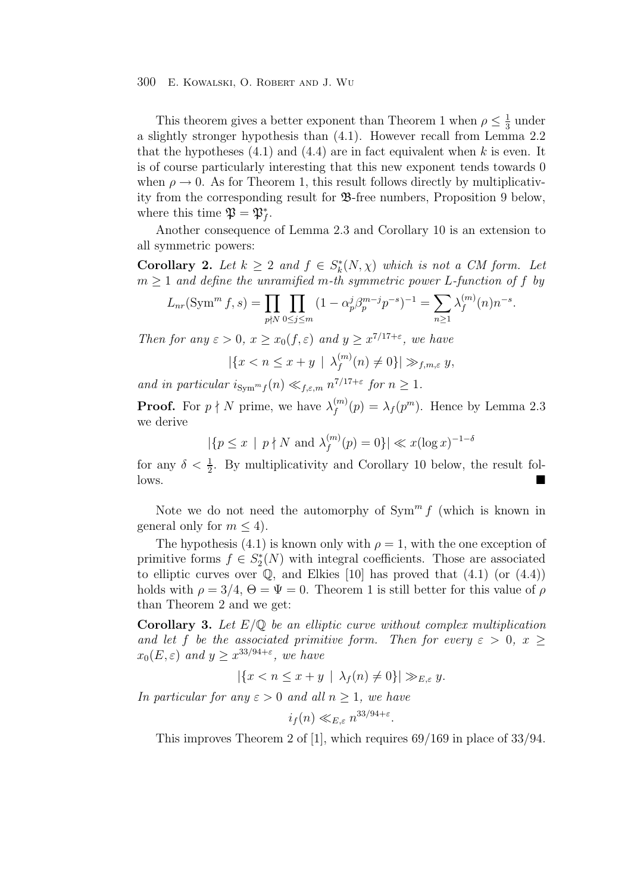This theorem gives a better exponent than Theorem 1 when $\rho \leq \frac{1}{3}$ under a slightly stronger hypothesis than (4.1). However recall from Lemma 2.2 that the hypotheses (4.1) and (4.4) are in fact equivalent when $k$ is even. It is of course particularly interesting that this new exponent tends towards 0 when $\rho \to 0$. As for Theorem 1, this result follows directly by multiplicativity from the corresponding result for $\mathfrak{B}$-free numbers, Proposition 9 below, where this time $\mathfrak{P} = \mathfrak{P}_f^*$.

Another consequence of Lemma 2.3 and Corollary 10 is an extension to all symmetric powers:

**Corollary 2.** *Let $k \geq 2$ and $f \in S_k^*(N, \chi)$ which is not a CM form. Let $m \geq 1$ and define the unramified $m$-th symmetric power $L$-function of $f$ by*

$$L_{nr}(\mathrm{Sym}^m f, s) = \prod_{p \nmid N} \prod_{0 \leq j \leq m} (1 - \alpha_p^j \beta_p^{m-j} p^{-s})^{-1} = \sum_{n \geq 1} \lambda_f^{(m)}(n) n^{-s}.$$

*Then for any $\varepsilon > 0$, $x \geq x_0(f, \varepsilon)$ and $y \geq x^{7/17+\varepsilon}$, we have*

$$|\{x < n \leq x + y \mid \lambda_f^{(m)}(n) \neq 0\}| \gg_{f,m,\varepsilon} y,$$

*and in particular $i_{\mathrm{Sym}^m f}(n) \ll_{f,\varepsilon,m} n^{7/17+\varepsilon}$ for $n \geq 1$.*

**Proof.** For $p \nmid N$ prime, we have $\lambda_f^{(m)}(p) = \lambda_f(p^m)$. Hence by Lemma 2.3 we derive

$$|\{p \leq x \mid p \nmid N \text{ and } \lambda_f^{(m)}(p) = 0\}| \ll x(\log x)^{-1-\delta}$$

for any $\delta < \frac{1}{2}$. By multiplicativity and Corollary 10 below, the result follows. ∎

Note we do not need the automorphy of $\mathrm{Sym}^m f$ (which is known in general only for $m \leq 4$).

The hypothesis (4.1) is known only with $\rho = 1$, with the one exception of primitive forms $f \in S_2^*(N)$ with integral coefficients. Those are associated to elliptic curves over $\mathbb{Q}$, and Elkies [10] has proved that (4.1) (or (4.4)) holds with $\rho = 3/4$, $\Theta = \Psi = 0$. Theorem 1 is still better for this value of $\rho$ than Theorem 2 and we get:

**Corollary 3.** *Let $E/\mathbb{Q}$ be an elliptic curve without complex multiplication and let $f$ be the associated primitive form. Then for every $\varepsilon > 0$, $x \geq x_0(E, \varepsilon)$ and $y \geq x^{33/94+\varepsilon}$, we have*

$$|\{x < n \leq x + y \mid \lambda_f(n) \neq 0\}| \gg_{E,\varepsilon} y.$$

*In particular for any $\varepsilon > 0$ and all $n \geq 1$, we have*

$$i_f(n) \ll_{E,\varepsilon} n^{33/94+\varepsilon}.$$

This improves Theorem 2 of [1], which requires $69/169$ in place of $33/94$.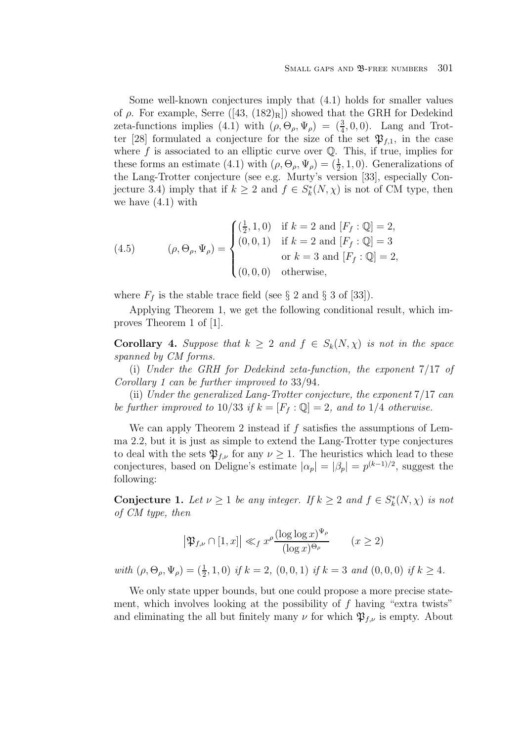Some well-known conjectures imply that (4.1) holds for smaller values of $\rho$. For example, Serre ([43, $(182)_{\mathrm{R}}$]) showed that the GRH for Dedekind zeta-functions implies (4.1) with $(\rho, \Theta_\rho, \Psi_\rho) = (\frac{3}{4}, 0, 0)$. Lang and Trotter [28] formulated a conjecture for the size of the set $\mathfrak{P}_{f,1}$, in the case where $f$ is associated to an elliptic curve over $\mathbb{Q}$. This, if true, implies for these forms an estimate (4.1) with $(\rho, \Theta_\rho, \Psi_\rho) = (\frac{1}{2}, 1, 0)$. Generalizations of the Lang-Trotter conjecture (see e.g. Murty's version [33], especially Conjecture 3.4) imply that if $k \geq 2$ and $f \in S_k^*(N, \chi)$ is not of CM type, then we have (4.1) with

$$
(\rho, \Theta_\rho, \Psi_\rho) = \begin{cases} (\frac{1}{2}, 1, 0) & \text{if } k = 2 \text{ and } [F_f : \mathbb{Q}] = 2, \\ (0, 0, 1) & \text{if } k = 2 \text{ and } [F_f : \mathbb{Q}] = 3 \\ & \text{or } k = 3 \text{ and } [F_f : \mathbb{Q}] = 2, \\ (0, 0, 0) & \text{otherwise,} \end{cases} \tag{4.5}
$$

where $F_f$ is the stable trace field (see § 2 and § 3 of [33]).

Applying Theorem 1, we get the following conditional result, which improves Theorem 1 of [1].

**Corollary 4.** *Suppose that $k \geq 2$ and $f \in S_k(N, \chi)$ is not in the space spanned by CM forms.*

(i) *Under the GRH for Dedekind zeta-function, the exponent $7/17$ of Corollary 1 can be further improved to $33/94$.*

(ii) *Under the generalized Lang-Trotter conjecture, the exponent $7/17$ can be further improved to $10/33$ if $k = [F_f : \mathbb{Q}] = 2$, and to $1/4$ otherwise.*

We can apply Theorem 2 instead if $f$ satisfies the assumptions of Lemma 2.2, but it is just as simple to extend the Lang-Trotter type conjectures to deal with the sets $\mathfrak{P}_{f,\nu}$ for any $\nu \geq 1$. The heuristics which lead to these conjectures, based on Deligne's estimate $|\alpha_p| = |\beta_p| = p^{(k-1)/2}$, suggest the following:

**Conjecture 1.** *Let $\nu \geq 1$ be any integer. If $k \geq 2$ and $f \in S_k^*(N, \chi)$ is not of CM type, then*

$$
\left|\mathfrak{P}_{f,\nu} \cap [1, x]\right| \ll_f x^\rho \frac{(\log \log x)^{\Psi_\rho}}{(\log x)^{\Theta_\rho}} \qquad (x \geq 2)
$$

*with $(\rho, \Theta_\rho, \Psi_\rho) = (\frac{1}{2}, 1, 0)$ if $k = 2$, $(0, 0, 1)$ if $k = 3$ and $(0, 0, 0)$ if $k \geq 4$.*

We only state upper bounds, but one could propose a more precise statement, which involves looking at the possibility of $f$ having "extra twists" and eliminating the all but finitely many $\nu$ for which $\mathfrak{P}_{f,\nu}$ is empty. About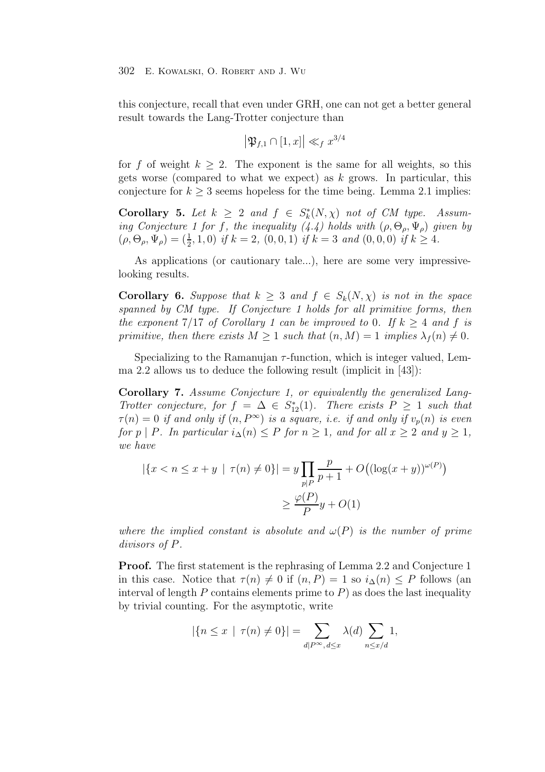this conjecture, recall that even under GRH, one can not get a better general result towards the Lang-Trotter conjecture than

$$\left|\mathfrak{P}_{f,1} \cap [1,x]\right| \ll_f x^{3/4}$$

for $f$ of weight $k \geq 2$. The exponent is the same for all weights, so this gets worse (compared to what we expect) as $k$ grows. In particular, this conjecture for $k \geq 3$ seems hopeless for the time being. Lemma 2.1 implies:

**Corollary 5.** *Let $k \geq 2$ and $f \in S_k^*(N,\chi)$ not of CM type. Assuming Conjecture 1 for $f$, the inequality (4.4) holds with $(\rho, \Theta_\rho, \Psi_\rho)$ given by $(\rho, \Theta_\rho, \Psi_\rho) = (\frac{1}{2}, 1, 0)$ if $k = 2$, $(0, 0, 1)$ if $k = 3$ and $(0, 0, 0)$ if $k \geq 4$.*

As applications (or cautionary tale...), here are some very impressive-looking results.

**Corollary 6.** *Suppose that $k \geq 3$ and $f \in S_k(N,\chi)$ is not in the space spanned by CM type. If Conjecture 1 holds for all primitive forms, then the exponent $7/17$ of Corollary 1 can be improved to $0$. If $k \geq 4$ and $f$ is primitive, then there exists $M \geq 1$ such that $(n, M) = 1$ implies $\lambda_f(n) \neq 0$.*

Specializing to the Ramanujan $\tau$-function, which is integer valued, Lemma 2.2 allows us to deduce the following result (implicit in [43]):

**Corollary 7.** *Assume Conjecture 1, or equivalently the generalized Lang-Trotter conjecture, for $f = \Delta \in S_{12}^*(1)$. There exists $P \geq 1$ such that $\tau(n) = 0$ if and only if $(n, P^\infty)$ is a square, i.e. if and only if $v_p(n)$ is even for $p \mid P$. In particular $i_\Delta(n) \leq P$ for $n \geq 1$, and for all $x \geq 2$ and $y \geq 1$, we have*

$$\begin{aligned}
|\{x < n \leq x + y \mid \tau(n) \neq 0\}| &= y \prod_{p \mid P} \frac{p}{p+1} + O\big((\log(x+y))^{\omega(P)}\big) \\
&\geq \frac{\varphi(P)}{P} y + O(1)
\end{aligned}$$

*where the implied constant is absolute and $\omega(P)$ is the number of prime divisors of $P$.*

**Proof.** The first statement is the rephrasing of Lemma 2.2 and Conjecture 1 in this case. Notice that $\tau(n) \neq 0$ if $(n, P) = 1$ so $i_\Delta(n) \leq P$ follows (an interval of length $P$ contains elements prime to $P$) as does the last inequality by trivial counting. For the asymptotic, write

$$|\{n \leq x \mid \tau(n) \neq 0\}| = \sum_{d \mid P^\infty,\, d \leq x} \lambda(d) \sum_{n \leq x/d} 1,$$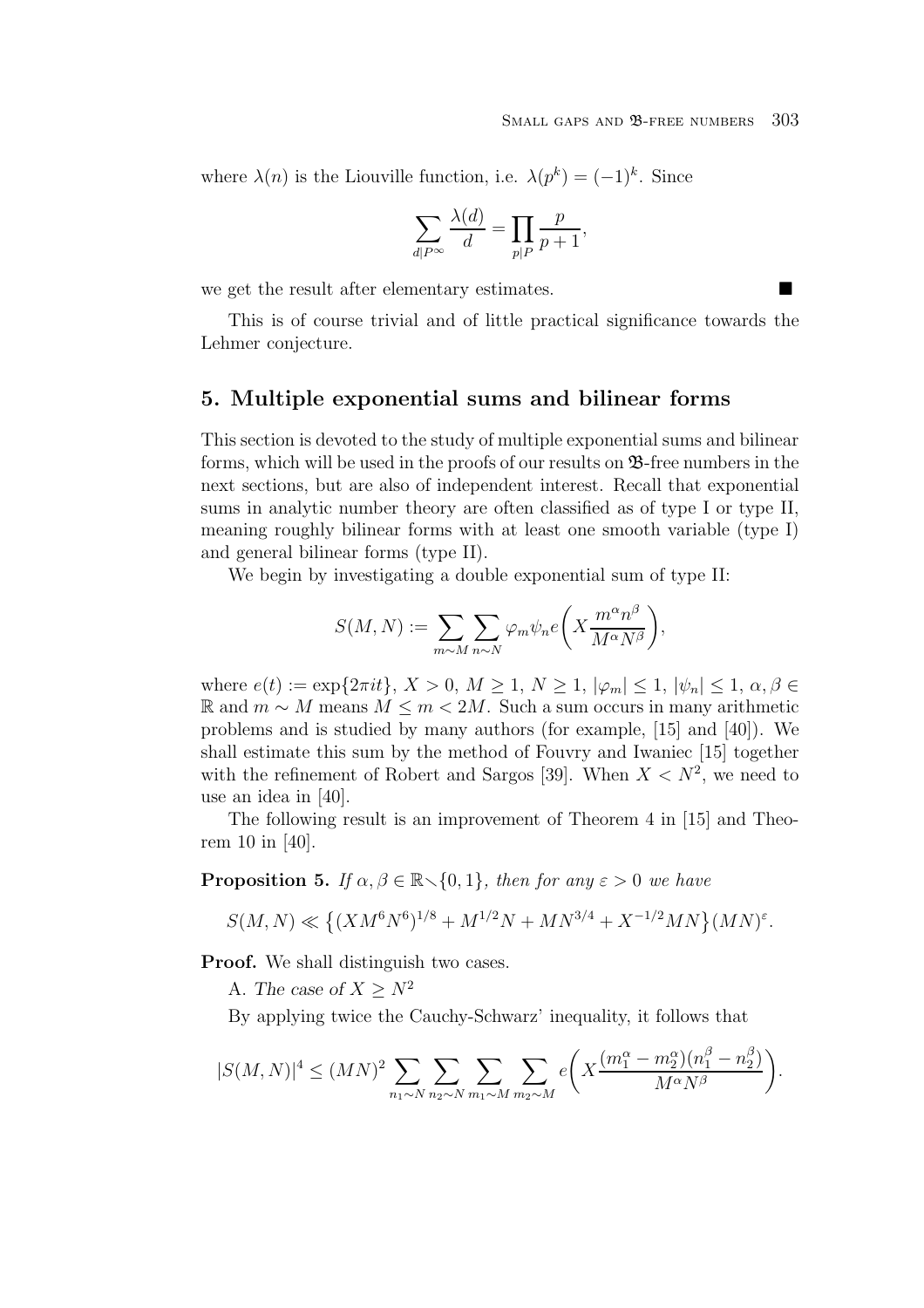where $\lambda(n)$ is the Liouville function, i.e. $\lambda(p^k) = (-1)^k$. Since

$$\sum_{d|P^\infty} \frac{\lambda(d)}{d} = \prod_{p|P} \frac{p}{p+1},$$

we get the result after elementary estimates. ∎

This is of course trivial and of little practical significance towards the Lehmer conjecture.

## 5. Multiple exponential sums and bilinear forms

This section is devoted to the study of multiple exponential sums and bilinear forms, which will be used in the proofs of our results on $\mathfrak{B}$-free numbers in the next sections, but are also of independent interest. Recall that exponential sums in analytic number theory are often classified as of type I or type II, meaning roughly bilinear forms with at least one smooth variable (type I) and general bilinear forms (type II).

We begin by investigating a double exponential sum of type II:

$$S(M,N) := \sum_{m\sim M}\sum_{n\sim N} \varphi_m \psi_n e\bigg(X\frac{m^\alpha n^\beta}{M^\alpha N^\beta}\bigg),$$

where $e(t) := \exp\{2\pi i t\}$, $X > 0$, $M \geq 1$, $N \geq 1$, $|\varphi_m| \leq 1$, $|\psi_n| \leq 1$, $\alpha, \beta \in \mathbb{R}$ and $m \sim M$ means $M \leq m < 2M$. Such a sum occurs in many arithmetic problems and is studied by many authors (for example, [15] and [40]). We shall estimate this sum by the method of Fouvry and Iwaniec [15] together with the refinement of Robert and Sargos [39]. When $X < N^2$, we need to use an idea in [40].

The following result is an improvement of Theorem 4 in [15] and Theorem 10 in [40].

**Proposition 5.** *If $\alpha, \beta \in \mathbb{R}\setminus\{0,1\}$, then for any $\varepsilon > 0$ we have*

$$S(M,N) \ll \big\{(XM^6N^6)^{1/8} + M^{1/2}N + MN^{3/4} + X^{-1/2}MN\big\}(MN)^\varepsilon.$$

**Proof.** We shall distinguish two cases.

A. *The case of $X \geq N^2$*

By applying twice the Cauchy-Schwarz' inequality, it follows that

$$|S(M,N)|^4 \leq (MN)^2 \sum_{n_1\sim N}\sum_{n_2\sim N}\sum_{m_1\sim M}\sum_{m_2\sim M} e\bigg(X\frac{(m_1^\alpha - m_2^\alpha)(n_1^\beta - n_2^\beta)}{M^\alpha N^\beta}\bigg).$$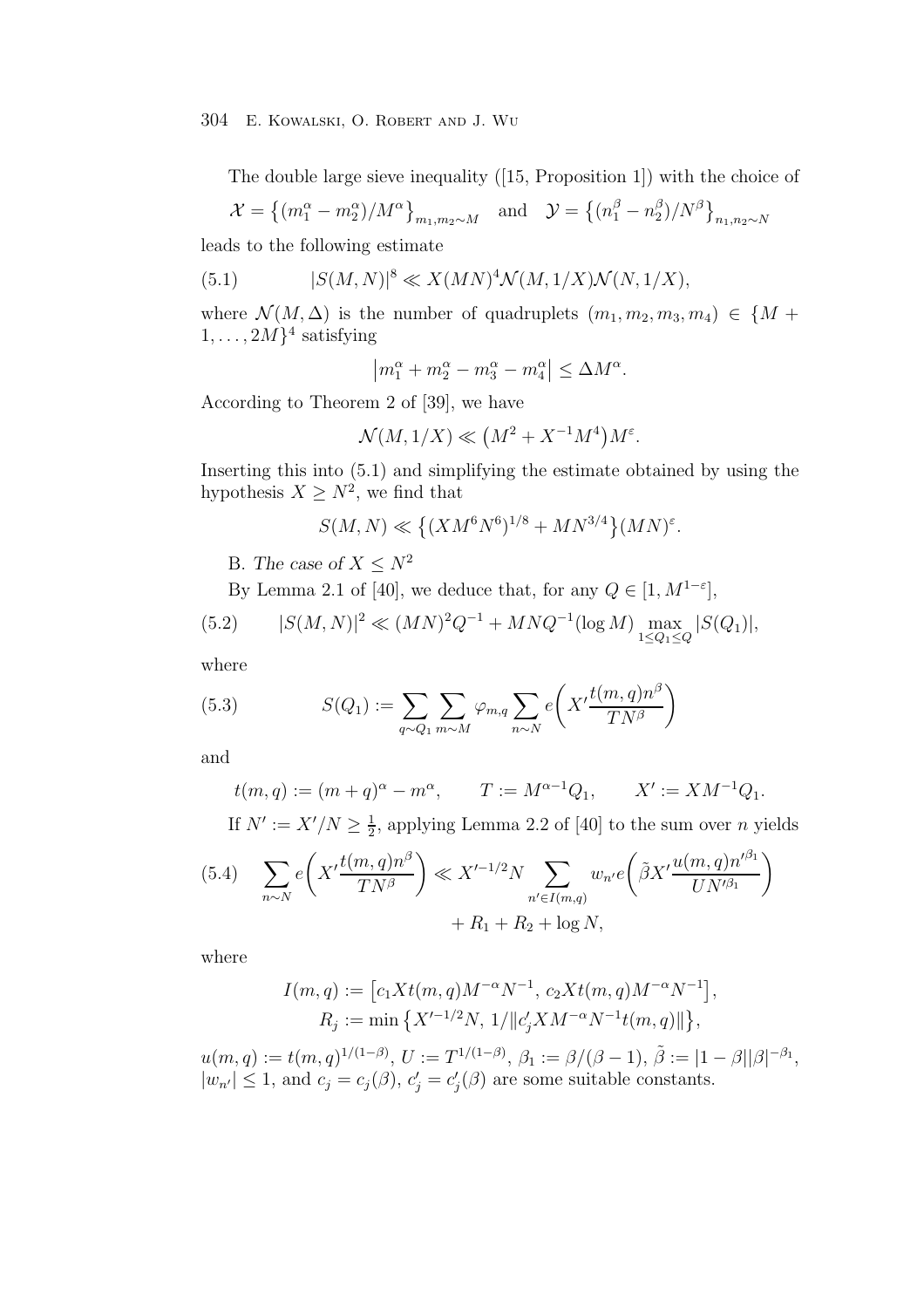The double large sieve inequality ([15, Proposition 1]) with the choice of

$$\mathcal{X} = \big\{(m_1^\alpha - m_2^\alpha)/M^\alpha\big\}_{m_1,m_2\sim M} \quad \text{and} \quad \mathcal{Y} = \big\{(n_1^\beta - n_2^\beta)/N^\beta\big\}_{n_1,n_2\sim N}$$

leads to the following estimate

$$|S(M,N)|^8 \ll X(MN)^4 \mathcal{N}(M,1/X)\mathcal{N}(N,1/X), \tag{5.1}$$

where $\mathcal{N}(M,\Delta)$ is the number of quadruplets $(m_1,m_2,m_3,m_4) \in \{M+1,\dots,2M\}^4$ satisfying

$$\big|m_1^\alpha + m_2^\alpha - m_3^\alpha - m_4^\alpha\big| \le \Delta M^\alpha.$$

According to Theorem 2 of [39], we have

$$\mathcal{N}(M,1/X) \ll \big(M^2 + X^{-1}M^4\big)M^\varepsilon.$$

Inserting this into (5.1) and simplifying the estimate obtained by using the hypothesis $X \ge N^2$, we find that

$$S(M,N) \ll \big\{(XM^6N^6)^{1/8} + MN^{3/4}\big\}(MN)^\varepsilon.$$

B. *The case of* $X \le N^2$

By Lemma 2.1 of [40], we deduce that, for any $Q \in [1, M^{1-\varepsilon}]$,

$$|S(M,N)|^2 \ll (MN)^2Q^{-1} + MNQ^{-1}(\log M) \max_{1\le Q_1\le Q} |S(Q_1)|, \tag{5.2}$$

where

$$S(Q_1) := \sum_{q\sim Q_1}\sum_{m\sim M} \varphi_{m,q} \sum_{n\sim N} e\bigg(X'\frac{t(m,q)n^\beta}{TN^\beta}\bigg) \tag{5.3}$$

and

$$t(m,q) := (m+q)^\alpha - m^\alpha, \qquad T := M^{\alpha-1}Q_1, \qquad X' := XM^{-1}Q_1.$$

If $N' := X'/N \ge \frac{1}{2}$, applying Lemma 2.2 of [40] to the sum over $n$ yields

$$\sum_{n\sim N} e\bigg(X'\frac{t(m,q)n^\beta}{TN^\beta}\bigg) \ll X'^{-1/2}N \sum_{n'\in I(m,q)} w_{n'} e\bigg(\tilde\beta X'\frac{u(m,q)n'^{\beta_1}}{UN'^{\beta_1}}\bigg) + R_1 + R_2 + \log N, \tag{5.4}$$

where

$$I(m,q) := \big[c_1Xt(m,q)M^{-\alpha}N^{-1},\, c_2Xt(m,q)M^{-\alpha}N^{-1}\big],$$
$$R_j := \min\big\{X'^{-1/2}N,\, 1/\|c_j'XM^{-\alpha}N^{-1}t(m,q)\|\big\},$$

$u(m,q) := t(m,q)^{1/(1-\beta)}$, $U := T^{1/(1-\beta)}$, $\beta_1 := \beta/(\beta-1)$, $\tilde\beta := |1-\beta||\beta|^{-\beta_1}$, $|w_{n'}| \le 1$, and $c_j = c_j(\beta)$, $c_j' = c_j'(\beta)$ are some suitable constants.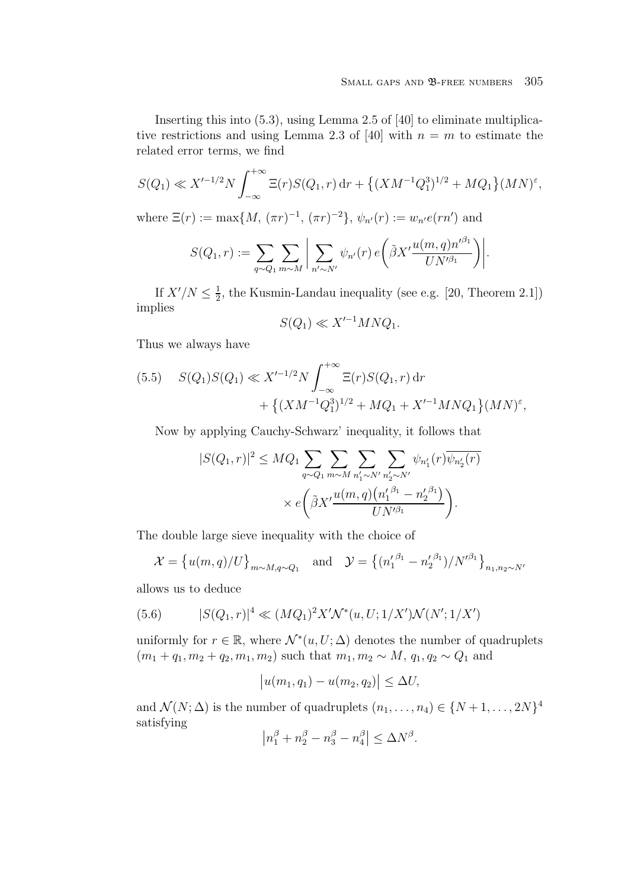Inserting this into (5.3), using Lemma 2.5 of [40] to eliminate multiplicative restrictions and using Lemma 2.3 of [40] with $n = m$ to estimate the related error terms, we find

$$S(Q_1) \ll X'^{-1/2} N \int_{-\infty}^{+\infty} \Xi(r) S(Q_1, r)\, \mathrm{d}r + \big\{(XM^{-1}Q_1^3)^{1/2} + MQ_1\big\}(MN)^{\varepsilon},$$

where $\Xi(r) := \max\{M,\, (\pi r)^{-1},\, (\pi r)^{-2}\}$, $\psi_{n'}(r) := w_{n'} e(rn')$ and

$$S(Q_1, r) := \sum_{q \sim Q_1} \sum_{m \sim M} \bigg| \sum_{n' \sim N'} \psi_{n'}(r)\, e\bigg(\tilde{\beta} X' \frac{u(m,q) n'^{\beta_1}}{UN'^{\beta_1}}\bigg)\bigg|.$$

If $X'/N \le \frac{1}{2}$, the Kusmin-Landau inequality (see e.g. [20, Theorem 2.1]) implies

$$S(Q_1) \ll X'^{-1} MNQ_1.$$

Thus we always have

$$\begin{aligned} (5.5) \qquad S(Q_1) S(Q_1) \ll X'^{-1/2} N & \int_{-\infty}^{+\infty} \Xi(r) S(Q_1, r)\, \mathrm{d}r \\ & + \big\{(XM^{-1}Q_1^3)^{1/2} + MQ_1 + X'^{-1} MNQ_1\big\}(MN)^{\varepsilon}, \end{aligned}$$

Now by applying Cauchy-Schwarz' inequality, it follows that

$$\begin{aligned} |S(Q_1, r)|^2 \le MQ_1 \sum_{q \sim Q_1} \sum_{m \sim M} \sum_{n_1' \sim N'} \sum_{n_2' \sim N'} & \psi_{n_1'}(r) \overline{\psi_{n_2'}(r)} \\ & \times e\bigg(\tilde{\beta} X' \frac{u(m,q)\big({n_1'}^{\beta_1} - {n_2'}^{\beta_1}\big)}{UN'^{\beta_1}}\bigg). \end{aligned}$$

The double large sieve inequality with the choice of

$$\mathcal{X} = \big\{u(m,q)/U\big\}_{m \sim M, q \sim Q_1} \quad \text{and} \quad \mathcal{Y} = \big\{({n_1'}^{\beta_1} - {n_2'}^{\beta_1})/N'^{\beta_1}\big\}_{n_1, n_2 \sim N'}$$

allows us to deduce

$$(5.6) \qquad |S(Q_1, r)|^4 \ll (MQ_1)^2 X' \mathcal{N}^*(u, U; 1/X') \mathcal{N}(N'; 1/X')$$

uniformly for $r \in \mathbb{R}$, where $\mathcal{N}^*(u, U; \Delta)$ denotes the number of quadruplets $(m_1 + q_1, m_2 + q_2, m_1, m_2)$ such that $m_1, m_2 \sim M$, $q_1, q_2 \sim Q_1$ and

$$\big|u(m_1, q_1) - u(m_2, q_2)\big| \le \Delta U,$$

and $\mathcal{N}(N; \Delta)$ is the number of quadruplets $(n_1, \ldots, n_4) \in \{N+1, \ldots, 2N\}^4$ satisfying

$$\big|n_1^{\beta} + n_2^{\beta} - n_3^{\beta} - n_4^{\beta}\big| \le \Delta N^{\beta}.$$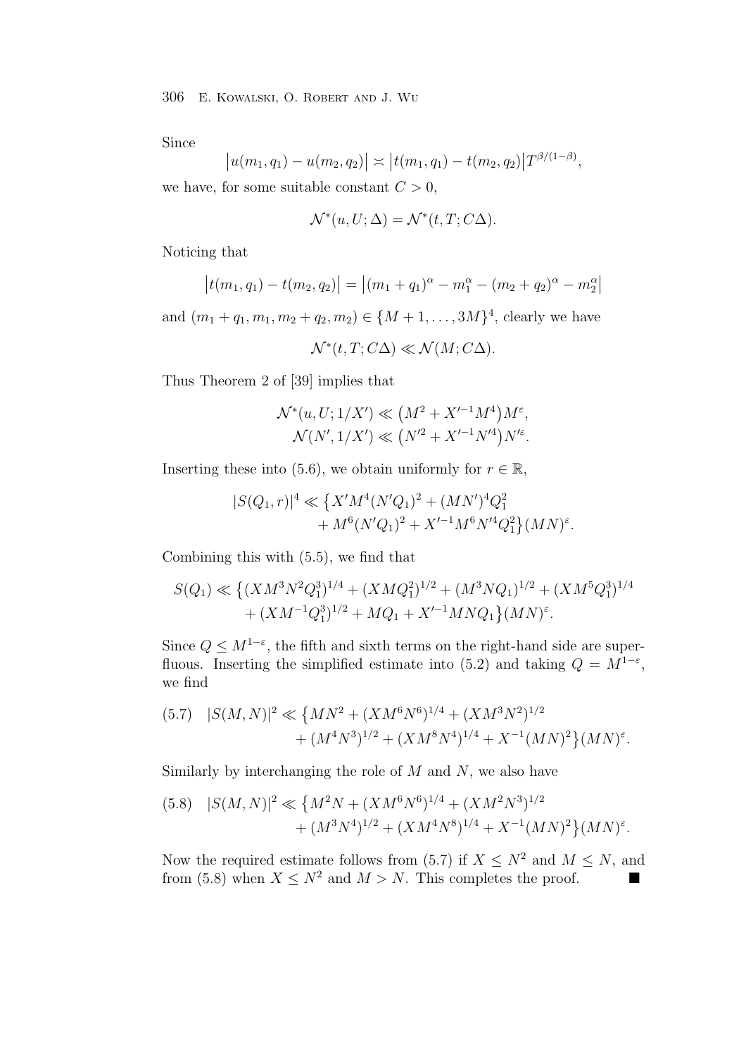Since

$$\left|u(m_1, q_1) - u(m_2, q_2)\right| \asymp \left|t(m_1, q_1) - t(m_2, q_2)\right| T^{\beta/(1-\beta)},$$

we have, for some suitable constant $C > 0$,

$$\mathcal{N}^*(u, U; \Delta) = \mathcal{N}^*(t, T; C\Delta).$$

Noticing that

$$\left|t(m_1, q_1) - t(m_2, q_2)\right| = \left|(m_1 + q_1)^\alpha - m_1^\alpha - (m_2 + q_2)^\alpha - m_2^\alpha\right|$$

and $(m_1 + q_1, m_1, m_2 + q_2, m_2) \in \{M + 1, \dots, 3M\}^4$, clearly we have

$$\mathcal{N}^*(t, T; C\Delta) \ll \mathcal{N}(M; C\Delta).$$

Thus Theorem 2 of [39] implies that

$$\begin{aligned}
\mathcal{N}^*(u, U; 1/X') &\ll \big(M^2 + X'^{-1} M^4\big) M^\varepsilon, \\
\mathcal{N}(N', 1/X') &\ll \big(N'^2 + X'^{-1} N'^4\big) N'^\varepsilon.
\end{aligned}$$

Inserting these into (5.6), we obtain uniformly for $r \in \mathbb{R}$,

$$\begin{aligned}
|S(Q_1, r)|^4 \ll \big\{&X' M^4 (N' Q_1)^2 + (MN')^4 Q_1^2 \\
&+ M^6 (N' Q_1)^2 + X'^{-1} M^6 N'^4 Q_1^2\big\} (MN)^\varepsilon.
\end{aligned}$$

Combining this with (5.5), we find that

$$\begin{aligned}
S(Q_1) \ll \big\{&(X M^3 N^2 Q_1^3)^{1/4} + (X M Q_1^2)^{1/2} + (M^3 N Q_1)^{1/2} + (X M^5 Q_1^3)^{1/4} \\
&+ (X M^{-1} Q_1^3)^{1/2} + M Q_1 + X'^{-1} M N Q_1\big\} (MN)^\varepsilon.
\end{aligned}$$

Since $Q \le M^{1-\varepsilon}$, the fifth and sixth terms on the right-hand side are superfluous. Inserting the simplified estimate into (5.2) and taking $Q = M^{1-\varepsilon}$, we find

$$\begin{aligned}
(5.7) \quad |S(M, N)|^2 \ll \big\{&M N^2 + (X M^6 N^6)^{1/4} + (X M^3 N^2)^{1/2} \\
&+ (M^4 N^3)^{1/2} + (X M^8 N^4)^{1/4} + X^{-1} (MN)^2\big\} (MN)^\varepsilon.
\end{aligned}$$

Similarly by interchanging the role of $M$ and $N$, we also have

$$\begin{aligned}
(5.8) \quad |S(M, N)|^2 \ll \big\{&M^2 N + (X M^6 N^6)^{1/4} + (X M^2 N^3)^{1/2} \\
&+ (M^3 N^4)^{1/2} + (X M^4 N^8)^{1/4} + X^{-1} (MN)^2\big\} (MN)^\varepsilon.
\end{aligned}$$

Now the required estimate follows from (5.7) if $X \le N^2$ and $M \le N$, and from (5.8) when $X \le N^2$ and $M > N$. This completes the proof. ∎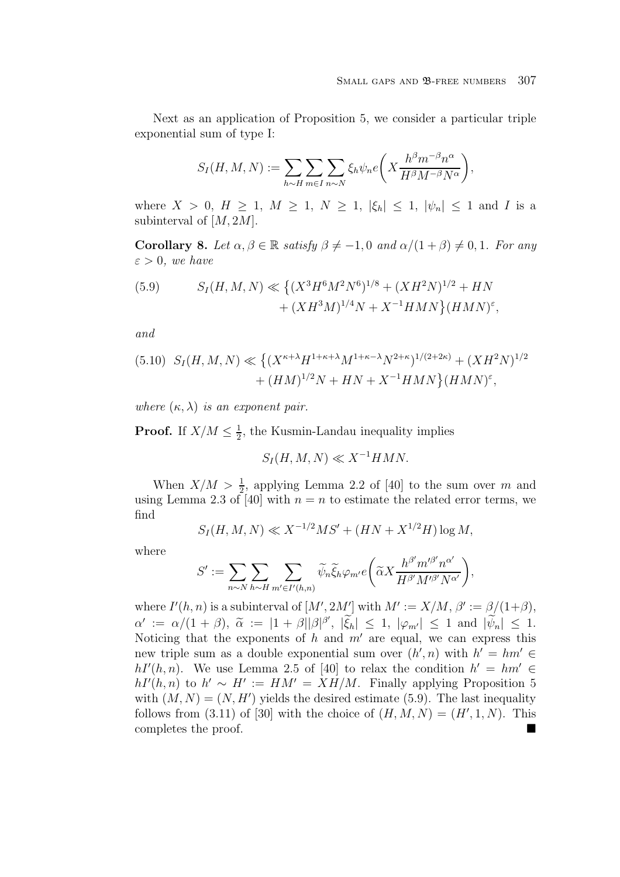Next as an application of Proposition 5, we consider a particular triple exponential sum of type I:

$$S_I(H,M,N) := \sum_{h\sim H}\sum_{m\in I}\sum_{n\sim N}\xi_h\psi_n e\bigg(X\frac{h^\beta m^{-\beta} n^\alpha}{H^\beta M^{-\beta} N^\alpha}\bigg),$$

where $X > 0$, $H \geq 1$, $M \geq 1$, $N \geq 1$, $|\xi_h| \leq 1$, $|\psi_n| \leq 1$ and $I$ is a subinterval of $[M, 2M]$.

**Corollary 8.** *Let $\alpha, \beta \in \mathbb{R}$ satisfy $\beta \neq -1, 0$ and $\alpha/(1+\beta) \neq 0, 1$. For any $\varepsilon > 0$, we have*

$$S_I(H,M,N) \ll \big\{(X^3H^6M^2N^6)^{1/8} + (XH^2N)^{1/2} + HN + (XH^3M)^{1/4}N + X^{-1}HMN\big\}(HMN)^\varepsilon, \tag{5.9}$$

*and*

$$S_I(H,M,N) \ll \big\{(X^{\kappa+\lambda}H^{1+\kappa+\lambda}M^{1+\kappa-\lambda}N^{2+\kappa})^{1/(2+2\kappa)} + (XH^2N)^{1/2} + (HM)^{1/2}N + HN + X^{-1}HMN\big\}(HMN)^\varepsilon, \tag{5.10}$$

*where $(\kappa, \lambda)$ is an exponent pair.*

**Proof.** If $X/M \leq \frac{1}{2}$, the Kusmin-Landau inequality implies

$$S_I(H,M,N) \ll X^{-1}HMN.$$

When $X/M > \frac{1}{2}$, applying Lemma 2.2 of [40] to the sum over $m$ and using Lemma 2.3 of [40] with $n = n$ to estimate the related error terms, we find

$$S_I(H,M,N) \ll X^{-1/2}MS' + (HN + X^{1/2}H)\log M,$$

where

$$S' := \sum_{n\sim N}\sum_{h\sim H}\sum_{m'\in I'(h,n)}\widetilde{\psi}_n\widetilde{\xi}_h\varphi_{m'}e\bigg(\widetilde{\alpha}X\frac{h^{\beta'}m'^{\beta'}n^{\alpha'}}{H^{\beta'}M'^{\beta'}N^{\alpha'}}\bigg),$$

where $I'(h,n)$ is a subinterval of $[M', 2M']$ with $M' := X/M$, $\beta' := \beta/(1+\beta)$, $\alpha' := \alpha/(1+\beta)$, $\widetilde{\alpha} := |1+\beta||\beta|^{\beta'}$, $|\widetilde{\xi}_h| \leq 1$, $|\varphi_{m'}| \leq 1$ and $|\widetilde{\psi}_n| \leq 1$. Noticing that the exponents of $h$ and $m'$ are equal, we can express this new triple sum as a double exponential sum over $(h', n)$ with $h' = hm' \in hI'(h,n)$. We use Lemma 2.5 of [40] to relax the condition $h' = hm' \in hI'(h,n)$ to $h' \sim H' := HM' = XH/M$. Finally applying Proposition 5 with $(M,N) = (N,H')$ yields the desired estimate (5.9). The last inequality follows from (3.11) of [30] with the choice of $(H,M,N) = (H',1,N)$. This completes the proof. ■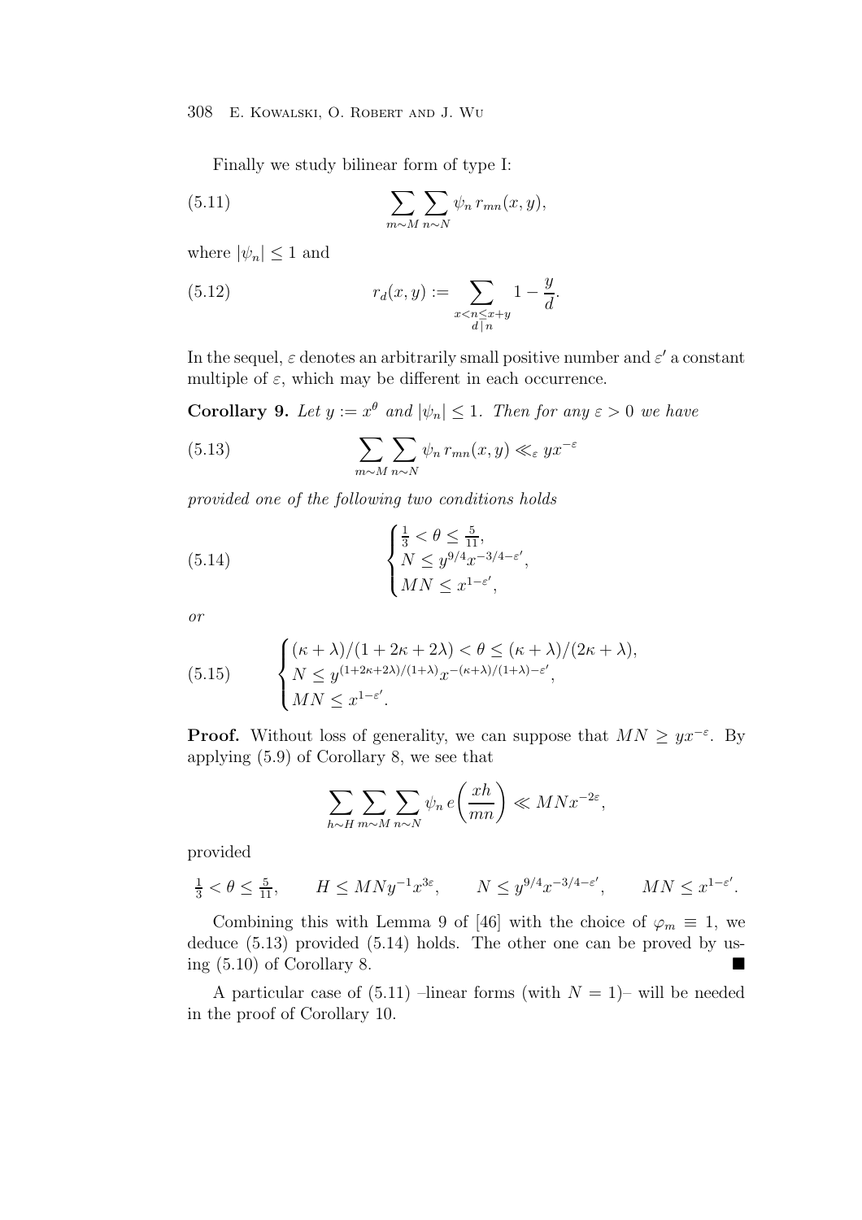Finally we study bilinear form of type I:

$$\sum_{m\sim M}\sum_{n\sim N}\psi_n\, r_{mn}(x,y), \tag{5.11}$$

where $|\psi_n|\le 1$ and

$$r_d(x,y) := \sum_{\substack{x<n\le x+y\\ d\mid n}} 1 - \frac{y}{d}. \tag{5.12}$$

In the sequel, $\varepsilon$ denotes an arbitrarily small positive number and $\varepsilon'$ a constant multiple of $\varepsilon$, which may be different in each occurrence.

**Corollary 9.** *Let $y := x^\theta$ and $|\psi_n|\le 1$. Then for any $\varepsilon>0$ we have*

$$\sum_{m\sim M}\sum_{n\sim N}\psi_n\, r_{mn}(x,y) \ll_\varepsilon yx^{-\varepsilon} \tag{5.13}$$

*provided one of the following two conditions holds*

$$\begin{cases} \frac{1}{3}<\theta\le\frac{5}{11}, \\ N\le y^{9/4}x^{-3/4-\varepsilon'}, \\ MN\le x^{1-\varepsilon'}, \end{cases} \tag{5.14}$$

*or*

$$\begin{cases} (\kappa+\lambda)/(1+2\kappa+2\lambda)<\theta\le(\kappa+\lambda)/(2\kappa+\lambda), \\ N\le y^{(1+2\kappa+2\lambda)/(1+\lambda)}x^{-(\kappa+\lambda)/(1+\lambda)-\varepsilon'}, \\ MN\le x^{1-\varepsilon'}. \end{cases} \tag{5.15}$$

**Proof.** Without loss of generality, we can suppose that $MN\ge yx^{-\varepsilon}$. By applying (5.9) of Corollary 8, we see that

$$\sum_{h\sim H}\sum_{m\sim M}\sum_{n\sim N}\psi_n\, e\bigg(\frac{xh}{mn}\bigg) \ll MNx^{-2\varepsilon},$$

provided

$$\tfrac{1}{3}<\theta\le\tfrac{5}{11}, \qquad H\le MNy^{-1}x^{3\varepsilon}, \qquad N\le y^{9/4}x^{-3/4-\varepsilon'}, \qquad MN\le x^{1-\varepsilon'}.$$

Combining this with Lemma 9 of [46] with the choice of $\varphi_m\equiv 1$, we deduce (5.13) provided (5.14) holds. The other one can be proved by using (5.10) of Corollary 8. ∎

A particular case of (5.11) –linear forms (with $N=1$)– will be needed in the proof of Corollary 10.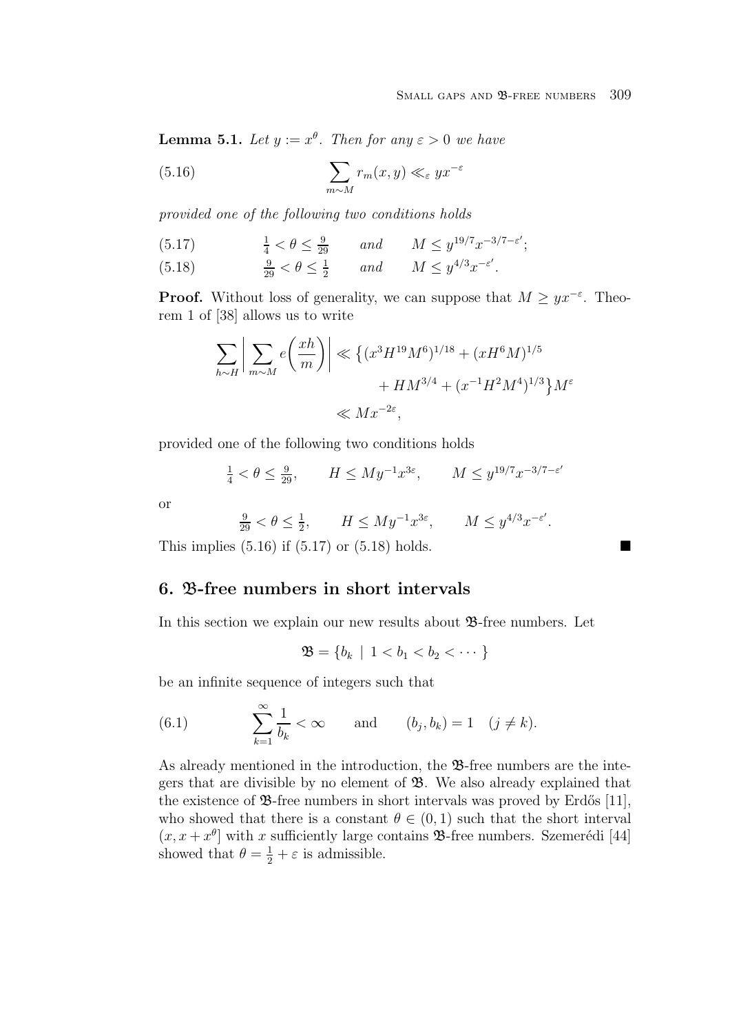**Lemma 5.1.** *Let $y := x^\theta$. Then for any $\varepsilon > 0$ we have*

$$\sum_{m\sim M} r_m(x,y) \ll_\varepsilon yx^{-\varepsilon} \tag{5.16}$$

*provided one of the following two conditions holds*

$$\tfrac{1}{4} < \theta \le \tfrac{9}{29} \qquad \textit{and} \qquad M \le y^{19/7}x^{-3/7-\varepsilon'}; \tag{5.17}$$

$$\tfrac{9}{29} < \theta \le \tfrac{1}{2} \qquad \textit{and} \qquad M \le y^{4/3}x^{-\varepsilon'}. \tag{5.18}$$

**Proof.** Without loss of generality, we can suppose that $M \ge yx^{-\varepsilon}$. Theorem 1 of [38] allows us to write

$$\begin{aligned}\sum_{h\sim H}\bigg|\sum_{m\sim M} e\bigg(\frac{xh}{m}\bigg)\bigg| &\ll \big\{(x^3H^{19}M^6)^{1/18} + (xH^6M)^{1/5} \\ &\qquad + HM^{3/4} + (x^{-1}H^2M^4)^{1/3}\big\}M^\varepsilon \\ &\ll Mx^{-2\varepsilon},\end{aligned}$$

provided one of the following two conditions holds

$$\tfrac{1}{4} < \theta \le \tfrac{9}{29}, \qquad H \le My^{-1}x^{3\varepsilon}, \qquad M \le y^{19/7}x^{-3/7-\varepsilon'}$$

or

$$\tfrac{9}{29} < \theta \le \tfrac{1}{2}, \qquad H \le My^{-1}x^{3\varepsilon}, \qquad M \le y^{4/3}x^{-\varepsilon'}.$$

This implies (5.16) if (5.17) or (5.18) holds. ∎

## 6. $\mathfrak{B}$-free numbers in short intervals

In this section we explain our new results about $\mathfrak{B}$-free numbers. Let

$$\mathfrak{B} = \{b_k \mid 1 < b_1 < b_2 < \cdots\}$$

be an infinite sequence of integers such that

$$\sum_{k=1}^{\infty}\frac{1}{b_k} < \infty \qquad \text{and} \qquad (b_j, b_k) = 1 \quad (j \ne k). \tag{6.1}$$

As already mentioned in the introduction, the $\mathfrak{B}$-free numbers are the integers that are divisible by no element of $\mathfrak{B}$. We also already explained that the existence of $\mathfrak{B}$-free numbers in short intervals was proved by Erdős [11], who showed that there is a constant $\theta \in (0,1)$ such that the short interval $(x, x+x^\theta]$ with $x$ sufficiently large contains $\mathfrak{B}$-free numbers. Szemerédi [44] showed that $\theta = \frac{1}{2} + \varepsilon$ is admissible.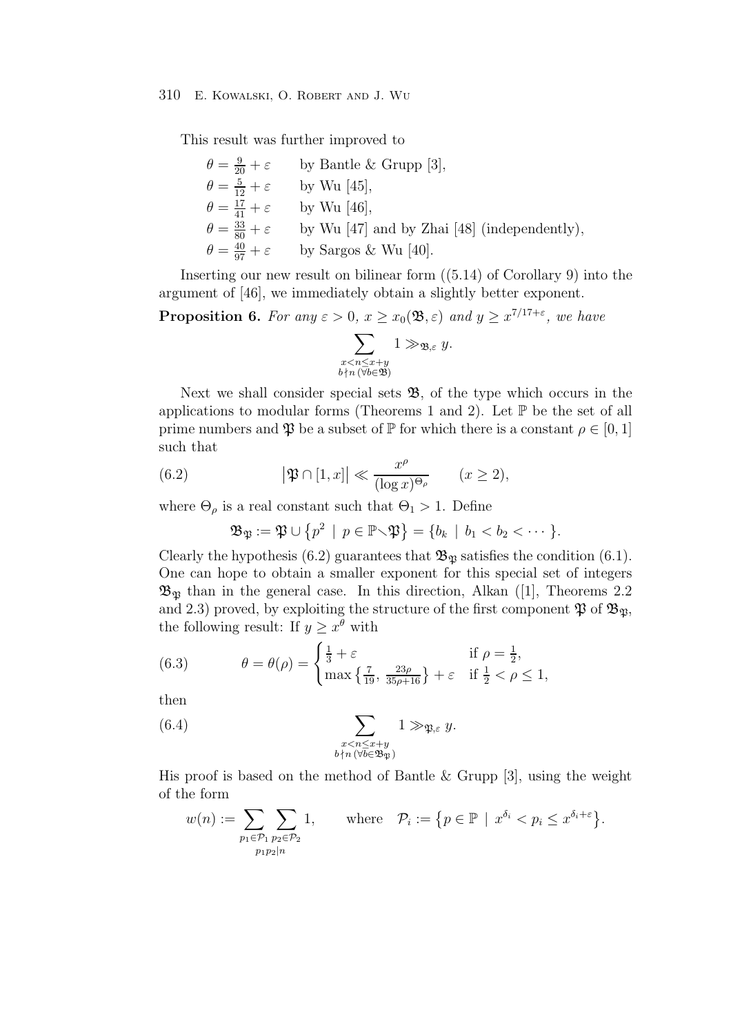This result was further improved to

$\theta = \frac{9}{20} + \varepsilon$ by Bantle & Grupp [3],
$\theta = \frac{5}{12} + \varepsilon$ by Wu [45],
$\theta = \frac{17}{41} + \varepsilon$ by Wu [46],
$\theta = \frac{33}{80} + \varepsilon$ by Wu [47] and by Zhai [48] (independently),
$\theta = \frac{40}{97} + \varepsilon$ by Sargos & Wu [40].

Inserting our new result on bilinear form ((5.14) of Corollary 9) into the argument of [46], we immediately obtain a slightly better exponent.

**Proposition 6.** *For any $\varepsilon > 0$, $x \geq x_0(\mathfrak{B}, \varepsilon)$ and $y \geq x^{7/17+\varepsilon}$, we have*

$$\sum_{\substack{x<n\leq x+y \\ b\nmid n\,(\forall b\in\mathfrak{B})}} 1 \gg_{\mathfrak{B},\varepsilon} y.$$

Next we shall consider special sets $\mathfrak{B}$, of the type which occurs in the applications to modular forms (Theorems 1 and 2). Let $\mathbb{P}$ be the set of all prime numbers and $\mathfrak{P}$ be a subset of $\mathbb{P}$ for which there is a constant $\rho \in [0, 1]$ such that

$$\big|\mathfrak{P} \cap [1, x]\big| \ll \frac{x^\rho}{(\log x)^{\Theta_\rho}} \qquad (x \geq 2), \tag{6.2}$$

where $\Theta_\rho$ is a real constant such that $\Theta_1 > 1$. Define

$$\mathfrak{B}_{\mathfrak{P}} := \mathfrak{P} \cup \big\{p^2 \mid p \in \mathbb{P} \smallsetminus \mathfrak{P}\big\} = \{b_k \mid b_1 < b_2 < \cdots\}.$$

Clearly the hypothesis (6.2) guarantees that $\mathfrak{B}_{\mathfrak{P}}$ satisfies the condition (6.1). One can hope to obtain a smaller exponent for this special set of integers $\mathfrak{B}_{\mathfrak{P}}$ than in the general case. In this direction, Alkan ([1], Theorems 2.2 and 2.3) proved, by exploiting the structure of the first component $\mathfrak{P}$ of $\mathfrak{B}_{\mathfrak{P}}$, the following result: If $y \geq x^\theta$ with

$$\theta = \theta(\rho) = \begin{cases} \frac{1}{3} + \varepsilon & \text{if } \rho = \frac{1}{2}, \\ \max\big\{\frac{7}{19}, \frac{23\rho}{35\rho+16}\big\} + \varepsilon & \text{if } \frac{1}{2} < \rho \leq 1, \end{cases} \tag{6.3}$$

then

$$\sum_{\substack{x<n\leq x+y \\ b\nmid n\,(\forall b\in\mathfrak{B}_{\mathfrak{P}})}} 1 \gg_{\mathfrak{P},\varepsilon} y. \tag{6.4}$$

His proof is based on the method of Bantle & Grupp [3], using the weight of the form

$$w(n) := \sum_{\substack{p_1\in\mathcal{P}_1 \\ p_1p_2\mid n}} \sum_{p_2\in\mathcal{P}_2} 1, \qquad \text{where} \quad \mathcal{P}_i := \big\{p \in \mathbb{P} \mid x^{\delta_i} < p_i \leq x^{\delta_i+\varepsilon}\big\}.$$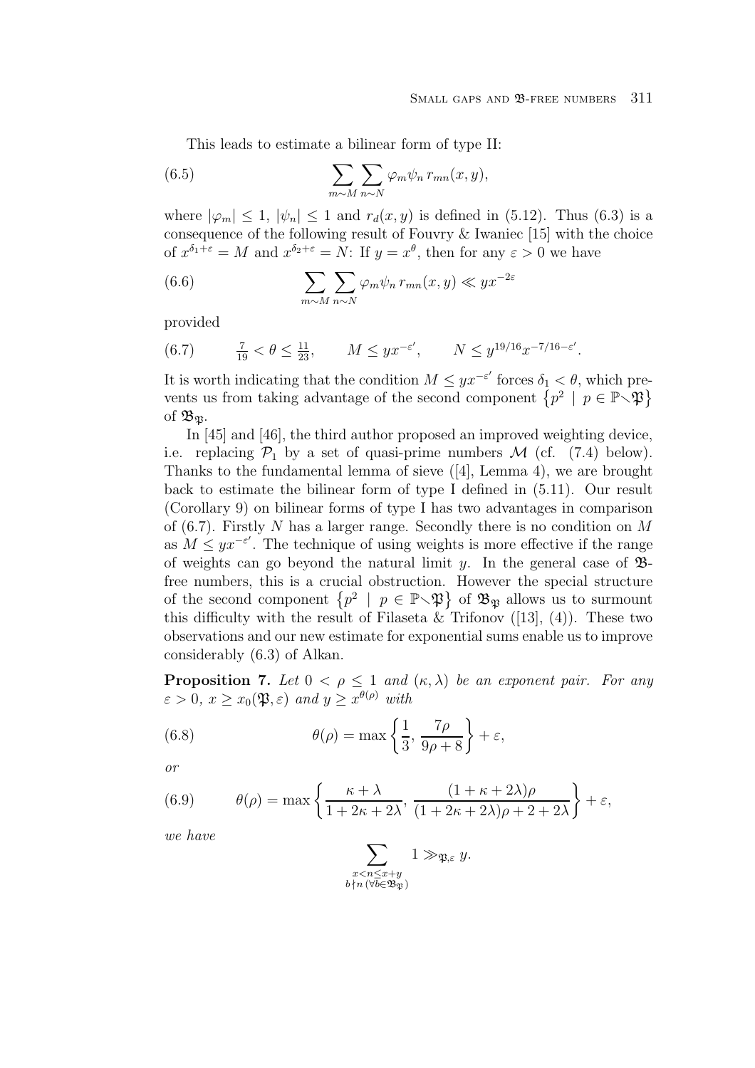This leads to estimate a bilinear form of type II:

$$\sum_{m\sim M}\sum_{n\sim N}\varphi_m\psi_n\, r_{mn}(x,y), \tag{6.5}$$

where $|\varphi_m|\le 1$, $|\psi_n|\le 1$ and $r_d(x,y)$ is defined in (5.12). Thus (6.3) is a consequence of the following result of Fouvry & Iwaniec [15] with the choice of $x^{\delta_1+\varepsilon}=M$ and $x^{\delta_2+\varepsilon}=N$: If $y=x^\theta$, then for any $\varepsilon>0$ we have

$$\sum_{m\sim M}\sum_{n\sim N}\varphi_m\psi_n\, r_{mn}(x,y)\ll yx^{-2\varepsilon} \tag{6.6}$$

provided

$$\tfrac{7}{19}<\theta\le\tfrac{11}{23},\qquad M\le yx^{-\varepsilon'},\qquad N\le y^{19/16}x^{-7/16-\varepsilon'}. \tag{6.7}$$

It is worth indicating that the condition $M\le yx^{-\varepsilon'}$ forces $\delta_1<\theta$, which prevents us from taking advantage of the second component $\{p^2 \mid p\in\mathbb{P}\smallsetminus\mathfrak{P}\}$ of $\mathfrak{B}_{\mathfrak{P}}$.

In [45] and [46], the third author proposed an improved weighting device, i.e. replacing $\mathcal{P}_1$ by a set of quasi-prime numbers $\mathcal{M}$ (cf. (7.4) below). Thanks to the fundamental lemma of sieve ([4], Lemma 4), we are brought back to estimate the bilinear form of type I defined in (5.11). Our result (Corollary 9) on bilinear forms of type I has two advantages in comparison of (6.7). Firstly $N$ has a larger range. Secondly there is no condition on $M$ as $M\le yx^{-\varepsilon'}$. The technique of using weights is more effective if the range of weights can go beyond the natural limit $y$. In the general case of $\mathfrak{B}$-free numbers, this is a crucial obstruction. However the special structure of the second component $\{p^2 \mid p\in\mathbb{P}\smallsetminus\mathfrak{P}\}$ of $\mathfrak{B}_{\mathfrak{P}}$ allows us to surmount this difficulty with the result of Filaseta & Trifonov ([13], (4)). These two observations and our new estimate for exponential sums enable us to improve considerably (6.3) of Alkan.

**Proposition 7.** *Let $0<\rho\le 1$ and $(\kappa,\lambda)$ be an exponent pair. For any $\varepsilon>0$, $x\ge x_0(\mathfrak{P},\varepsilon)$ and $y\ge x^{\theta(\rho)}$ with*

$$\theta(\rho)=\max\left\{\frac{1}{3},\,\frac{7\rho}{9\rho+8}\right\}+\varepsilon, \tag{6.8}$$

*or*

$$\theta(\rho)=\max\left\{\frac{\kappa+\lambda}{1+2\kappa+2\lambda},\,\frac{(1+\kappa+2\lambda)\rho}{(1+2\kappa+2\lambda)\rho+2+2\lambda}\right\}+\varepsilon, \tag{6.9}$$

*we have*

$$\sum_{\substack{x<n\le x+y\\ b\nmid n\,(\forall b\in\mathfrak{B}_{\mathfrak{P}})}}1\gg_{\mathfrak{P},\varepsilon} y.$$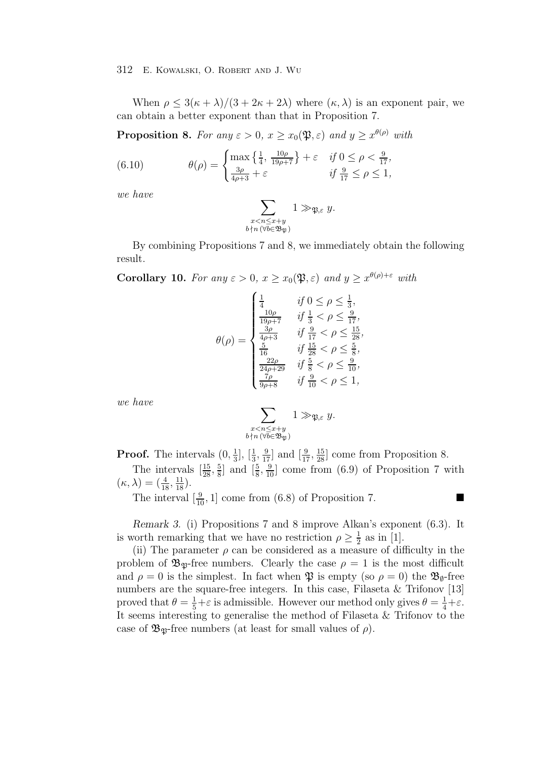When $\rho \le 3(\kappa+\lambda)/(3+2\kappa+2\lambda)$ where $(\kappa,\lambda)$ is an exponent pair, we can obtain a better exponent than that in Proposition 7.

**Proposition 8.** *For any $\varepsilon > 0$, $x \ge x_0(\mathfrak{P},\varepsilon)$ and $y \ge x^{\theta(\rho)}$ with*

$$\theta(\rho) = \begin{cases} \max\left\{\frac{1}{4}, \frac{10\rho}{19\rho+7}\right\} + \varepsilon & \text{if } 0 \le \rho < \frac{9}{17}, \\ \frac{3\rho}{4\rho+3} + \varepsilon & \text{if } \frac{9}{17} \le \rho \le 1, \end{cases} \tag{6.10}$$

*we have*

$$\sum_{\substack{x<n\le x+y \\ b\nmid n\,(\forall b\in\mathfrak{B}_{\mathfrak{P}})}} 1 \gg_{\mathfrak{P},\varepsilon} y.$$

By combining Propositions 7 and 8, we immediately obtain the following result.

**Corollary 10.** *For any $\varepsilon > 0$, $x \ge x_0(\mathfrak{P},\varepsilon)$ and $y \ge x^{\theta(\rho)+\varepsilon}$ with*

$$\theta(\rho) = \begin{cases} \frac{1}{4} & \text{if } 0 \le \rho \le \frac{1}{3}, \\ \frac{10\rho}{19\rho+7} & \text{if } \frac{1}{3} < \rho \le \frac{9}{17}, \\ \frac{3\rho}{4\rho+3} & \text{if } \frac{9}{17} < \rho \le \frac{15}{28}, \\ \frac{5}{16} & \text{if } \frac{15}{28} < \rho \le \frac{5}{8}, \\ \frac{22\rho}{24\rho+29} & \text{if } \frac{5}{8} < \rho \le \frac{9}{10}, \\ \frac{7\rho}{9\rho+8} & \text{if } \frac{9}{10} < \rho \le 1, \end{cases}$$

*we have*

$$\sum_{\substack{x<n\le x+y \\ b\nmid n\,(\forall b\in\mathfrak{B}_{\mathfrak{P}})}} 1 \gg_{\mathfrak{P},\varepsilon} y.$$

**Proof.** The intervals $(0, \frac{1}{3}]$, $[\frac{1}{3}, \frac{9}{17}]$ and $[\frac{9}{17}, \frac{15}{28}]$ come from Proposition 8.

The intervals $[\frac{15}{28}, \frac{5}{8}]$ and $[\frac{5}{8}, \frac{9}{10}]$ come from (6.9) of Proposition 7 with $(\kappa,\lambda) = (\frac{4}{18}, \frac{11}{18})$.

The interval $[\frac{9}{10}, 1]$ come from (6.8) of Proposition 7. ∎

*Remark 3.* (i) Propositions 7 and 8 improve Alkan's exponent (6.3). It is worth remarking that we have no restriction $\rho \ge \frac{1}{2}$ as in [1].

(ii) The parameter $\rho$ can be considered as a measure of difficulty in the problem of $\mathfrak{B}_{\mathfrak{P}}$-free numbers. Clearly the case $\rho = 1$ is the most difficult and $\rho = 0$ is the simplest. In fact when $\mathfrak{P}$ is empty (so $\rho = 0$) the $\mathfrak{B}_{\emptyset}$-free numbers are the square-free integers. In this case, Filaseta & Trifonov [13] proved that $\theta = \frac{1}{5}+\varepsilon$ is admissible. However our method only gives $\theta = \frac{1}{4}+\varepsilon$. It seems interesting to generalise the method of Filaseta & Trifonov to the case of $\mathfrak{B}_{\mathfrak{P}}$-free numbers (at least for small values of $\rho$).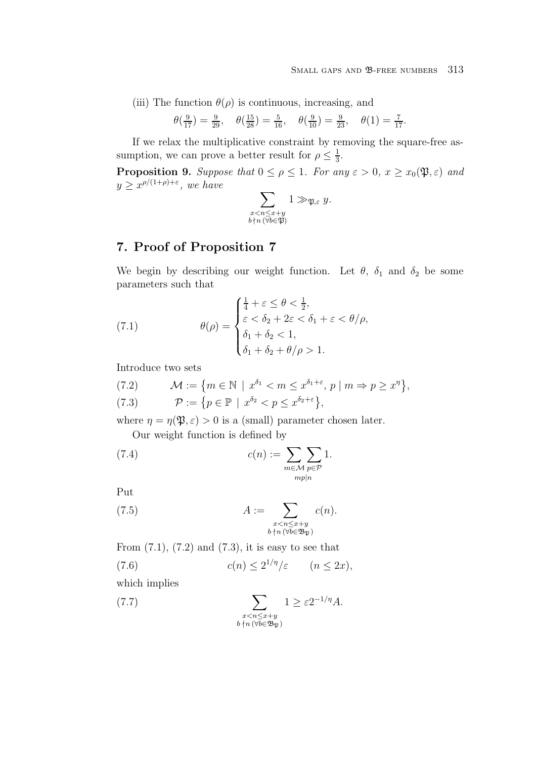(iii) The function $\theta(\rho)$ is continuous, increasing, and

$$\theta(\tfrac{9}{17}) = \tfrac{9}{29}, \quad \theta(\tfrac{15}{28}) = \tfrac{5}{16}, \quad \theta(\tfrac{9}{10}) = \tfrac{9}{23}, \quad \theta(1) = \tfrac{7}{17}.$$

If we relax the multiplicative constraint by removing the square-free assumption, we can prove a better result for $\rho \le \frac{1}{3}$.

**Proposition 9.** *Suppose that $0 \le \rho \le 1$. For any $\varepsilon > 0$, $x \ge x_0(\mathfrak{P}, \varepsilon)$ and $y \ge x^{\rho/(1+\rho)+\varepsilon}$, we have*

$$\sum_{\substack{x<n\le x+y \\ b\nmid n\,(\forall b\in\mathfrak{P})}} 1 \gg_{\mathfrak{P},\varepsilon} y.$$

## 7. Proof of Proposition 7

We begin by describing our weight function. Let $\theta$, $\delta_1$ and $\delta_2$ be some parameters such that

$$\theta(\rho) = \begin{cases} \frac{1}{4} + \varepsilon \le \theta < \frac{1}{2}, \\ \varepsilon < \delta_2 + 2\varepsilon < \delta_1 + \varepsilon < \theta/\rho, \\ \delta_1 + \delta_2 < 1, \\ \delta_1 + \delta_2 + \theta/\rho > 1. \end{cases} \tag{7.1}$$

Introduce two sets

$$\mathcal{M} := \big\{ m \in \mathbb{N} \mid x^{\delta_1} < m \le x^{\delta_1+\varepsilon},\, p \mid m \Rightarrow p \ge x^{\eta} \big\}, \tag{7.2}$$

$$\mathcal{P} := \big\{ p \in \mathbb{P} \mid x^{\delta_2} < p \le x^{\delta_2+\varepsilon} \big\}, \tag{7.3}$$

where $\eta = \eta(\mathfrak{P}, \varepsilon) > 0$ is a (small) parameter chosen later.

Our weight function is defined by

$$c(n) := \sum_{\substack{m\in\mathcal{M} \\ mp|n}} \sum_{p\in\mathcal{P}} 1. \tag{7.4}$$

Put

$$A := \sum_{\substack{x<n\le x+y \\ b\nmid n\,(\forall b\in\mathfrak{B}_{\mathfrak{P}})}} c(n). \tag{7.5}$$

From (7.1), (7.2) and (7.3), it is easy to see that

$$c(n) \le 2^{1/\eta}/\varepsilon \qquad (n \le 2x), \tag{7.6}$$

which implies

$$\sum_{\substack{x<n\le x+y \\ b\nmid n\,(\forall b\in\mathfrak{B}_{\mathfrak{P}})}} 1 \ge \varepsilon 2^{-1/\eta} A. \tag{7.7}$$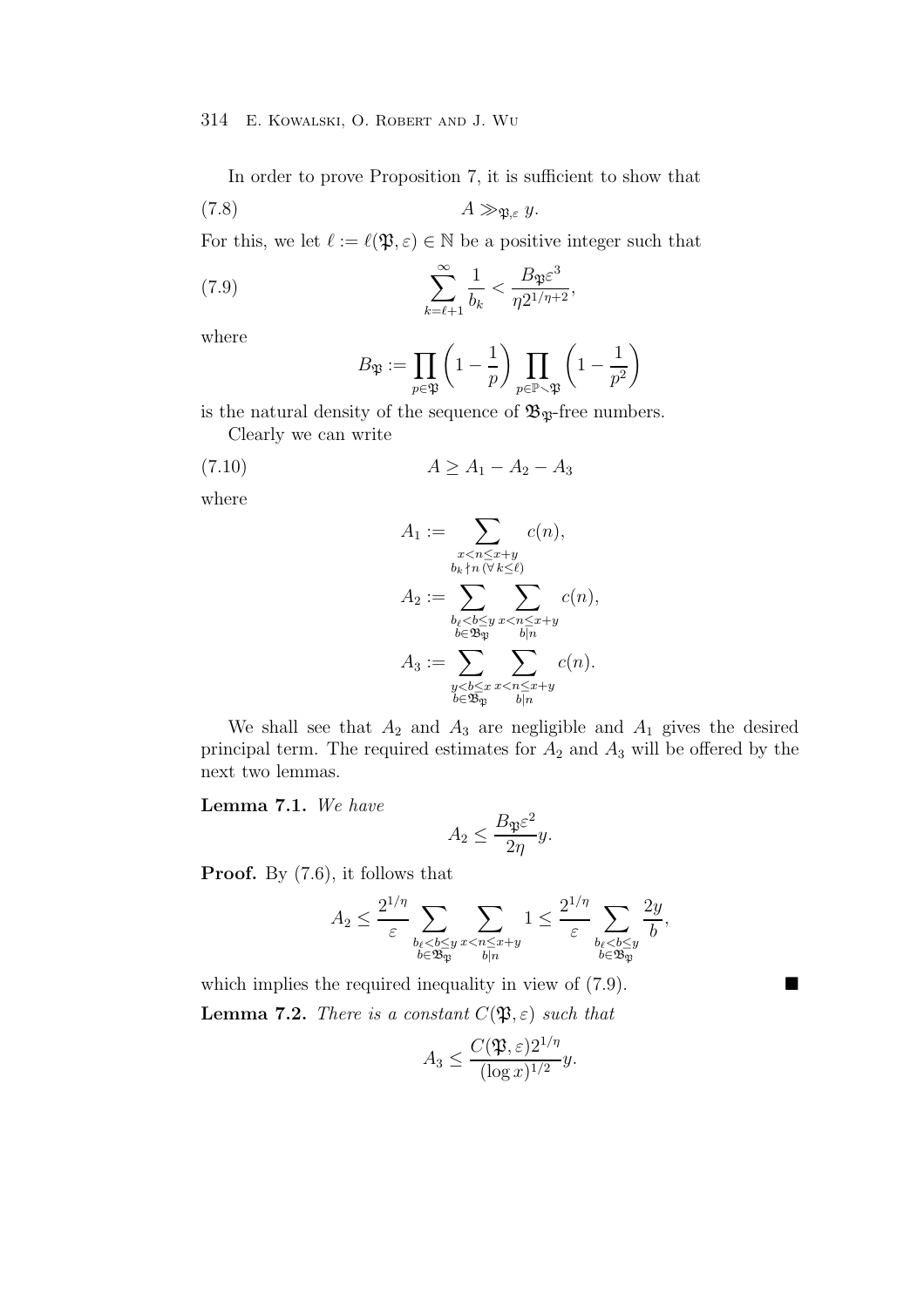In order to prove Proposition 7, it is sufficient to show that

$$A \gg_{\mathfrak{P},\varepsilon} y. \tag{7.8}$$

For this, we let $\ell := \ell(\mathfrak{P},\varepsilon) \in \mathbb{N}$ be a positive integer such that

$$\sum_{k=\ell+1}^{\infty} \frac{1}{b_k} < \frac{B_{\mathfrak{P}}\varepsilon^3}{\eta 2^{1/\eta+2}}, \tag{7.9}$$

where

$$B_{\mathfrak{P}} := \prod_{p\in\mathfrak{P}} \left(1 - \frac{1}{p}\right) \prod_{p\in\mathbb{P}\smallsetminus\mathfrak{P}} \left(1 - \frac{1}{p^2}\right)$$

is the natural density of the sequence of $\mathfrak{B}_{\mathfrak{P}}$-free numbers.

Clearly we can write

$$A \geq A_1 - A_2 - A_3 \tag{7.10}$$

where

$$\begin{aligned}
A_1 &:= \sum_{\substack{x<n\leq x+y \\ b_k\nmid n\ (\forall\, k\leq\ell)}} c(n), \\
A_2 &:= \sum_{\substack{b_\ell<b\leq y \\ b\in\mathfrak{B}_{\mathfrak{P}}}} \sum_{\substack{x<n\leq x+y \\ b\mid n}} c(n), \\
A_3 &:= \sum_{\substack{y<b\leq x \\ b\in\mathfrak{B}_{\mathfrak{P}}}} \sum_{\substack{x<n\leq x+y \\ b\mid n}} c(n).
\end{aligned}$$

We shall see that $A_2$ and $A_3$ are negligible and $A_1$ gives the desired principal term. The required estimates for $A_2$ and $A_3$ will be offered by the next two lemmas.

**Lemma 7.1.** *We have*

$$A_2 \leq \frac{B_{\mathfrak{P}}\varepsilon^2}{2\eta} y.$$

**Proof.** By (7.6), it follows that

$$A_2 \leq \frac{2^{1/\eta}}{\varepsilon} \sum_{\substack{b_\ell<b\leq y \\ b\in\mathfrak{B}_{\mathfrak{P}}}} \sum_{\substack{x<n\leq x+y \\ b\mid n}} 1 \leq \frac{2^{1/\eta}}{\varepsilon} \sum_{\substack{b_\ell<b\leq y \\ b\in\mathfrak{B}_{\mathfrak{P}}}} \frac{2y}{b},$$

which implies the required inequality in view of (7.9). ∎

**Lemma 7.2.** *There is a constant $C(\mathfrak{P},\varepsilon)$ such that*

$$A_3 \leq \frac{C(\mathfrak{P},\varepsilon)2^{1/\eta}}{(\log x)^{1/2}} y.$$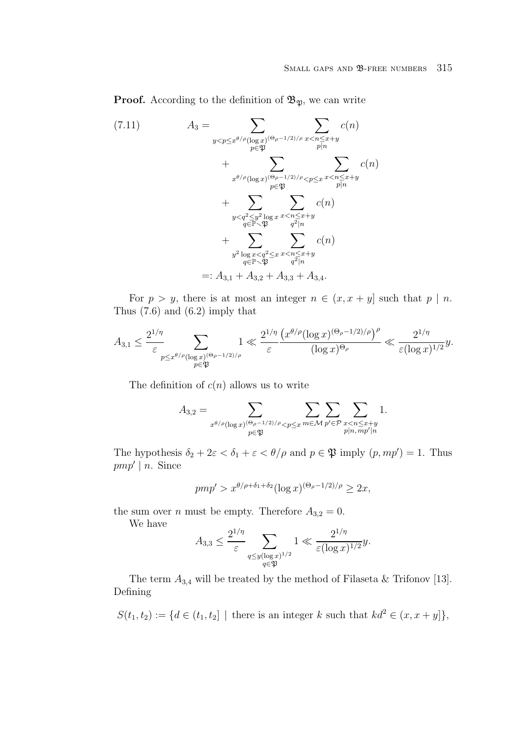**Proof.** According to the definition of $\mathfrak{B}_{\mathfrak{P}}$, we can write

$$
\begin{aligned}
(7.11)\qquad A_3 &= \sum_{\substack{y<p\le x^{\theta/\rho}(\log x)^{(\Theta_\rho-1/2)/\rho}\\ p\in\mathfrak{P}}}\ \sum_{\substack{x<n\le x+y\\ p\mid n}} c(n)\\
&\quad+\sum_{\substack{x^{\theta/\rho}(\log x)^{(\Theta_\rho-1/2)/\rho}<p\le x\\ p\in\mathfrak{P}}}\ \sum_{\substack{x<n\le x+y\\ p\mid n}} c(n)\\
&\quad+\sum_{\substack{y<q^2\le y^2\log x\\ q\in\mathbb{P}\smallsetminus\mathfrak{P}}}\ \sum_{\substack{x<n\le x+y\\ q^2\mid n}} c(n)\\
&\quad+\sum_{\substack{y^2\log x<q^2\le x\\ q\in\mathbb{P}\smallsetminus\mathfrak{P}}}\ \sum_{\substack{x<n\le x+y\\ q^2\mid n}} c(n)\\
&=: A_{3,1}+A_{3,2}+A_{3,3}+A_{3,4}.
\end{aligned}
$$

For $p > y$, there is at most an integer $n \in (x, x+y]$ such that $p \mid n$. Thus (7.6) and (6.2) imply that

$$
A_{3,1} \le \frac{2^{1/\eta}}{\varepsilon} \sum_{\substack{p\le x^{\theta/\rho}(\log x)^{(\Theta_\rho-1/2)/\rho}\\ p\in\mathfrak{P}}} 1 \ll \frac{2^{1/\eta}}{\varepsilon}\frac{\left(x^{\theta/\rho}(\log x)^{(\Theta_\rho-1/2)/\rho}\right)^\rho}{(\log x)^{\Theta_\rho}} \ll \frac{2^{1/\eta}}{\varepsilon(\log x)^{1/2}}y.
$$

The definition of $c(n)$ allows us to write

$$
A_{3,2} = \sum_{\substack{x^{\theta/\rho}(\log x)^{(\Theta_\rho-1/2)/\rho}<p\le x\\ p\in\mathfrak{P}}}\ \sum_{m\in\mathcal{M}}\sum_{p'\in\mathcal{P}}\sum_{\substack{x<n\le x+y\\ p\mid n,\, mp'\mid n}} 1.
$$

The hypothesis $\delta_2 + 2\varepsilon < \delta_1 + \varepsilon < \theta/\rho$ and $p \in \mathfrak{P}$ imply $(p, mp') = 1$. Thus $pmp' \mid n$. Since

$$
pmp' > x^{\theta/\rho+\delta_1+\delta_2}(\log x)^{(\Theta_\rho-1/2)/\rho} \ge 2x,
$$

the sum over $n$ must be empty. Therefore $A_{3,2} = 0$.

We have

$$
A_{3,3} \le \frac{2^{1/\eta}}{\varepsilon}\sum_{\substack{q\le y(\log x)^{1/2}\\ q\in\mathfrak{P}}} 1 \ll \frac{2^{1/\eta}}{\varepsilon(\log x)^{1/2}}y.
$$

The term $A_{3,4}$ will be treated by the method of Filaseta & Trifonov [13]. Defining

$$
S(t_1,t_2) := \{d \in (t_1,t_2] \mid \text{there is an integer } k \text{ such that } kd^2 \in (x, x+y]\},
$$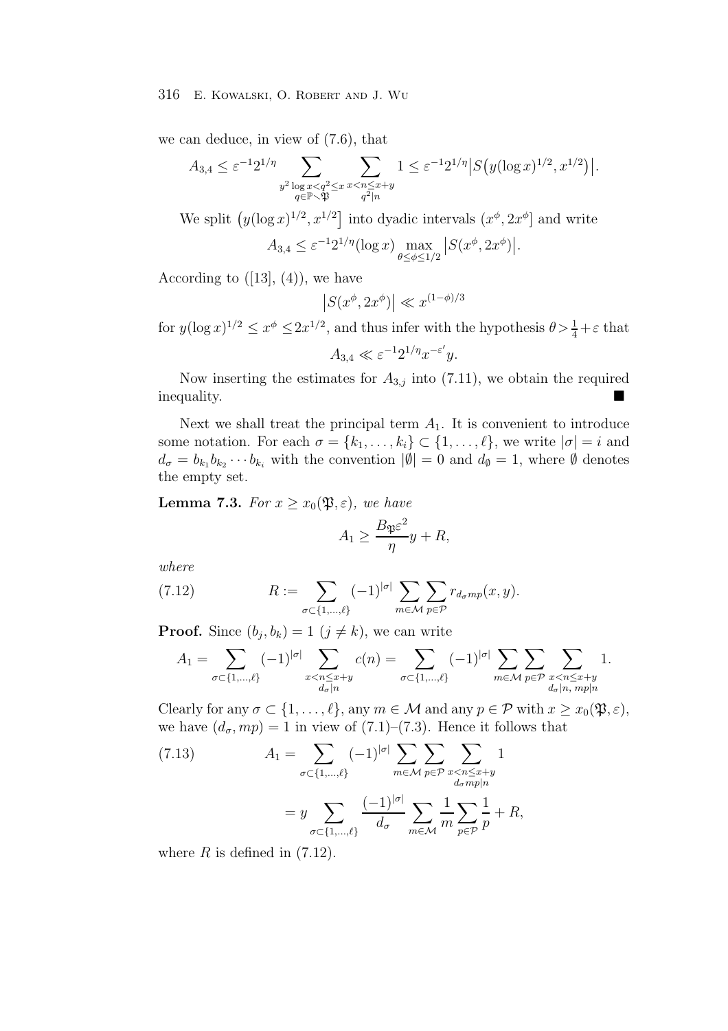we can deduce, in view of (7.6), that

$$A_{3,4} \le \varepsilon^{-1} 2^{1/\eta} \sum_{\substack{y^2 \log x < q^2 \le x \\ q \in \mathbb{P} \smallsetminus \mathfrak{P}}} \sum_{\substack{x < n \le x+y \\ q^2 | n}} 1 \le \varepsilon^{-1} 2^{1/\eta} \big| S\big(y(\log x)^{1/2}, x^{1/2}\big) \big|.$$

We split $\big(y(\log x)^{1/2}, x^{1/2}\big]$ into dyadic intervals $(x^\phi, 2x^\phi]$ and write

$$A_{3,4} \le \varepsilon^{-1} 2^{1/\eta} (\log x) \max_{\theta \le \phi \le 1/2} \big| S(x^\phi, 2x^\phi) \big|.$$

According to ([13], (4)), we have

$$\big| S(x^\phi, 2x^\phi) \big| \ll x^{(1-\phi)/3}$$

for $y(\log x)^{1/2} \le x^\phi \le 2x^{1/2}$, and thus infer with the hypothesis $\theta > \frac{1}{4} + \varepsilon$ that

$$A_{3,4} \ll \varepsilon^{-1} 2^{1/\eta} x^{-\varepsilon'} y.$$

Now inserting the estimates for $A_{3,j}$ into (7.11), we obtain the required inequality. ∎

Next we shall treat the principal term $A_1$. It is convenient to introduce some notation. For each $\sigma = \{k_1, \ldots, k_i\} \subset \{1, \ldots, \ell\}$, we write $|\sigma| = i$ and $d_\sigma = b_{k_1} b_{k_2} \cdots b_{k_i}$ with the convention $|\emptyset| = 0$ and $d_\emptyset = 1$, where $\emptyset$ denotes the empty set.

**Lemma 7.3.** *For $x \ge x_0(\mathfrak{P}, \varepsilon)$, we have*

$$A_1 \ge \frac{B_{\mathfrak{P}} \varepsilon^2}{\eta} y + R,$$

*where*

$$R := \sum_{\sigma \subset \{1, \ldots, \ell\}} (-1)^{|\sigma|} \sum_{m \in \mathcal{M}} \sum_{p \in \mathcal{P}} r_{d_\sigma m p}(x, y). \tag{7.12}$$

**Proof.** Since $(b_j, b_k) = 1$ $(j \ne k)$, we can write

$$A_1 = \sum_{\sigma \subset \{1, \ldots, \ell\}} (-1)^{|\sigma|} \sum_{\substack{x < n \le x+y \\ d_\sigma | n}} c(n) = \sum_{\sigma \subset \{1, \ldots, \ell\}} (-1)^{|\sigma|} \sum_{m \in \mathcal{M}} \sum_{p \in \mathcal{P}} \sum_{\substack{x < n \le x+y \\ d_\sigma | n,\ mp | n}} 1.$$

Clearly for any $\sigma \subset \{1, \ldots, \ell\}$, any $m \in \mathcal{M}$ and any $p \in \mathcal{P}$ with $x \ge x_0(\mathfrak{P}, \varepsilon)$, we have $(d_\sigma, mp) = 1$ in view of (7.1)–(7.3). Hence it follows that

$$\begin{aligned} A_1 &= \sum_{\sigma \subset \{1, \ldots, \ell\}} (-1)^{|\sigma|} \sum_{m \in \mathcal{M}} \sum_{p \in \mathcal{P}} \sum_{\substack{x < n \le x+y \\ d_\sigma m p | n}} 1 \\ &= y \sum_{\sigma \subset \{1, \ldots, \ell\}} \frac{(-1)^{|\sigma|}}{d_\sigma} \sum_{m \in \mathcal{M}} \frac{1}{m} \sum_{p \in \mathcal{P}} \frac{1}{p} + R, \end{aligned} \tag{7.13}$$

where $R$ is defined in (7.12).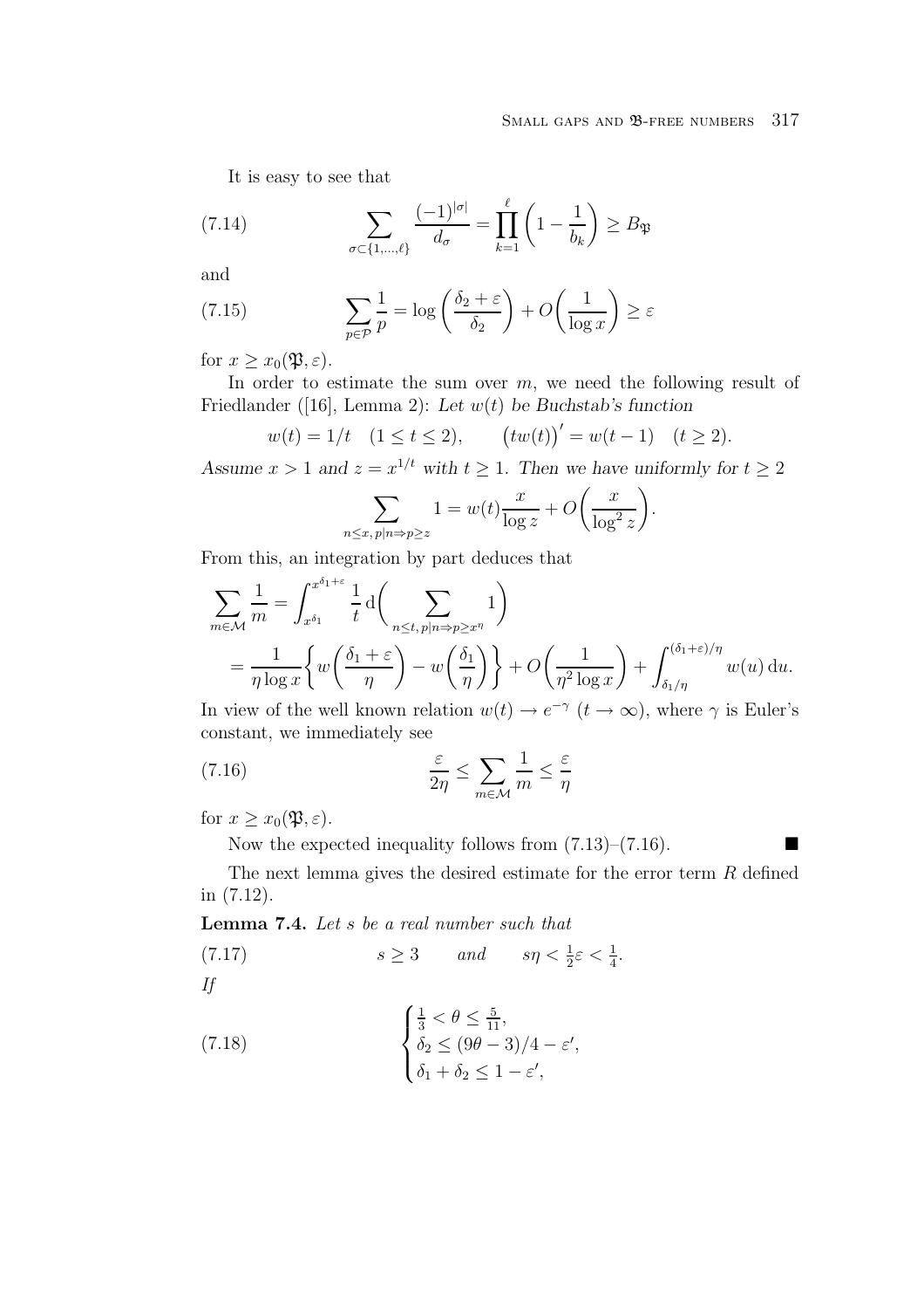It is easy to see that

$$\sum_{\sigma\subset\{1,\dots,\ell\}} \frac{(-1)^{|\sigma|}}{d_\sigma} = \prod_{k=1}^{\ell}\left(1-\frac{1}{b_k}\right) \ge B_{\mathfrak{P}} \tag{7.14}$$

and

$$\sum_{p\in\mathcal{P}} \frac{1}{p} = \log\left(\frac{\delta_2+\varepsilon}{\delta_2}\right) + O\biggl(\frac{1}{\log x}\biggr) \ge \varepsilon \tag{7.15}$$

for $x \ge x_0(\mathfrak{P},\varepsilon)$.

In order to estimate the sum over $m$, we need the following result of Friedlander ([16], Lemma 2): *Let $w(t)$ be Buchstab's function*

$$w(t) = 1/t \quad (1\le t\le 2), \qquad \bigl(tw(t)\bigr)' = w(t-1) \quad (t\ge 2).$$

*Assume $x>1$ and $z = x^{1/t}$ with $t\ge 1$. Then we have uniformly for $t\ge 2$*

$$\sum_{n\le x,\, p\mid n\Rightarrow p\ge z} 1 = w(t)\frac{x}{\log z} + O\biggl(\frac{x}{\log^2 z}\biggr).$$

From this, an integration by part deduces that

$$\begin{aligned}
\sum_{m\in\mathcal{M}} \frac{1}{m} &= \int_{x^{\delta_1}}^{x^{\delta_1+\varepsilon}} \frac{1}{t}\,\mathrm{d}\biggl(\sum_{n\le t,\, p\mid n\Rightarrow p\ge x^{\eta}} 1\biggr)\\
&= \frac{1}{\eta\log x}\biggl\{w\biggl(\frac{\delta_1+\varepsilon}{\eta}\biggr) - w\biggl(\frac{\delta_1}{\eta}\biggr)\biggr\} + O\biggl(\frac{1}{\eta^2\log x}\biggr) + \int_{\delta_1/\eta}^{(\delta_1+\varepsilon)/\eta} w(u)\,\mathrm{d}u.
\end{aligned}$$

In view of the well known relation $w(t)\to e^{-\gamma}$ $(t\to\infty)$, where $\gamma$ is Euler's constant, we immediately see

$$\frac{\varepsilon}{2\eta} \le \sum_{m\in\mathcal{M}} \frac{1}{m} \le \frac{\varepsilon}{\eta} \tag{7.16}$$

for $x\ge x_0(\mathfrak{P},\varepsilon)$.

Now the expected inequality follows from (7.13)–(7.16). ■

The next lemma gives the desired estimate for the error term $R$ defined in (7.12).

**Lemma 7.4.** *Let $s$ be a real number such that*

$$s\ge 3 \qquad \textit{and} \qquad s\eta < \tfrac{1}{2}\varepsilon < \tfrac{1}{4}. \tag{7.17}$$

*If*

$$\begin{cases} \frac{1}{3} < \theta \le \frac{5}{11},\\ \delta_2 \le (9\theta-3)/4 - \varepsilon',\\ \delta_1+\delta_2 \le 1-\varepsilon', \end{cases} \tag{7.18}$$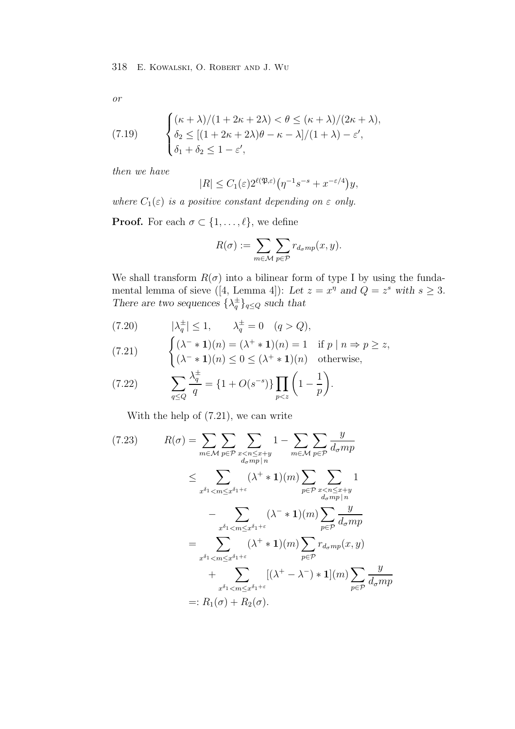*or*

$$
\begin{cases}
(\kappa+\lambda)/(1+2\kappa+2\lambda) < \theta \le (\kappa+\lambda)/(2\kappa+\lambda), \\
\delta_2 \le [(1+2\kappa+2\lambda)\theta - \kappa - \lambda]/(1+\lambda) - \varepsilon', \\
\delta_1 + \delta_2 \le 1 - \varepsilon',
\end{cases}
\tag{7.19}
$$

*then we have*

$$
|R| \le C_1(\varepsilon) 2^{\ell(\mathfrak{P},\varepsilon)} \big(\eta^{-1} s^{-s} + x^{-\varepsilon/4}\big) y,
$$

*where $C_1(\varepsilon)$ is a positive constant depending on $\varepsilon$ only.*

**Proof.** For each $\sigma \subset \{1, \dots, \ell\}$, we define

$$
R(\sigma) := \sum_{m\in\mathcal{M}} \sum_{p\in\mathcal{P}} r_{d_\sigma m p}(x, y).
$$

We shall transform $R(\sigma)$ into a bilinear form of type I by using the fundamental lemma of sieve ([4, Lemma 4]): *Let $z = x^\eta$ and $Q = z^s$ with $s \ge 3$. There are two sequences $\{\lambda_q^\pm\}_{q\le Q}$ such that*

$$
|\lambda_q^\pm| \le 1, \qquad \lambda_q^\pm = 0 \quad (q > Q), \tag{7.20}
$$

$$
\begin{cases}
(\lambda^- * \mathbf{1})(n) = (\lambda^+ * \mathbf{1})(n) = 1 & \text{if } p \mid n \Rightarrow p \ge z, \\
(\lambda^- * \mathbf{1})(n) \le 0 \le (\lambda^+ * \mathbf{1})(n) & \text{otherwise,}
\end{cases}
\tag{7.21}
$$

$$
\sum_{q\le Q} \frac{\lambda_q^\pm}{q} = \{1 + O(s^{-s})\} \prod_{p<z} \bigg(1 - \frac{1}{p}\bigg). \tag{7.22}
$$

With the help of (7.21), we can write

$$
\begin{aligned}
R(\sigma) &= \sum_{m\in\mathcal{M}} \sum_{p\in\mathcal{P}} \sum_{\substack{x<n\le x+y \\ d_\sigma m p \mid n}} 1 - \sum_{m\in\mathcal{M}} \sum_{p\in\mathcal{P}} \frac{y}{d_\sigma m p} \\
&\le \sum_{x^{\delta_1} < m \le x^{\delta_1+\varepsilon}} (\lambda^+ * \mathbf{1})(m) \sum_{p\in\mathcal{P}} \sum_{\substack{x<n\le x+y \\ d_\sigma m p \mid n}} 1 \\
&\qquad - \sum_{x^{\delta_1} < m \le x^{\delta_1+\varepsilon}} (\lambda^- * \mathbf{1})(m) \sum_{p\in\mathcal{P}} \frac{y}{d_\sigma m p} \\
&= \sum_{x^{\delta_1} < m \le x^{\delta_1+\varepsilon}} (\lambda^+ * \mathbf{1})(m) \sum_{p\in\mathcal{P}} r_{d_\sigma m p}(x, y) \\
&\qquad + \sum_{x^{\delta_1} < m \le x^{\delta_1+\varepsilon}} [(\lambda^+ - \lambda^-) * \mathbf{1}](m) \sum_{p\in\mathcal{P}} \frac{y}{d_\sigma m p} \\
&=: R_1(\sigma) + R_2(\sigma).
\end{aligned}
\tag{7.23}
$$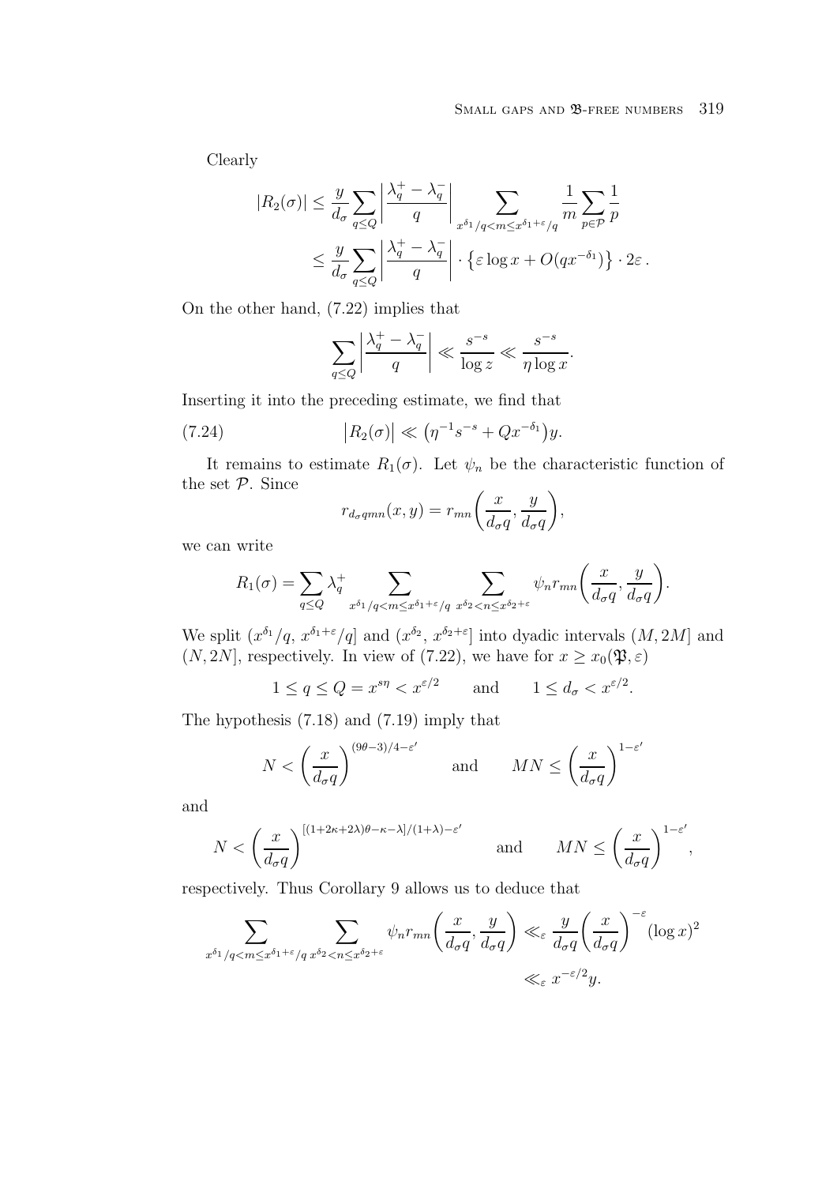Clearly

$$|R_2(\sigma)| \le \frac{y}{d_\sigma}\sum_{q\le Q}\left|\frac{\lambda_q^+-\lambda_q^-}{q}\right| \sum_{x^{\delta_1}/q<m\le x^{\delta_1+\varepsilon}/q}\frac{1}{m}\sum_{p\in\mathcal{P}}\frac{1}{p}$$
$$\le \frac{y}{d_\sigma}\sum_{q\le Q}\left|\frac{\lambda_q^+-\lambda_q^-}{q}\right|\cdot\left\{\varepsilon\log x+O(qx^{-\delta_1})\right\}\cdot 2\varepsilon\,.$$

On the other hand, (7.22) implies that

$$\sum_{q\le Q}\left|\frac{\lambda_q^+-\lambda_q^-}{q}\right| \ll \frac{s^{-s}}{\log z}\ll \frac{s^{-s}}{\eta\log x}.$$

Inserting it into the preceding estimate, we find that

$$\big|R_2(\sigma)\big| \ll \big(\eta^{-1}s^{-s}+Qx^{-\delta_1}\big)y. \tag{7.24}$$

It remains to estimate $R_1(\sigma)$. Let $\psi_n$ be the characteristic function of the set $\mathcal{P}$. Since

$$r_{d_\sigma qmn}(x,y)=r_{mn}\bigg(\frac{x}{d_\sigma q},\frac{y}{d_\sigma q}\bigg),$$

we can write

$$R_1(\sigma)=\sum_{q\le Q}\lambda_q^+\sum_{x^{\delta_1}/q<m\le x^{\delta_1+\varepsilon}/q}\ \sum_{x^{\delta_2}<n\le x^{\delta_2+\varepsilon}}\psi_n r_{mn}\bigg(\frac{x}{d_\sigma q},\frac{y}{d_\sigma q}\bigg).$$

We split $(x^{\delta_1}/q,\, x^{\delta_1+\varepsilon}/q]$ and $(x^{\delta_2},\, x^{\delta_2+\varepsilon}]$ into dyadic intervals $(M,2M]$ and $(N,2N]$, respectively. In view of (7.22), we have for $x\ge x_0(\mathfrak{P},\varepsilon)$

$$1\le q\le Q=x^{s\eta}<x^{\varepsilon/2}\qquad\text{and}\qquad 1\le d_\sigma<x^{\varepsilon/2}.$$

The hypothesis (7.18) and (7.19) imply that

$$N<\bigg(\frac{x}{d_\sigma q}\bigg)^{(9\theta-3)/4-\varepsilon'}\qquad\text{and}\qquad MN\le\bigg(\frac{x}{d_\sigma q}\bigg)^{1-\varepsilon'}$$

and

$$N<\bigg(\frac{x}{d_\sigma q}\bigg)^{[(1+2\kappa+2\lambda)\theta-\kappa-\lambda]/(1+\lambda)-\varepsilon'}\qquad\text{and}\qquad MN\le\bigg(\frac{x}{d_\sigma q}\bigg)^{1-\varepsilon'},$$

respectively. Thus Corollary 9 allows us to deduce that

$$\sum_{x^{\delta_1}/q<m\le x^{\delta_1+\varepsilon}/q}\ \sum_{x^{\delta_2}<n\le x^{\delta_2+\varepsilon}}\psi_n r_{mn}\bigg(\frac{x}{d_\sigma q},\frac{y}{d_\sigma q}\bigg)\ll_\varepsilon \frac{y}{d_\sigma q}\bigg(\frac{x}{d_\sigma q}\bigg)^{-\varepsilon}(\log x)^2$$
$$\ll_\varepsilon x^{-\varepsilon/2}y.$$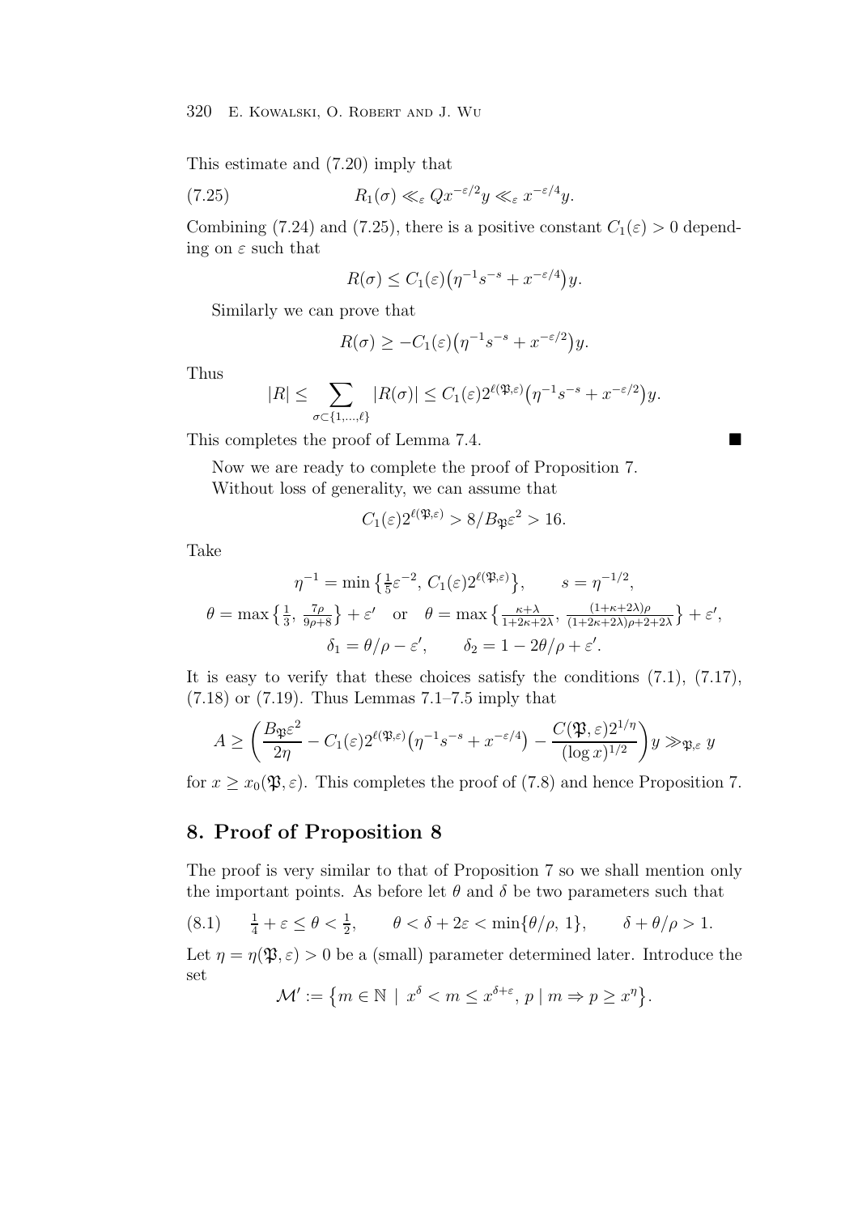This estimate and (7.20) imply that

$$R_1(\sigma) \ll_\varepsilon Qx^{-\varepsilon/2}y \ll_\varepsilon x^{-\varepsilon/4}y. \tag{7.25}$$

Combining (7.24) and (7.25), there is a positive constant $C_1(\varepsilon) > 0$ depending on $\varepsilon$ such that

$$R(\sigma) \le C_1(\varepsilon)\big(\eta^{-1}s^{-s} + x^{-\varepsilon/4}\big)y.$$

Similarly we can prove that

$$R(\sigma) \ge -C_1(\varepsilon)\big(\eta^{-1}s^{-s} + x^{-\varepsilon/2}\big)y.$$

Thus

$$|R| \le \sum_{\sigma\subset\{1,\ldots,\ell\}} |R(\sigma)| \le C_1(\varepsilon)2^{\ell(\mathfrak{P},\varepsilon)}\big(\eta^{-1}s^{-s} + x^{-\varepsilon/2}\big)y.$$

This completes the proof of Lemma 7.4. ■

Now we are ready to complete the proof of Proposition 7.

Without loss of generality, we can assume that

$$C_1(\varepsilon)2^{\ell(\mathfrak{P},\varepsilon)} > 8/B_{\mathfrak{p}}\varepsilon^2 > 16.$$

Take

$$\eta^{-1} = \min\big\{\tfrac{1}{5}\varepsilon^{-2},\, C_1(\varepsilon)2^{\ell(\mathfrak{P},\varepsilon)}\big\}, \qquad s = \eta^{-1/2},$$

$$\theta = \max\big\{\tfrac{1}{3},\, \tfrac{7\rho}{9\rho+8}\big\} + \varepsilon' \quad \text{or} \quad \theta = \max\big\{\tfrac{\kappa+\lambda}{1+2\kappa+2\lambda},\, \tfrac{(1+\kappa+2\lambda)\rho}{(1+2\kappa+2\lambda)\rho+2+2\lambda}\big\} + \varepsilon',$$

$$\delta_1 = \theta/\rho - \varepsilon', \qquad \delta_2 = 1 - 2\theta/\rho + \varepsilon'.$$

It is easy to verify that these choices satisfy the conditions (7.1), (7.17), (7.18) or (7.19). Thus Lemmas 7.1–7.5 imply that

$$A \ge \bigg(\frac{B_{\mathfrak{p}}\varepsilon^2}{2\eta} - C_1(\varepsilon)2^{\ell(\mathfrak{P},\varepsilon)}\big(\eta^{-1}s^{-s} + x^{-\varepsilon/4}\big) - \frac{C(\mathfrak{P},\varepsilon)2^{1/\eta}}{(\log x)^{1/2}}\bigg)y \gg_{\mathfrak{P},\varepsilon} y$$

for $x \ge x_0(\mathfrak{P},\varepsilon)$. This completes the proof of (7.8) and hence Proposition 7.

## 8. Proof of Proposition 8

The proof is very similar to that of Proposition 7 so we shall mention only the important points. As before let $\theta$ and $\delta$ be two parameters such that

$$\tfrac{1}{4} + \varepsilon \le \theta < \tfrac{1}{2}, \qquad \theta < \delta + 2\varepsilon < \min\{\theta/\rho,\, 1\}, \qquad \delta + \theta/\rho > 1. \tag{8.1}$$

Let $\eta = \eta(\mathfrak{P},\varepsilon) > 0$ be a (small) parameter determined later. Introduce the set

$$\mathcal{M}' := \big\{m \in \mathbb{N} \mid x^\delta < m \le x^{\delta+\varepsilon},\, p \mid m \Rightarrow p \ge x^\eta\big\}.$$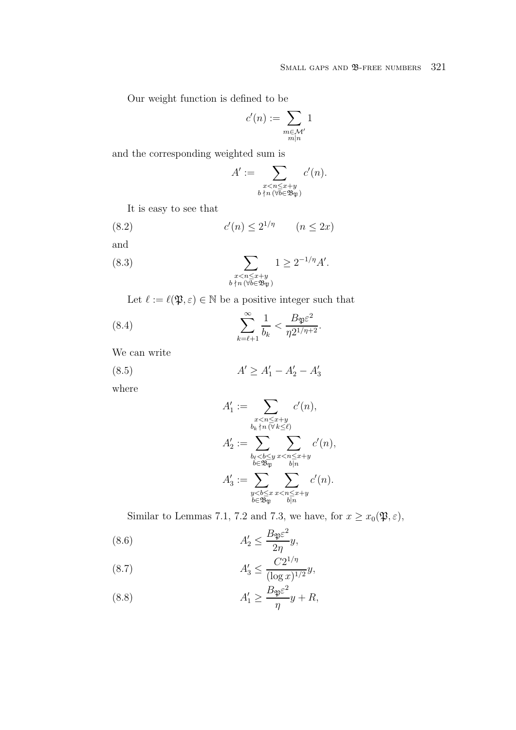Our weight function is defined to be

$$c'(n) := \sum_{\substack{m \in \mathcal{M}' \\ m \mid n}} 1$$

and the corresponding weighted sum is

$$A' := \sum_{\substack{x < n \le x+y \\ b \nmid n \, (\forall b \in \mathfrak{B}_{\mathfrak{P}})}} c'(n).$$

It is easy to see that

$$c'(n) \le 2^{1/\eta} \qquad (n \le 2x) \tag{8.2}$$

and

$$\sum_{\substack{x < n \le x+y \\ b \nmid n \, (\forall b \in \mathfrak{B}_{\mathfrak{P}})}} 1 \ge 2^{-1/\eta} A'. \tag{8.3}$$

Let $\ell := \ell(\mathfrak{P}, \varepsilon) \in \mathbb{N}$ be a positive integer such that

$$\sum_{k=\ell+1}^{\infty} \frac{1}{b_k} < \frac{B_{\mathfrak{P}} \varepsilon^2}{\eta 2^{1/\eta + 2}}. \tag{8.4}$$

We can write

$$A' \ge A'_1 - A'_2 - A'_3 \tag{8.5}$$

where

$$A'_1 := \sum_{\substack{x < n \le x+y \\ b_k \nmid n \, (\forall k \le \ell)}} c'(n),$$

$$A'_2 := \sum_{\substack{b_\ell < b \le y \\ b \in \mathfrak{B}_{\mathfrak{P}}}} \sum_{\substack{x < n \le x+y \\ b \mid n}} c'(n),$$

$$A'_3 := \sum_{\substack{y < b \le x \\ b \in \mathfrak{B}_{\mathfrak{P}}}} \sum_{\substack{x < n \le x+y \\ b \mid n}} c'(n).$$

Similar to Lemmas 7.1, 7.2 and 7.3, we have, for $x \ge x_0(\mathfrak{P}, \varepsilon)$,

$$A'_2 \le \frac{B_{\mathfrak{P}} \varepsilon^2}{2\eta} y, \tag{8.6}$$

$$A'_3 \le \frac{C 2^{1/\eta}}{(\log x)^{1/2}} y, \tag{8.7}$$

$$A'_1 \ge \frac{B_{\mathfrak{P}} \varepsilon^2}{\eta} y + R, \tag{8.8}$$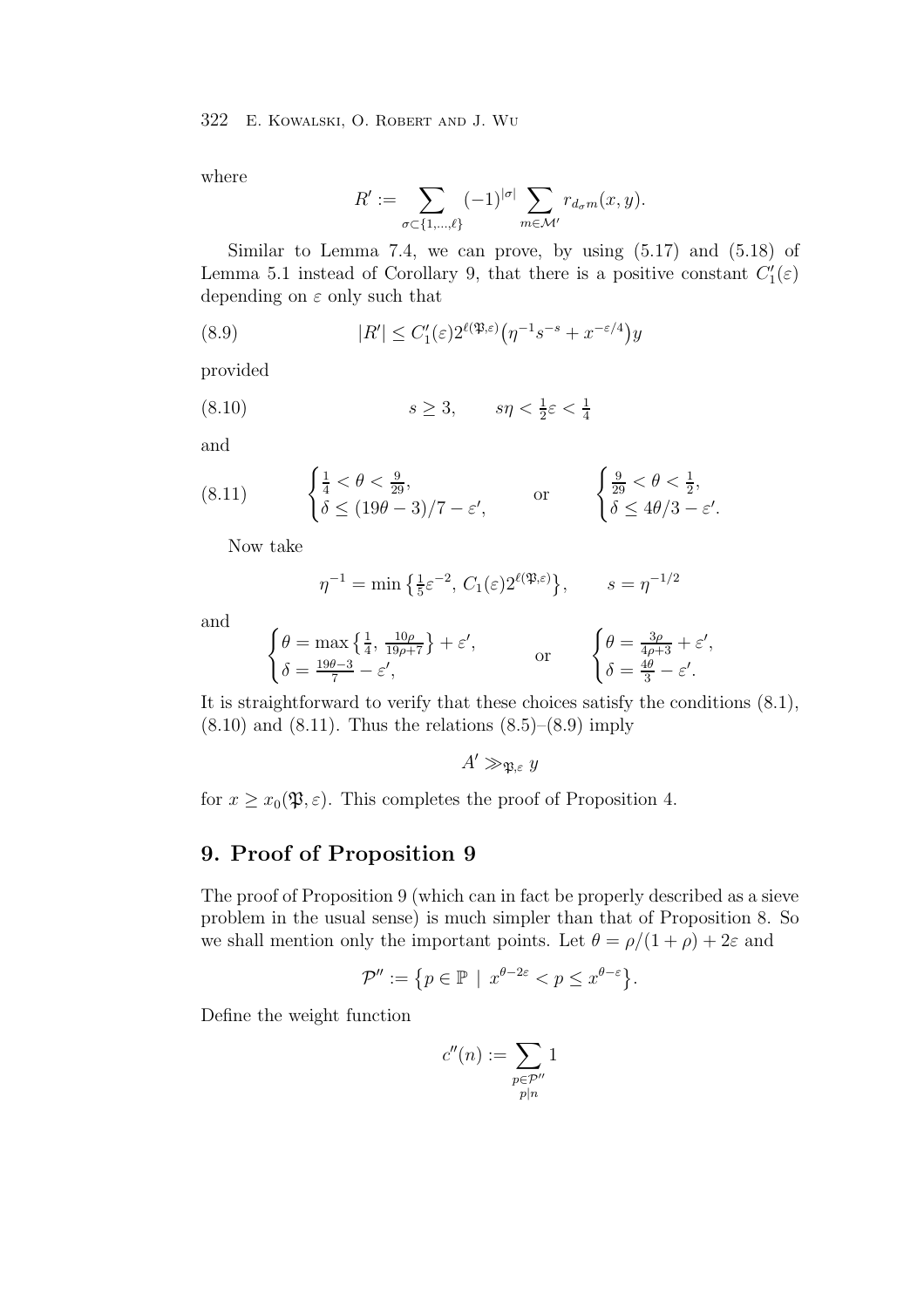where

$$R' := \sum_{\sigma\subset\{1,\dots,\ell\}} (-1)^{|\sigma|} \sum_{m\in\mathcal{M}'} r_{d_\sigma m}(x,y).$$

Similar to Lemma 7.4, we can prove, by using (5.17) and (5.18) of Lemma 5.1 instead of Corollary 9, that there is a positive constant $C_1'(\varepsilon)$ depending on $\varepsilon$ only such that

$$|R'| \le C_1'(\varepsilon) 2^{\ell(\mathfrak{P},\varepsilon)} \big(\eta^{-1} s^{-s} + x^{-\varepsilon/4}\big) y \tag{8.9}$$

provided

$$s \ge 3, \qquad s\eta < \tfrac{1}{2}\varepsilon < \tfrac{1}{4} \tag{8.10}$$

and

$$\begin{cases} \frac{1}{4} < \theta < \frac{9}{29}, \\ \delta \le (19\theta - 3)/7 - \varepsilon', \end{cases} \qquad \text{or} \qquad \begin{cases} \frac{9}{29} < \theta < \frac{1}{2}, \\ \delta \le 4\theta/3 - \varepsilon'. \end{cases} \tag{8.11}$$

Now take

$$\eta^{-1} = \min\big\{\tfrac{1}{5}\varepsilon^{-2},\, C_1(\varepsilon) 2^{\ell(\mathfrak{P},\varepsilon)}\big\}, \qquad s = \eta^{-1/2}$$

and

$$\begin{cases} \theta = \max\big\{\frac{1}{4}, \frac{10\rho}{19\rho+7}\big\} + \varepsilon', \\ \delta = \frac{19\theta-3}{7} - \varepsilon', \end{cases} \qquad \text{or} \qquad \begin{cases} \theta = \frac{3\rho}{4\rho+3} + \varepsilon', \\ \delta = \frac{4\theta}{3} - \varepsilon'. \end{cases}$$

It is straightforward to verify that these choices satisfy the conditions (8.1), (8.10) and (8.11). Thus the relations (8.5)–(8.9) imply

$$A' \gg_{\mathfrak{P},\varepsilon} y$$

for $x \ge x_0(\mathfrak{P},\varepsilon)$. This completes the proof of Proposition 4.

## 9. Proof of Proposition 9

The proof of Proposition 9 (which can in fact be properly described as a sieve problem in the usual sense) is much simpler than that of Proposition 8. So we shall mention only the important points. Let $\theta = \rho/(1+\rho) + 2\varepsilon$ and

$$\mathcal{P}'' := \big\{p \in \mathbb{P} \;|\; x^{\theta-2\varepsilon} < p \le x^{\theta-\varepsilon}\big\}.$$

Define the weight function

$$c''(n) := \sum_{\substack{p\in\mathcal{P}''\\ p\mid n}} 1$$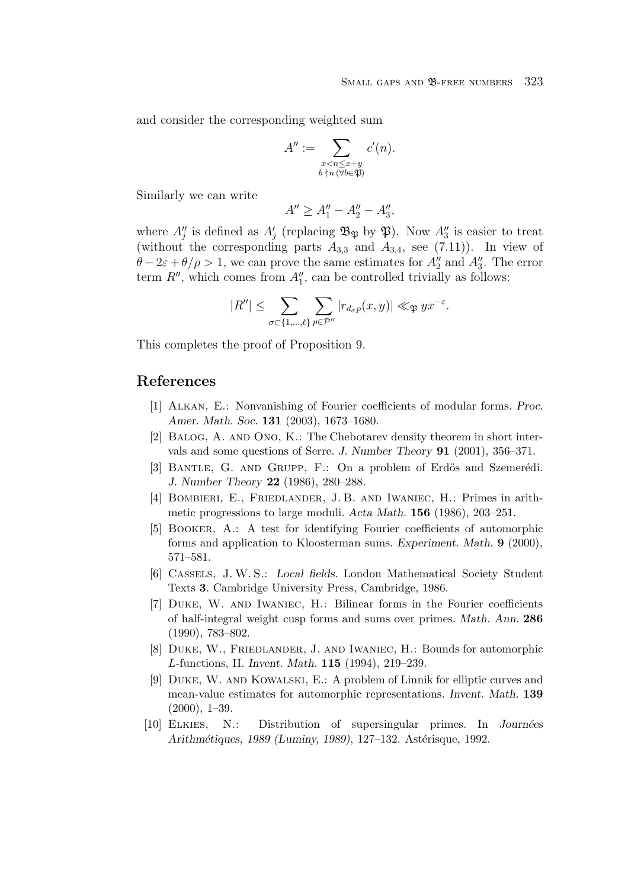and consider the corresponding weighted sum

$$A'' := \sum_{\substack{x<n\leq x+y \\ b\nmid n\,(\forall b\in\mathfrak{P})}} c'(n).$$

Similarly we can write

$$A'' \geq A_1'' - A_2'' - A_3'',$$

where $A_j''$ is defined as $A_j'$ (replacing $\mathfrak{B}_{\mathfrak{P}}$ by $\mathfrak{P}$). Now $A_3''$ is easier to treat (without the corresponding parts $A_{3,3}$ and $A_{3,4}$, see (7.11)). In view of $\theta - 2\varepsilon + \theta/\rho > 1$, we can prove the same estimates for $A_2''$ and $A_3''$. The error term $R''$, which comes from $A_1''$, can be controlled trivially as follows:

$$|R''| \leq \sum_{\sigma\subset\{1,\ldots,\ell\}} \sum_{p\in\mathcal{P}''} |r_{d_\sigma p}(x,y)| \ll_{\mathfrak{P}} yx^{-\varepsilon}.$$

This completes the proof of Proposition 9.

## References

[1] Alkan, E.: Nonvanishing of Fourier coefficients of modular forms. *Proc. Amer. Math. Soc.* **131** (2003), 1673–1680.

[2] Balog, A. and Ono, K.: The Chebotarev density theorem in short intervals and some questions of Serre. *J. Number Theory* **91** (2001), 356–371.

[3] Bantle, G. and Grupp, F.: On a problem of Erdös and Szemerédi. *J. Number Theory* **22** (1986), 280–288.

[4] Bombieri, E., Friedlander, J. B. and Iwaniec, H.: Primes in arithmetic progressions to large moduli. *Acta Math.* **156** (1986), 203–251.

[5] Booker, A.: A test for identifying Fourier coefficients of automorphic forms and application to Kloosterman sums. *Experiment. Math.* **9** (2000), 571–581.

[6] Cassels, J. W. S.: *Local fields.* London Mathematical Society Student Texts **3**. Cambridge University Press, Cambridge, 1986.

[7] Duke, W. and Iwaniec, H.: Bilinear forms in the Fourier coefficients of half-integral weight cusp forms and sums over primes. *Math. Ann.* **286** (1990), 783–802.

[8] Duke, W., Friedlander, J. and Iwaniec, H.: Bounds for automorphic $L$-functions, II. *Invent. Math.* **115** (1994), 219–239.

[9] Duke, W. and Kowalski, E.: A problem of Linnik for elliptic curves and mean-value estimates for automorphic representations. *Invent. Math.* **139** (2000), 1–39.

[10] Elkies, N.: Distribution of supersingular primes. In *Journées Arithmétiques, 1989 (Luminy, 1989)*, 127–132. Astérisque, 1992.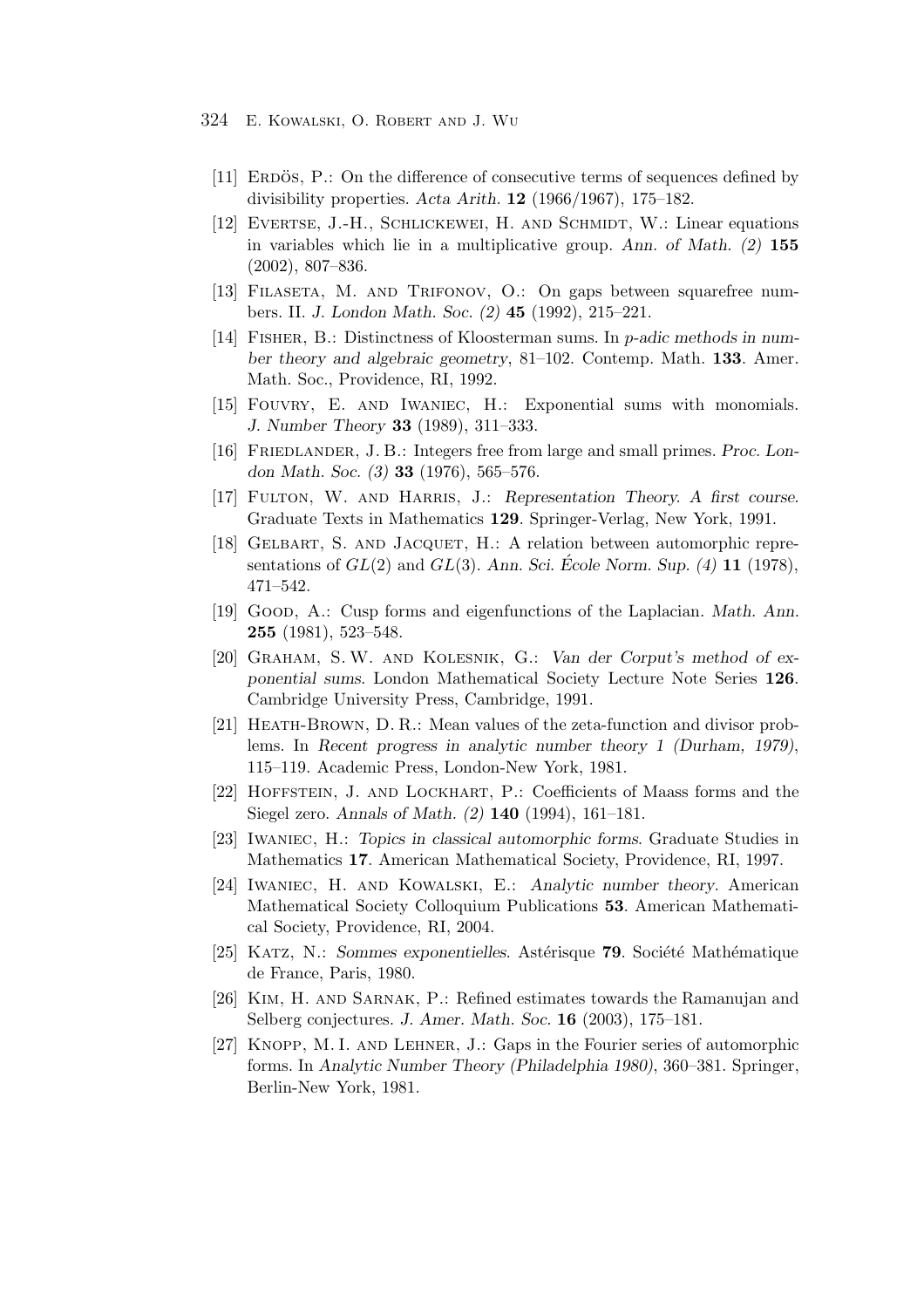[11] Erdös, P.: On the difference of consecutive terms of sequences defined by divisibility properties. *Acta Arith.* **12** (1966/1967), 175–182.

[12] Evertse, J.-H., Schlickewei, H. and Schmidt, W.: Linear equations in variables which lie in a multiplicative group. *Ann. of Math. (2)* **155** (2002), 807–836.

[13] Filaseta, M. and Trifonov, O.: On gaps between squarefree numbers. II. *J. London Math. Soc. (2)* **45** (1992), 215–221.

[14] Fisher, B.: Distinctness of Kloosterman sums. In *p-adic methods in number theory and algebraic geometry*, 81–102. Contemp. Math. **133**. Amer. Math. Soc., Providence, RI, 1992.

[15] Fouvry, E. and Iwaniec, H.: Exponential sums with monomials. *J. Number Theory* **33** (1989), 311–333.

[16] Friedlander, J. B.: Integers free from large and small primes. *Proc. London Math. Soc. (3)* **33** (1976), 565–576.

[17] Fulton, W. and Harris, J.: *Representation Theory. A first course*. Graduate Texts in Mathematics **129**. Springer-Verlag, New York, 1991.

[18] Gelbart, S. and Jacquet, H.: A relation between automorphic representations of $GL(2)$ and $GL(3)$. *Ann. Sci. École Norm. Sup. (4)* **11** (1978), 471–542.

[19] Good, A.: Cusp forms and eigenfunctions of the Laplacian. *Math. Ann.* **255** (1981), 523–548.

[20] Graham, S. W. and Kolesnik, G.: *Van der Corput's method of exponential sums*. London Mathematical Society Lecture Note Series **126**. Cambridge University Press, Cambridge, 1991.

[21] Heath-Brown, D. R.: Mean values of the zeta-function and divisor problems. In *Recent progress in analytic number theory 1 (Durham, 1979)*, 115–119. Academic Press, London-New York, 1981.

[22] Hoffstein, J. and Lockhart, P.: Coefficients of Maass forms and the Siegel zero. *Annals of Math. (2)* **140** (1994), 161–181.

[23] Iwaniec, H.: *Topics in classical automorphic forms*. Graduate Studies in Mathematics **17**. American Mathematical Society, Providence, RI, 1997.

[24] Iwaniec, H. and Kowalski, E.: *Analytic number theory*. American Mathematical Society Colloquium Publications **53**. American Mathematical Society, Providence, RI, 2004.

[25] Katz, N.: *Sommes exponentielles*. Astérisque **79**. Société Mathématique de France, Paris, 1980.

[26] Kim, H. and Sarnak, P.: Refined estimates towards the Ramanujan and Selberg conjectures. *J. Amer. Math. Soc.* **16** (2003), 175–181.

[27] Knopp, M. I. and Lehner, J.: Gaps in the Fourier series of automorphic forms. In *Analytic Number Theory (Philadelphia 1980)*, 360–381. Springer, Berlin-New York, 1981.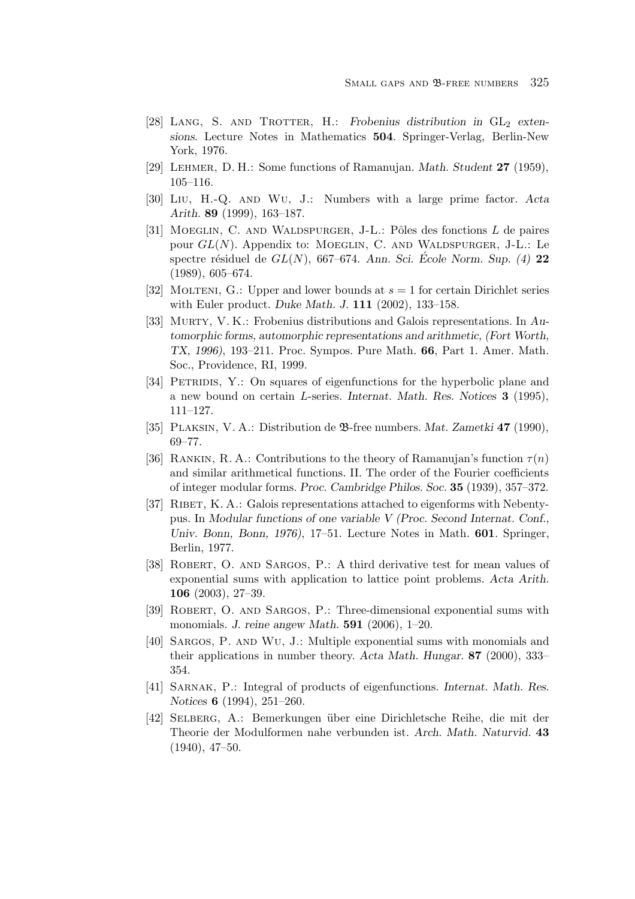[28] Lang, S. and Trotter, H.: *Frobenius distribution in* $\mathrm{GL}_2$ *extensions*. Lecture Notes in Mathematics **504**. Springer-Verlag, Berlin-New York, 1976.

[29] Lehmer, D. H.: Some functions of Ramanujan. *Math. Student* **27** (1959), 105–116.

[30] Liu, H.-Q. and Wu, J.: Numbers with a large prime factor. *Acta Arith.* **89** (1999), 163–187.

[31] Moeglin, C. and Waldspurger, J-L.: Pôles des fonctions $L$ de paires pour $GL(N)$. Appendix to: Moeglin, C. and Waldspurger, J-L.: Le spectre résiduel de $GL(N)$, 667–674. *Ann. Sci. École Norm. Sup. (4)* **22** (1989), 605–674.

[32] Molteni, G.: Upper and lower bounds at $s = 1$ for certain Dirichlet series with Euler product. *Duke Math. J.* **111** (2002), 133–158.

[33] Murty, V. K.: Frobenius distributions and Galois representations. In *Automorphic forms, automorphic representations and arithmetic, (Fort Worth, TX, 1996)*, 193–211. Proc. Sympos. Pure Math. **66**, Part 1. Amer. Math. Soc., Providence, RI, 1999.

[34] Petridis, Y.: On squares of eigenfunctions for the hyperbolic plane and a new bound on certain $L$-series. *Internat. Math. Res. Notices* **3** (1995), 111–127.

[35] Plaksin, V. A.: Distribution de $\mathfrak{B}$-free numbers. *Mat. Zametki* **47** (1990), 69–77.

[36] Rankin, R. A.: Contributions to the theory of Ramanujan's function $\tau(n)$ and similar arithmetical functions. II. The order of the Fourier coefficients of integer modular forms. *Proc. Cambridge Philos. Soc.* **35** (1939), 357–372.

[37] Ribet, K. A.: Galois representations attached to eigenforms with Nebentypus. In *Modular functions of one variable V (Proc. Second Internat. Conf., Univ. Bonn, Bonn, 1976)*, 17–51. Lecture Notes in Math. **601**. Springer, Berlin, 1977.

[38] Robert, O. and Sargos, P.: A third derivative test for mean values of exponential sums with application to lattice point problems. *Acta Arith.* **106** (2003), 27–39.

[39] Robert, O. and Sargos, P.: Three-dimensional exponential sums with monomials. *J. reine angew Math.* **591** (2006), 1–20.

[40] Sargos, P. and Wu, J.: Multiple exponential sums with monomials and their applications in number theory. *Acta Math. Hungar.* **87** (2000), 333–354.

[41] Sarnak, P.: Integral of products of eigenfunctions. *Internat. Math. Res. Notices* **6** (1994), 251–260.

[42] Selberg, A.: Bemerkungen über eine Dirichletsche Reihe, die mit der Theorie der Modulformen nahe verbunden ist. *Arch. Math. Naturvid.* **43** (1940), 47–50.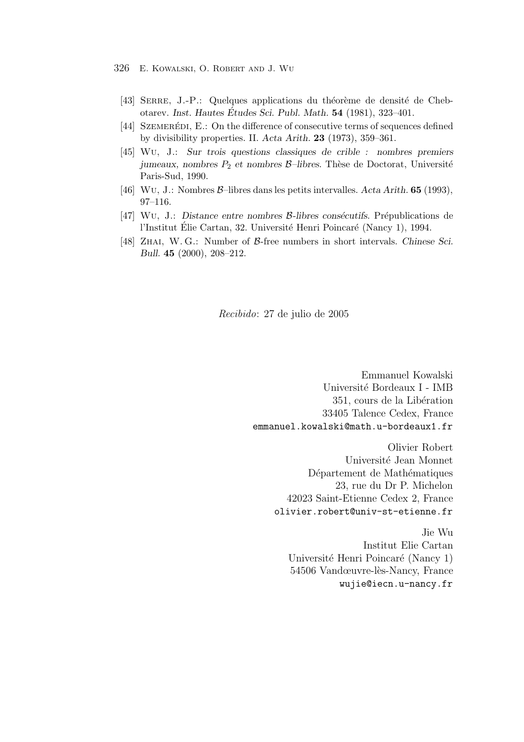[43] Serre, J.-P.: Quelques applications du théorème de densité de Chebotarev. *Inst. Hautes Études Sci. Publ. Math.* **54** (1981), 323–401.

[44] Szemerédi, E.: On the difference of consecutive terms of sequences defined by divisibility properties. II. *Acta Arith.* **23** (1973), 359–361.

[45] Wu, J.: *Sur trois questions classiques de crible : nombres premiers jumeaux, nombres $P_2$ et nombres $\mathcal{B}$–libres*. Thèse de Doctorat, Université Paris-Sud, 1990.

[46] Wu, J.: Nombres $\mathcal{B}$–libres dans les petits intervalles. *Acta Arith.* **65** (1993), 97–116.

[47] Wu, J.: *Distance entre nombres $\mathcal{B}$-libres consécutifs*. Prépublications de l'Institut Élie Cartan, 32. Université Henri Poincaré (Nancy 1), 1994.

[48] Zhai, W. G.: Number of $\mathcal{B}$-free numbers in short intervals. *Chinese Sci. Bull.* **45** (2000), 208–212.

*Recibido*: 27 de julio de 2005

Emmanuel Kowalski
Université Bordeaux I - IMB
351, cours de la Libération
33405 Talence Cedex, France
emmanuel.kowalski@math.u-bordeaux1.fr

Olivier Robert
Université Jean Monnet
Département de Mathématiques
23, rue du Dr P. Michelon
42023 Saint-Etienne Cedex 2, France
olivier.robert@univ-st-etienne.fr

Jie Wu
Institut Elie Cartan
Université Henri Poincaré (Nancy 1)
54506 Vandœuvre-lès-Nancy, France
wujie@iecn.u-nancy.fr